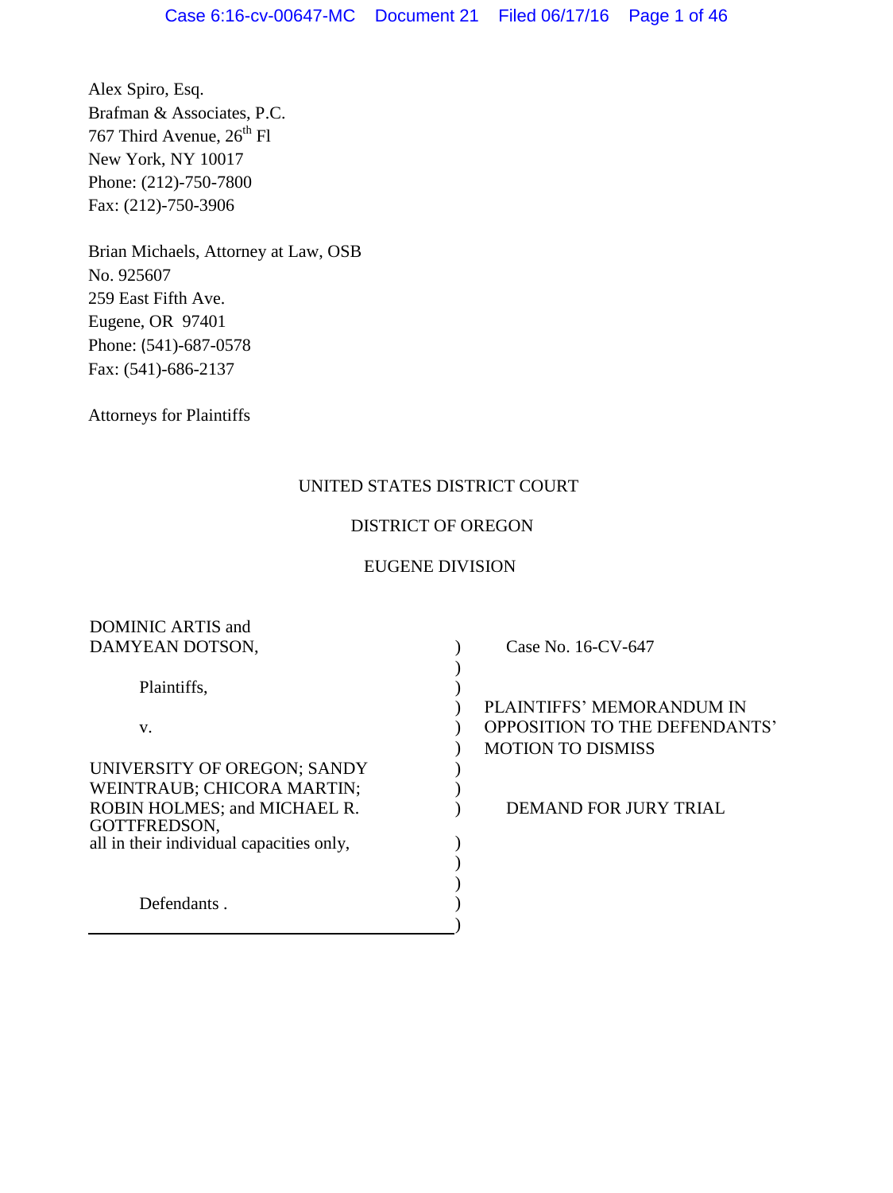Alex Spiro, Esq.
Brafman & Associates, P.C.
767 Third Avenue, 26th Fl
New York, NY 10017
Phone: (212)-750-7800
Fax: (212)-750-3906

Brian Michaels, Attorney at Law, OSB No. 925607
259 East Fifth Ave.
Eugene, OR 97401
Phone: (541)-687-0578
Fax: (541)-686-2137

Attorneys for Plaintiffs

UNITED STATES DISTRICT COURT

DISTRICT OF OREGON

EUGENE DIVISION

| | | |
|---|---|---|
| DOMINIC ARTIS and DAMYEAN DOTSON, | ) | Case No. 16-CV-647 |
| | ) | |
| Plaintiffs, | ) | |
| | ) | PLAINTIFFS' MEMORANDUM IN OPPOSITION TO THE DEFENDANTS' MOTION TO DISMISS |
| v. | ) | |
| | ) | |
| UNIVERSITY OF OREGON; SANDY WEINTRAUB; CHICORA MARTIN; ROBIN HOLMES; and MICHAEL R. GOTTFREDSON, all in their individual capacities only, | ) | DEMAND FOR JURY TRIAL |
| | ) | |
| Defendants . | ) | |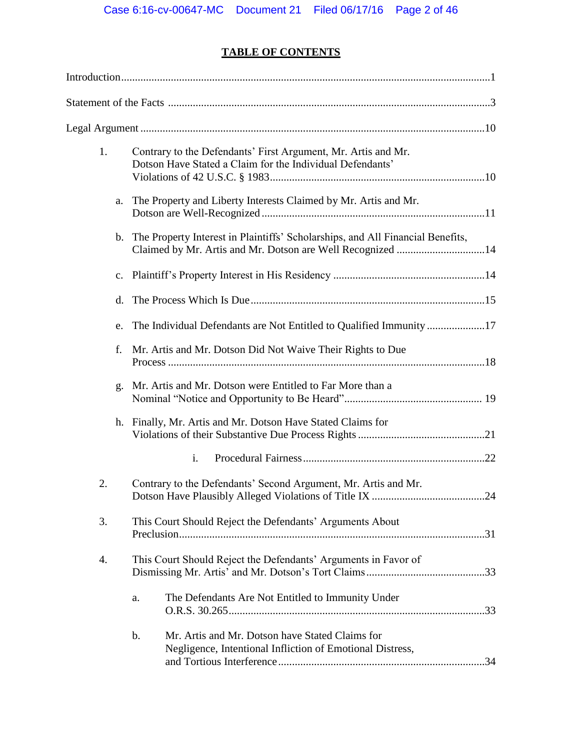## TABLE OF CONTENTS

Introduction ..................................................................................................................1

Statement of the Facts ...................................................................................................3

Legal Argument ...........................................................................................................10

1. Contrary to the Defendants' First Argument, Mr. Artis and Mr. Dotson Have Stated a Claim for the Individual Defendants' Violations of 42 U.S.C. § 1983 .............................................................................10

   a. The Property and Liberty Interests Claimed by Mr. Artis and Mr. Dotson are Well-Recognized ...............................................................................11

   b. The Property Interest in Plaintiffs' Scholarships, and All Financial Benefits, Claimed by Mr. Artis and Mr. Dotson are Well Recognized ................................14

   c. Plaintiff's Property Interest in His Residency .......................................................14

   d. The Process Which Is Due .....................................................................................15

   e. The Individual Defendants are Not Entitled to Qualified Immunity .....................17

   f. Mr. Artis and Mr. Dotson Did Not Waive Their Rights to Due Process ..................................................................................................................18

   g. Mr. Artis and Mr. Dotson were Entitled to Far More than a Nominal "Notice and Opportunity to Be Heard" ................................................. 19

   h. Finally, Mr. Artis and Mr. Dotson Have Stated Claims for Violations of their Substantive Due Process Rights .............................................21

      i. Procedural Fairness .................................................................22

2. Contrary to the Defendants' Second Argument, Mr. Artis and Mr. Dotson Have Plausibly Alleged Violations of Title IX .........................................24

3. This Court Should Reject the Defendants' Arguments About Preclusion.............................................................................................................31

4. This Court Should Reject the Defendants' Arguments in Favor of Dismissing Mr. Artis' and Mr. Dotson's Tort Claims ...........................................33

   a. The Defendants Are Not Entitled to Immunity Under O.R.S. 30.265 ...........................................................................................33

   b. Mr. Artis and Mr. Dotson have Stated Claims for Negligence, Intentional Infliction of Emotional Distress, and Tortious Interference ..........................................................................34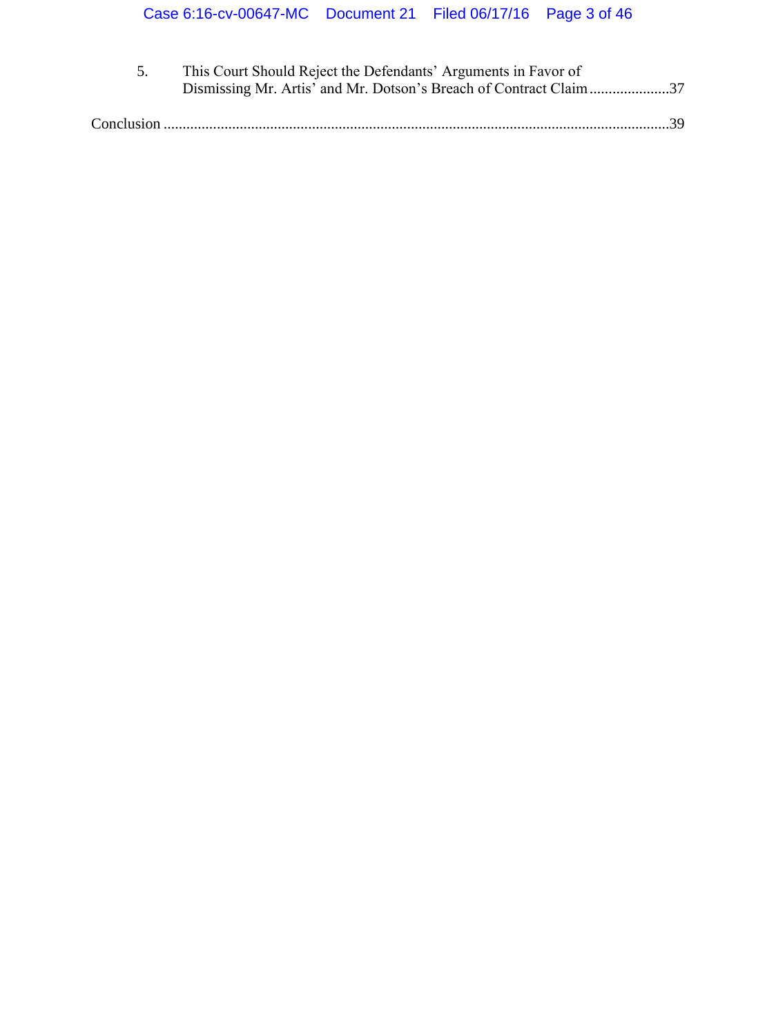5. This Court Should Reject the Defendants' Arguments in Favor of Dismissing Mr. Artis' and Mr. Dotson's Breach of Contract Claim .....................37

Conclusion .....................................................................................................................39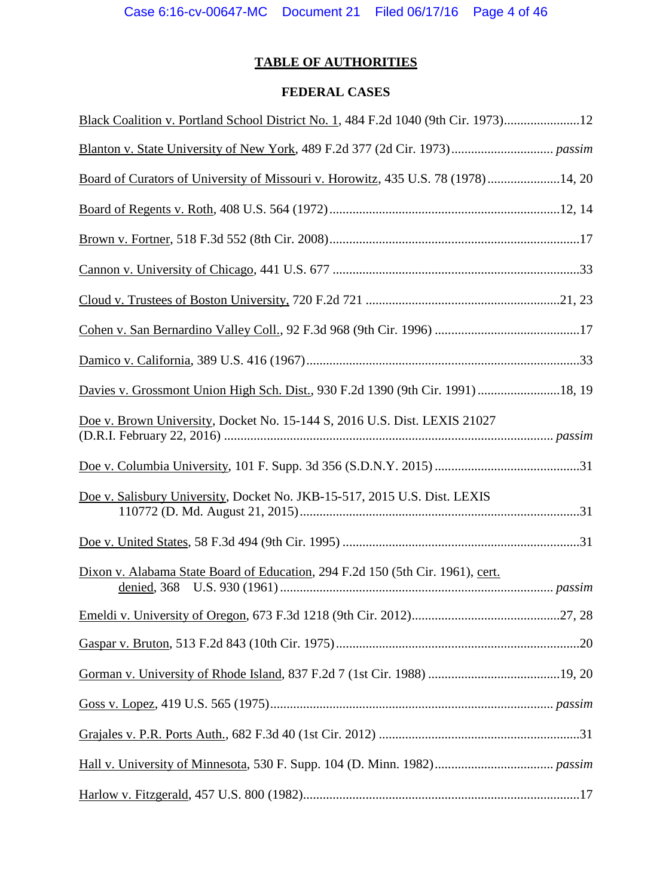# TABLE OF AUTHORITIES

## FEDERAL CASES

Black Coalition v. Portland School District No. 1, 484 F.2d 1040 (9th Cir. 1973)....................... 12

Blanton v. State University of New York, 489 F.2d 377 (2d Cir. 1973)............................... *passim*

Board of Curators of University of Missouri v. Horowitz, 435 U.S. 78 (1978)...................... 14, 20

Board of Regents v. Roth, 408 U.S. 564 (1972)...................................................................... 12, 14

Brown v. Fortner, 518 F.3d 552 (8th Cir. 2008)............................................................................ 17

Cannon v. University of Chicago, 441 U.S. 677 .......................................................................... 33

Cloud v. Trustees of Boston University, 720 F.2d 721 ........................................................... 21, 23

Cohen v. San Bernardino Valley Coll., 92 F.3d 968 (9th Cir. 1996) ............................................ 17

Damico v. California, 389 U.S. 416 (1967).................................................................................. 33

Davies v. Grossmont Union High Sch. Dist., 930 F.2d 1390 (9th Cir. 1991)......................... 18, 19

Doe v. Brown University, Docket No. 15-144 S, 2016 U.S. Dist. LEXIS 21027 (D.R.I. February 22, 2016) .................................................................................................. *passim*

Doe v. Columbia University, 101 F. Supp. 3d 356 (S.D.N.Y. 2015) ............................................ 31

Doe v. Salisbury University, Docket No. JKB-15-517, 2015 U.S. Dist. LEXIS 110772 (D. Md. August 21, 2015).................................................................................... 31

Doe v. United States, 58 F.3d 494 (9th Cir. 1995) ....................................................................... 31

Dixon v. Alabama State Board of Education, 294 F.2d 150 (5th Cir. 1961), cert. denied, 368 U.S. 930 (1961) .................................................................................. *passim*

Emeldi v. University of Oregon, 673 F.3d 1218 (9th Cir. 2012)............................................. 27, 28

Gaspar v. Bruton, 513 F.2d 843 (10th Cir. 1975).......................................................................... 20

Gorman v. University of Rhode Island, 837 F.2d 7 (1st Cir. 1988) ........................................ 19, 20

Goss v. Lopez, 419 U.S. 565 (1975)..................................................................................... *passim*

Grajales v. P.R. Ports Auth., 682 F.3d 40 (1st Cir. 2012) ............................................................. 31

Hall v. University of Minnesota, 530 F. Supp. 104 (D. Minn. 1982).................................... *passim*

Harlow v. Fitzgerald, 457 U.S. 800 (1982)................................................................................... 17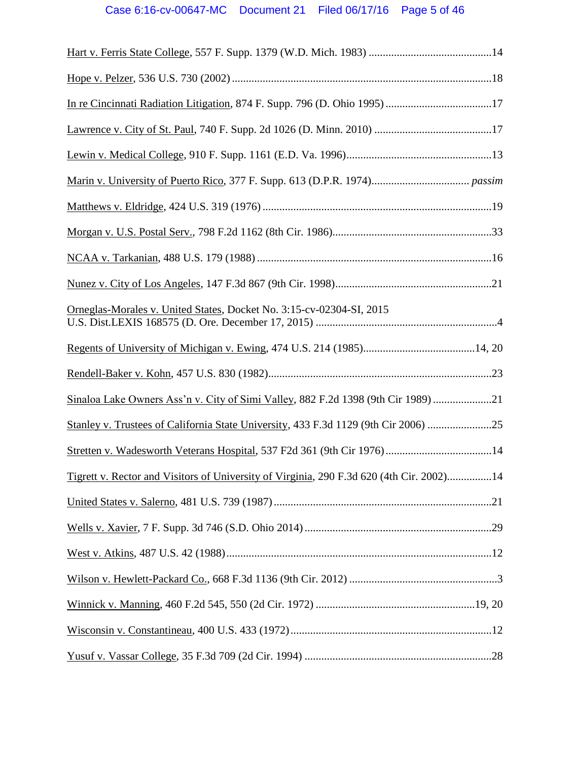Hart v. Ferris State College, 557 F. Supp. 1379 (W.D. Mich. 1983) ............................................14

Hope v. Pelzer, 536 U.S. 730 (2002) ............................................................................................18

In re Cincinnati Radiation Litigation, 874 F. Supp. 796 (D. Ohio 1995) ......................................17

Lawrence v. City of St. Paul, 740 F. Supp. 2d 1026 (D. Minn. 2010) ..........................................17

Lewin v. Medical College, 910 F. Supp. 1161 (E.D. Va. 1996)...................................................13

Marin v. University of Puerto Rico, 377 F. Supp. 613 (D.P.R. 1974).................................. *passim*

Matthews v. Eldridge, 424 U.S. 319 (1976) .................................................................................19

Morgan v. U.S. Postal Serv., 798 F.2d 1162 (8th Cir. 1986).........................................................33

NCAA v. Tarkanian, 488 U.S. 179 (1988) ...................................................................................16

Nunez v. City of Los Angeles, 147 F.3d 867 (9th Cir. 1998)........................................................21

Orneglas-Morales v. United States, Docket No. 3:15-cv-02304-SI, 2015 U.S. Dist.LEXIS 168575 (D. Ore. December 17, 2015) ................................................................4

Regents of University of Michigan v. Ewing, 474 U.S. 214 (1985)........................................14, 20

Rendell-Baker v. Kohn, 457 U.S. 830 (1982)................................................................................23

Sinaloa Lake Owners Ass'n v. City of Simi Valley, 882 F.2d 1398 (9th Cir 1989) .....................21

Stanley v. Trustees of California State University, 433 F.3d 1129 (9th Cir 2006) .......................25

Stretten v. Wadesworth Veterans Hospital, 537 F2d 361 (9th Cir 1976) ......................................14

Tigrett v. Rector and Visitors of University of Virginia, 290 F.3d 620 (4th Cir. 2002)................14

United States v. Salerno, 481 U.S. 739 (1987) .............................................................................21

Wells v. Xavier, 7 F. Supp. 3d 746 (S.D. Ohio 2014) ..................................................................29

West v. Atkins, 487 U.S. 42 (1988)...............................................................................................12

Wilson v. Hewlett-Packard Co., 668 F.3d 1136 (9th Cir. 2012) ....................................................3

Winnick v. Manning, 460 F.2d 545, 550 (2d Cir. 1972) ........................................................19, 20

Wisconsin v. Constantineau, 400 U.S. 433 (1972).......................................................................12

Yusuf v. Vassar College, 35 F.3d 709 (2d Cir. 1994) ..................................................................28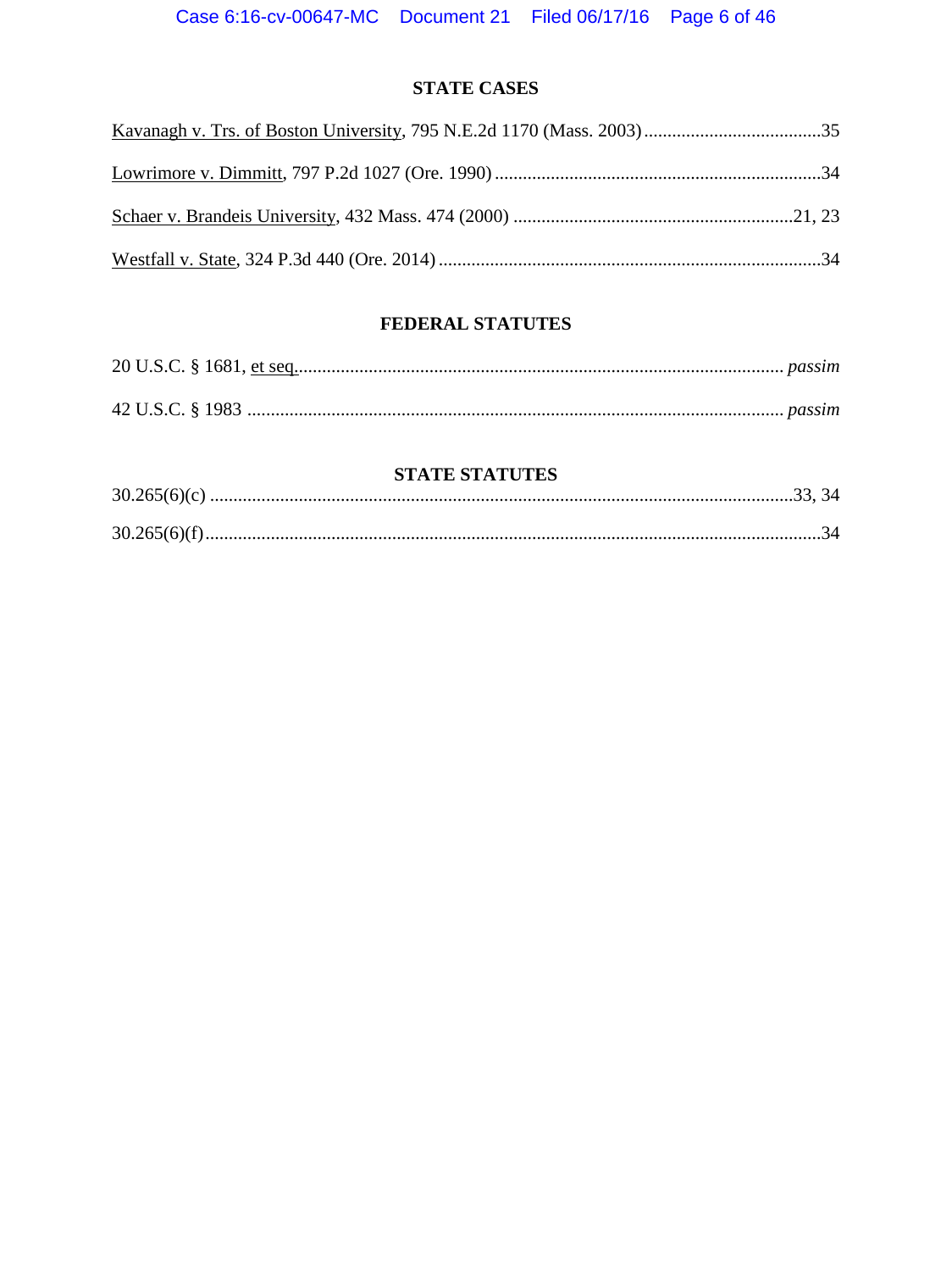## STATE CASES

Kavanagh v. Trs. of Boston University, 795 N.E.2d 1170 (Mass. 2003) .......................................35

Lowrimore v. Dimmitt, 797 P.2d 1027 (Ore. 1990) .......................................................................34

Schaer v. Brandeis University, 432 Mass. 474 (2000) ............................................................21, 23

Westfall v. State, 324 P.3d 440 (Ore. 2014) ..................................................................................34

## FEDERAL STATUTES

20 U.S.C. § 1681, et seq. ......................................................................................................... *passim*

42 U.S.C. § 1983 ................................................................................................................... *passim*

## STATE STATUTES

30.265(6)(c) ...........................................................................................................................33, 34

30.265(6)(f) ..................................................................................................................................34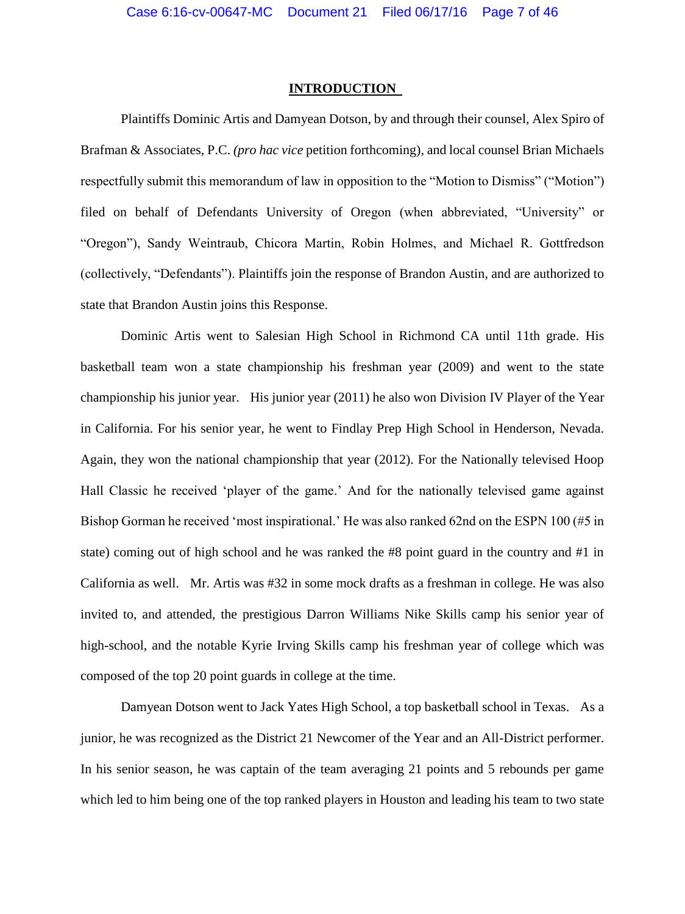## INTRODUCTION

Plaintiffs Dominic Artis and Damyean Dotson, by and through their counsel, Alex Spiro of Brafman & Associates, P.C. *(pro hac vice* petition forthcoming), and local counsel Brian Michaels respectfully submit this memorandum of law in opposition to the "Motion to Dismiss" ("Motion") filed on behalf of Defendants University of Oregon (when abbreviated, "University" or "Oregon"), Sandy Weintraub, Chicora Martin, Robin Holmes, and Michael R. Gottfredson (collectively, "Defendants"). Plaintiffs join the response of Brandon Austin, and are authorized to state that Brandon Austin joins this Response.

Dominic Artis went to Salesian High School in Richmond CA until 11th grade. His basketball team won a state championship his freshman year (2009) and went to the state championship his junior year. His junior year (2011) he also won Division IV Player of the Year in California. For his senior year, he went to Findlay Prep High School in Henderson, Nevada. Again, they won the national championship that year (2012). For the Nationally televised Hoop Hall Classic he received 'player of the game.' And for the nationally televised game against Bishop Gorman he received 'most inspirational.' He was also ranked 62nd on the ESPN 100 (#5 in state) coming out of high school and he was ranked the #8 point guard in the country and #1 in California as well. Mr. Artis was #32 in some mock drafts as a freshman in college. He was also invited to, and attended, the prestigious Darron Williams Nike Skills camp his senior year of high-school, and the notable Kyrie Irving Skills camp his freshman year of college which was composed of the top 20 point guards in college at the time.

Damyean Dotson went to Jack Yates High School, a top basketball school in Texas. As a junior, he was recognized as the District 21 Newcomer of the Year and an All-District performer. In his senior season, he was captain of the team averaging 21 points and 5 rebounds per game which led to him being one of the top ranked players in Houston and leading his team to two state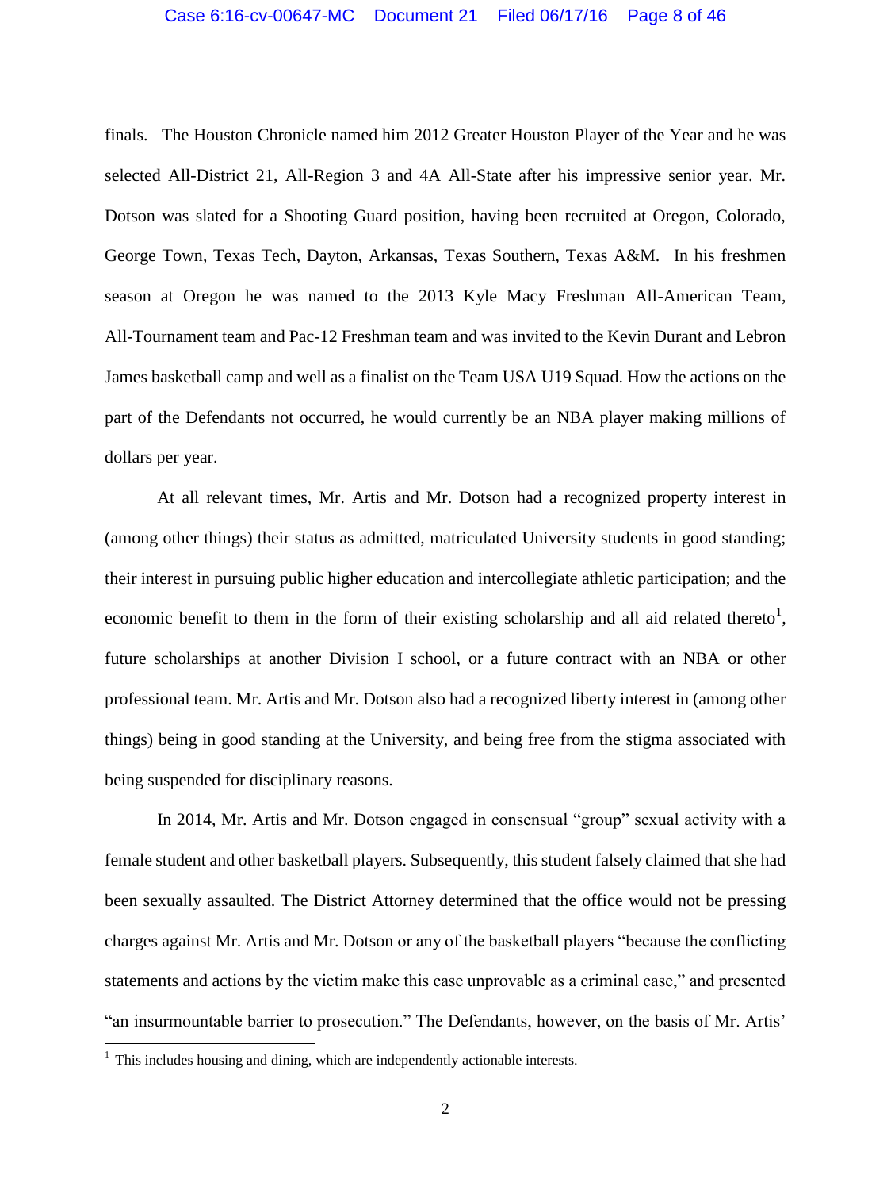finals. The Houston Chronicle named him 2012 Greater Houston Player of the Year and he was selected All-District 21, All-Region 3 and 4A All-State after his impressive senior year. Mr. Dotson was slated for a Shooting Guard position, having been recruited at Oregon, Colorado, George Town, Texas Tech, Dayton, Arkansas, Texas Southern, Texas A&M. In his freshmen season at Oregon he was named to the 2013 Kyle Macy Freshman All-American Team, All-Tournament team and Pac-12 Freshman team and was invited to the Kevin Durant and Lebron James basketball camp and well as a finalist on the Team USA U19 Squad. How the actions on the part of the Defendants not occurred, he would currently be an NBA player making millions of dollars per year.

At all relevant times, Mr. Artis and Mr. Dotson had a recognized property interest in (among other things) their status as admitted, matriculated University students in good standing; their interest in pursuing public higher education and intercollegiate athletic participation; and the economic benefit to them in the form of their existing scholarship and all aid related thereto[1], future scholarships at another Division I school, or a future contract with an NBA or other professional team. Mr. Artis and Mr. Dotson also had a recognized liberty interest in (among other things) being in good standing at the University, and being free from the stigma associated with being suspended for disciplinary reasons.

In 2014, Mr. Artis and Mr. Dotson engaged in consensual "group" sexual activity with a female student and other basketball players. Subsequently, this student falsely claimed that she had been sexually assaulted. The District Attorney determined that the office would not be pressing charges against Mr. Artis and Mr. Dotson or any of the basketball players "because the conflicting statements and actions by the victim make this case unprovable as a criminal case," and presented "an insurmountable barrier to prosecution." The Defendants, however, on the basis of Mr. Artis'

[1] This includes housing and dining, which are independently actionable interests.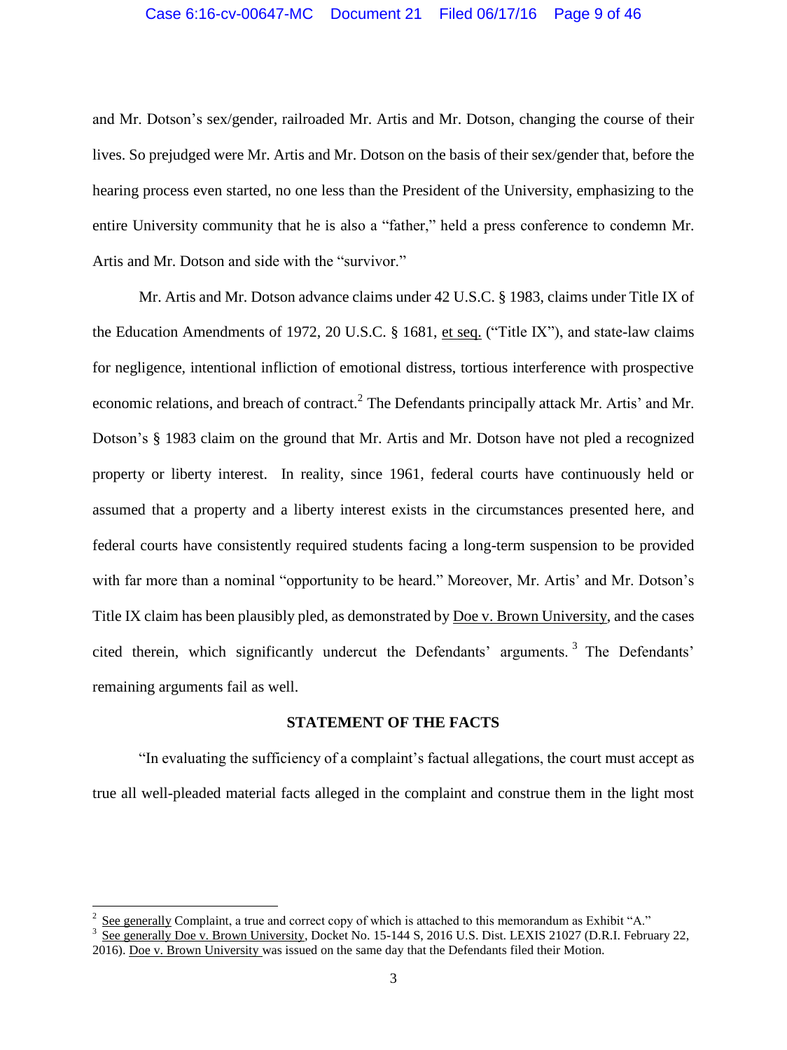and Mr. Dotson's sex/gender, railroaded Mr. Artis and Mr. Dotson, changing the course of their lives. So prejudged were Mr. Artis and Mr. Dotson on the basis of their sex/gender that, before the hearing process even started, no one less than the President of the University, emphasizing to the entire University community that he is also a "father," held a press conference to condemn Mr. Artis and Mr. Dotson and side with the "survivor."

Mr. Artis and Mr. Dotson advance claims under 42 U.S.C. § 1983, claims under Title IX of the Education Amendments of 1972, 20 U.S.C. § 1681, et seq. ("Title IX"), and state-law claims for negligence, intentional infliction of emotional distress, tortious interference with prospective economic relations, and breach of contract.[2] The Defendants principally attack Mr. Artis' and Mr. Dotson's § 1983 claim on the ground that Mr. Artis and Mr. Dotson have not pled a recognized property or liberty interest. In reality, since 1961, federal courts have continuously held or assumed that a property and a liberty interest exists in the circumstances presented here, and federal courts have consistently required students facing a long-term suspension to be provided with far more than a nominal "opportunity to be heard." Moreover, Mr. Artis' and Mr. Dotson's Title IX claim has been plausibly pled, as demonstrated by Doe v. Brown University, and the cases cited therein, which significantly undercut the Defendants' arguments.[3] The Defendants' remaining arguments fail as well.

## STATEMENT OF THE FACTS

"In evaluating the sufficiency of a complaint's factual allegations, the court must accept as true all well-pleaded material facts alleged in the complaint and construe them in the light most

---

[2] See generally Complaint, a true and correct copy of which is attached to this memorandum as Exhibit "A."

[3] See generally Doe v. Brown University, Docket No. 15-144 S, 2016 U.S. Dist. LEXIS 21027 (D.R.I. February 22, 2016). Doe v. Brown University was issued on the same day that the Defendants filed their Motion.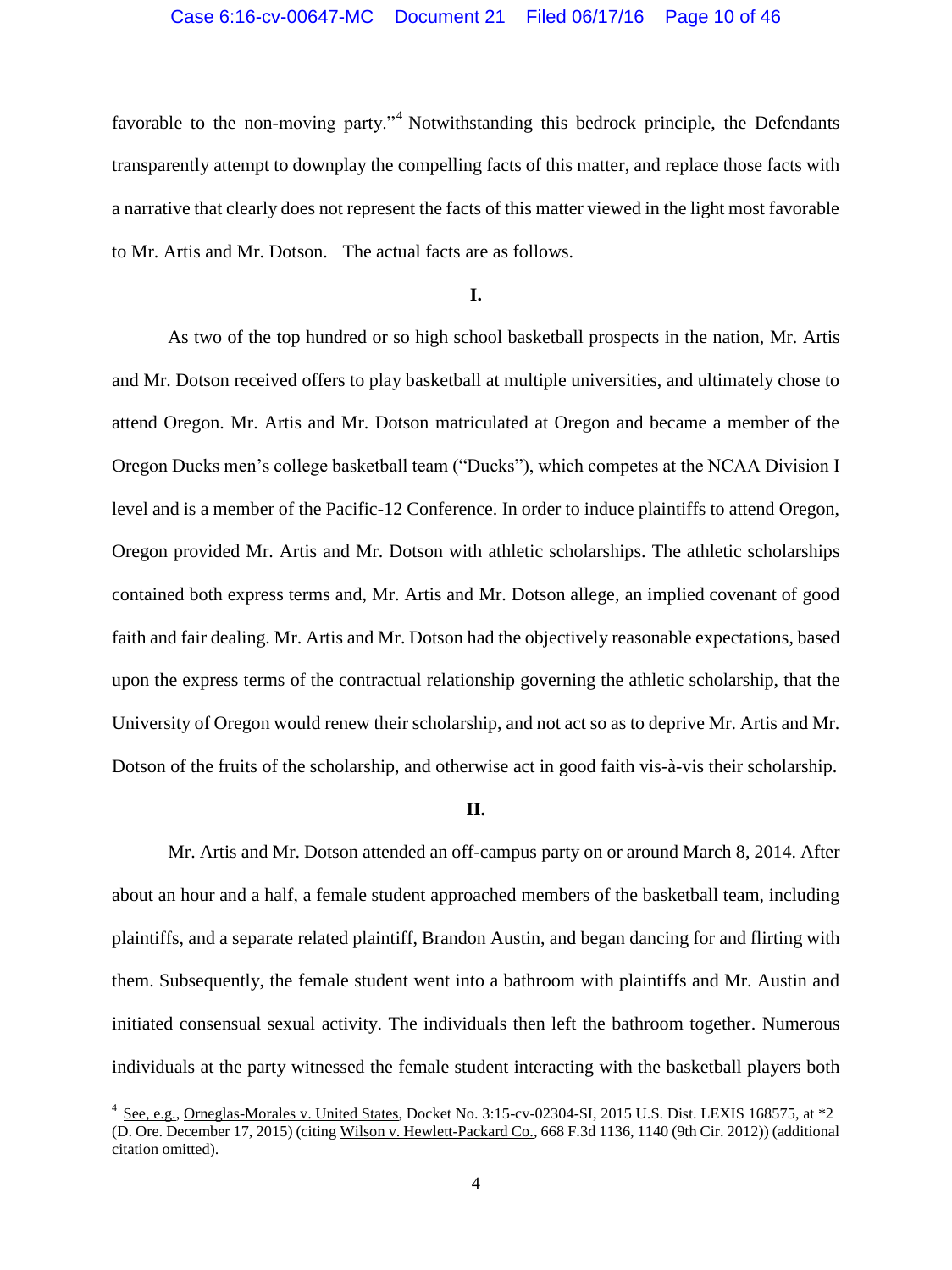favorable to the non-moving party."[4] Notwithstanding this bedrock principle, the Defendants transparently attempt to downplay the compelling facts of this matter, and replace those facts with a narrative that clearly does not represent the facts of this matter viewed in the light most favorable to Mr. Artis and Mr. Dotson. The actual facts are as follows.

**I.**

As two of the top hundred or so high school basketball prospects in the nation, Mr. Artis and Mr. Dotson received offers to play basketball at multiple universities, and ultimately chose to attend Oregon. Mr. Artis and Mr. Dotson matriculated at Oregon and became a member of the Oregon Ducks men's college basketball team ("Ducks"), which competes at the NCAA Division I level and is a member of the Pacific-12 Conference. In order to induce plaintiffs to attend Oregon, Oregon provided Mr. Artis and Mr. Dotson with athletic scholarships. The athletic scholarships contained both express terms and, Mr. Artis and Mr. Dotson allege, an implied covenant of good faith and fair dealing. Mr. Artis and Mr. Dotson had the objectively reasonable expectations, based upon the express terms of the contractual relationship governing the athletic scholarship, that the University of Oregon would renew their scholarship, and not act so as to deprive Mr. Artis and Mr. Dotson of the fruits of the scholarship, and otherwise act in good faith vis-à-vis their scholarship.

**II.**

Mr. Artis and Mr. Dotson attended an off-campus party on or around March 8, 2014. After about an hour and a half, a female student approached members of the basketball team, including plaintiffs, and a separate related plaintiff, Brandon Austin, and began dancing for and flirting with them. Subsequently, the female student went into a bathroom with plaintiffs and Mr. Austin and initiated consensual sexual activity. The individuals then left the bathroom together. Numerous individuals at the party witnessed the female student interacting with the basketball players both

---

[4] See, e.g., Orneglas-Morales v. United States, Docket No. 3:15-cv-02304-SI, 2015 U.S. Dist. LEXIS 168575, at *2 (D. Ore. December 17, 2015) (citing Wilson v. Hewlett-Packard Co., 668 F.3d 1136, 1140 (9th Cir. 2012)) (additional citation omitted).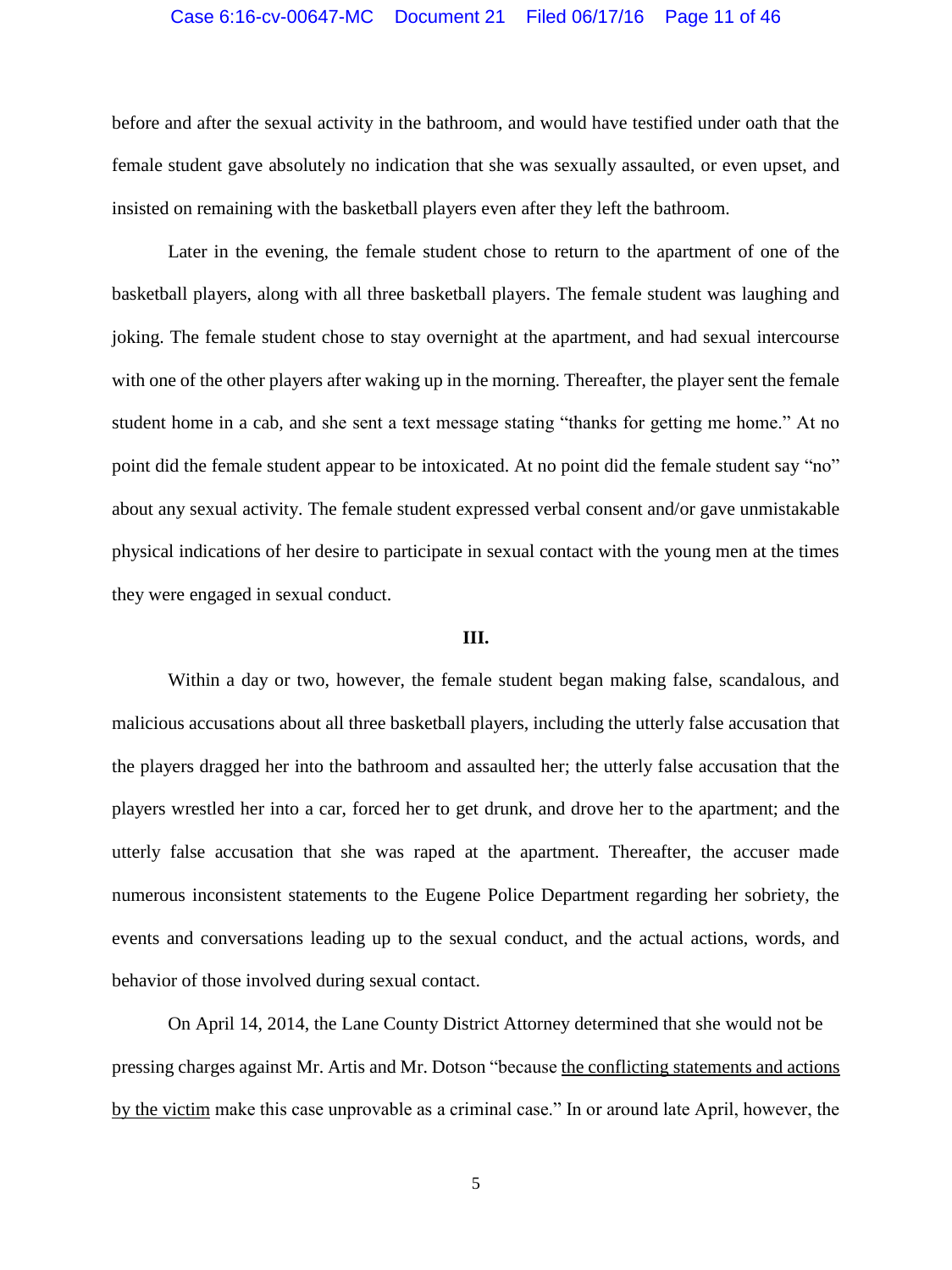before and after the sexual activity in the bathroom, and would have testified under oath that the female student gave absolutely no indication that she was sexually assaulted, or even upset, and insisted on remaining with the basketball players even after they left the bathroom.

Later in the evening, the female student chose to return to the apartment of one of the basketball players, along with all three basketball players. The female student was laughing and joking. The female student chose to stay overnight at the apartment, and had sexual intercourse with one of the other players after waking up in the morning. Thereafter, the player sent the female student home in a cab, and she sent a text message stating "thanks for getting me home." At no point did the female student appear to be intoxicated. At no point did the female student say "no" about any sexual activity. The female student expressed verbal consent and/or gave unmistakable physical indications of her desire to participate in sexual contact with the young men at the times they were engaged in sexual conduct.

**III.**

Within a day or two, however, the female student began making false, scandalous, and malicious accusations about all three basketball players, including the utterly false accusation that the players dragged her into the bathroom and assaulted her; the utterly false accusation that the players wrestled her into a car, forced her to get drunk, and drove her to the apartment; and the utterly false accusation that she was raped at the apartment. Thereafter, the accuser made numerous inconsistent statements to the Eugene Police Department regarding her sobriety, the events and conversations leading up to the sexual conduct, and the actual actions, words, and behavior of those involved during sexual contact.

On April 14, 2014, the Lane County District Attorney determined that she would not be pressing charges against Mr. Artis and Mr. Dotson "because <u>the conflicting statements and actions by the victim</u> make this case unprovable as a criminal case." In or around late April, however, the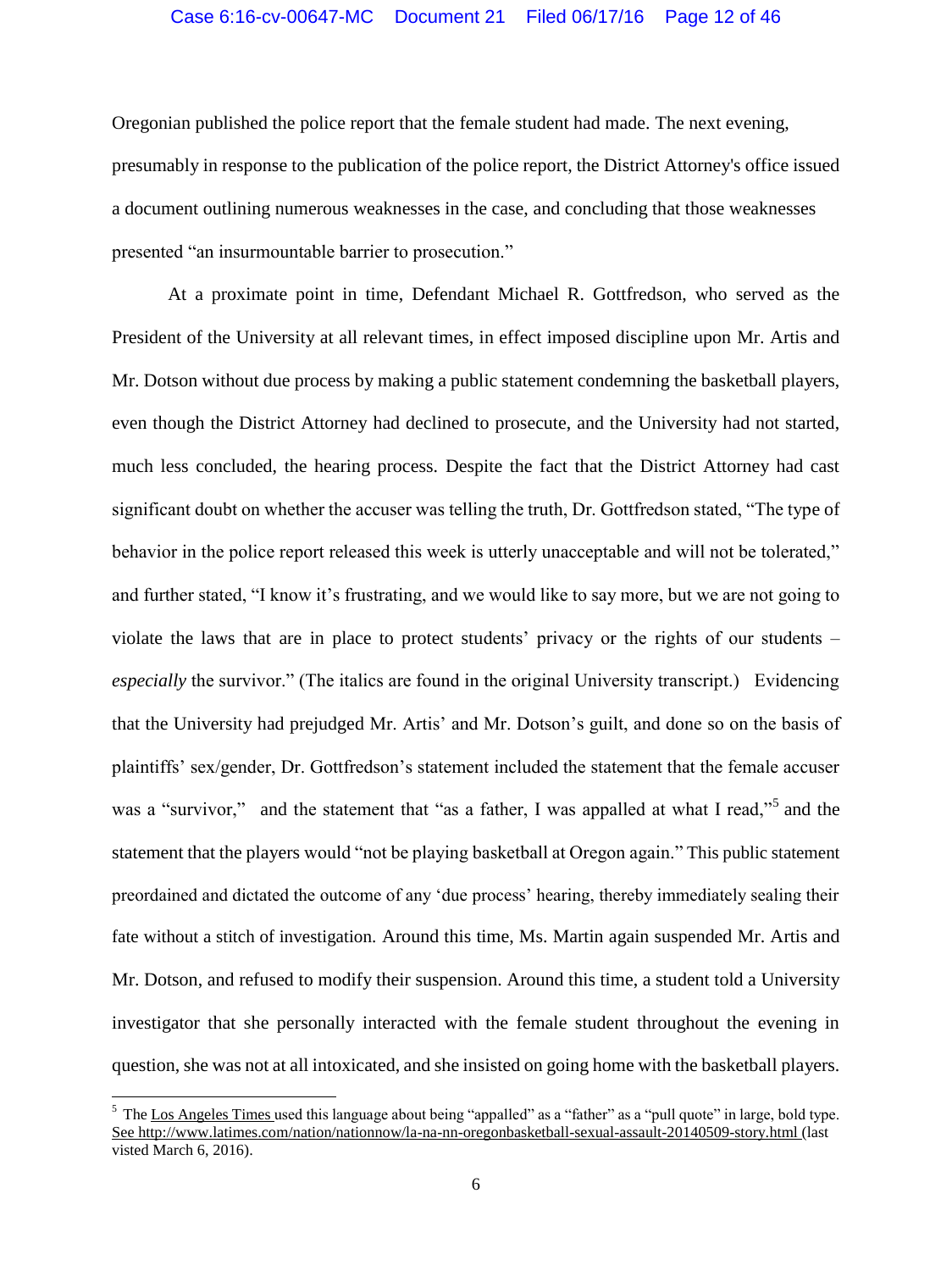Oregonian published the police report that the female student had made. The next evening, presumably in response to the publication of the police report, the District Attorney's office issued a document outlining numerous weaknesses in the case, and concluding that those weaknesses presented "an insurmountable barrier to prosecution."

At a proximate point in time, Defendant Michael R. Gottfredson, who served as the President of the University at all relevant times, in effect imposed discipline upon Mr. Artis and Mr. Dotson without due process by making a public statement condemning the basketball players, even though the District Attorney had declined to prosecute, and the University had not started, much less concluded, the hearing process. Despite the fact that the District Attorney had cast significant doubt on whether the accuser was telling the truth, Dr. Gottfredson stated, "The type of behavior in the police report released this week is utterly unacceptable and will not be tolerated," and further stated, "I know it's frustrating, and we would like to say more, but we are not going to violate the laws that are in place to protect students' privacy or the rights of our students – *especially* the survivor." (The italics are found in the original University transcript.) Evidencing that the University had prejudged Mr. Artis' and Mr. Dotson's guilt, and done so on the basis of plaintiffs' sex/gender, Dr. Gottfredson's statement included the statement that the female accuser was a "survivor," and the statement that "as a father, I was appalled at what I read,"[5] and the statement that the players would "not be playing basketball at Oregon again." This public statement preordained and dictated the outcome of any 'due process' hearing, thereby immediately sealing their fate without a stitch of investigation. Around this time, Ms. Martin again suspended Mr. Artis and Mr. Dotson, and refused to modify their suspension. Around this time, a student told a University investigator that she personally interacted with the female student throughout the evening in question, she was not at all intoxicated, and she insisted on going home with the basketball players.

---

[5] The Los Angeles Times used this language about being "appalled" as a "father" as a "pull quote" in large, bold type. See http://www.latimes.com/nation/nationnow/la-na-nn-oregonbasketball-sexual-assault-20140509-story.html (last visted March 6, 2016).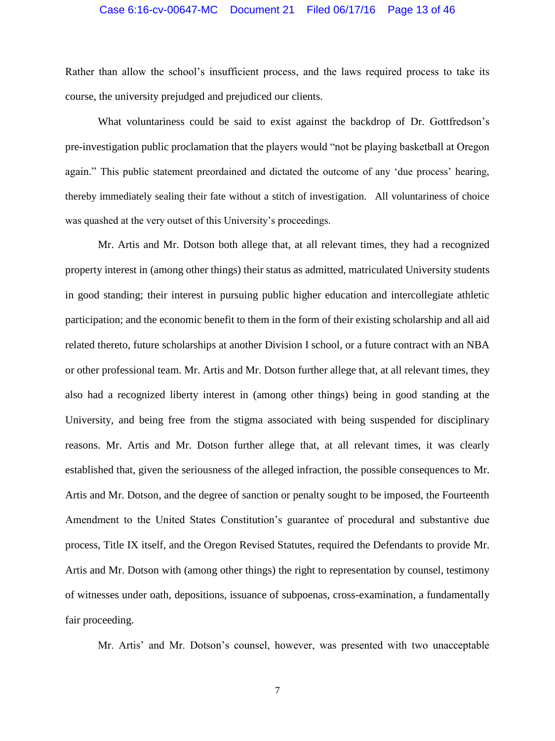Rather than allow the school's insufficient process, and the laws required process to take its course, the university prejudged and prejudiced our clients.

What voluntariness could be said to exist against the backdrop of Dr. Gottfredson's pre-investigation public proclamation that the players would "not be playing basketball at Oregon again." This public statement preordained and dictated the outcome of any 'due process' hearing, thereby immediately sealing their fate without a stitch of investigation. All voluntariness of choice was quashed at the very outset of this University's proceedings.

Mr. Artis and Mr. Dotson both allege that, at all relevant times, they had a recognized property interest in (among other things) their status as admitted, matriculated University students in good standing; their interest in pursuing public higher education and intercollegiate athletic participation; and the economic benefit to them in the form of their existing scholarship and all aid related thereto, future scholarships at another Division I school, or a future contract with an NBA or other professional team. Mr. Artis and Mr. Dotson further allege that, at all relevant times, they also had a recognized liberty interest in (among other things) being in good standing at the University, and being free from the stigma associated with being suspended for disciplinary reasons. Mr. Artis and Mr. Dotson further allege that, at all relevant times, it was clearly established that, given the seriousness of the alleged infraction, the possible consequences to Mr. Artis and Mr. Dotson, and the degree of sanction or penalty sought to be imposed, the Fourteenth Amendment to the United States Constitution's guarantee of procedural and substantive due process, Title IX itself, and the Oregon Revised Statutes, required the Defendants to provide Mr. Artis and Mr. Dotson with (among other things) the right to representation by counsel, testimony of witnesses under oath, depositions, issuance of subpoenas, cross-examination, a fundamentally fair proceeding.

Mr. Artis' and Mr. Dotson's counsel, however, was presented with two unacceptable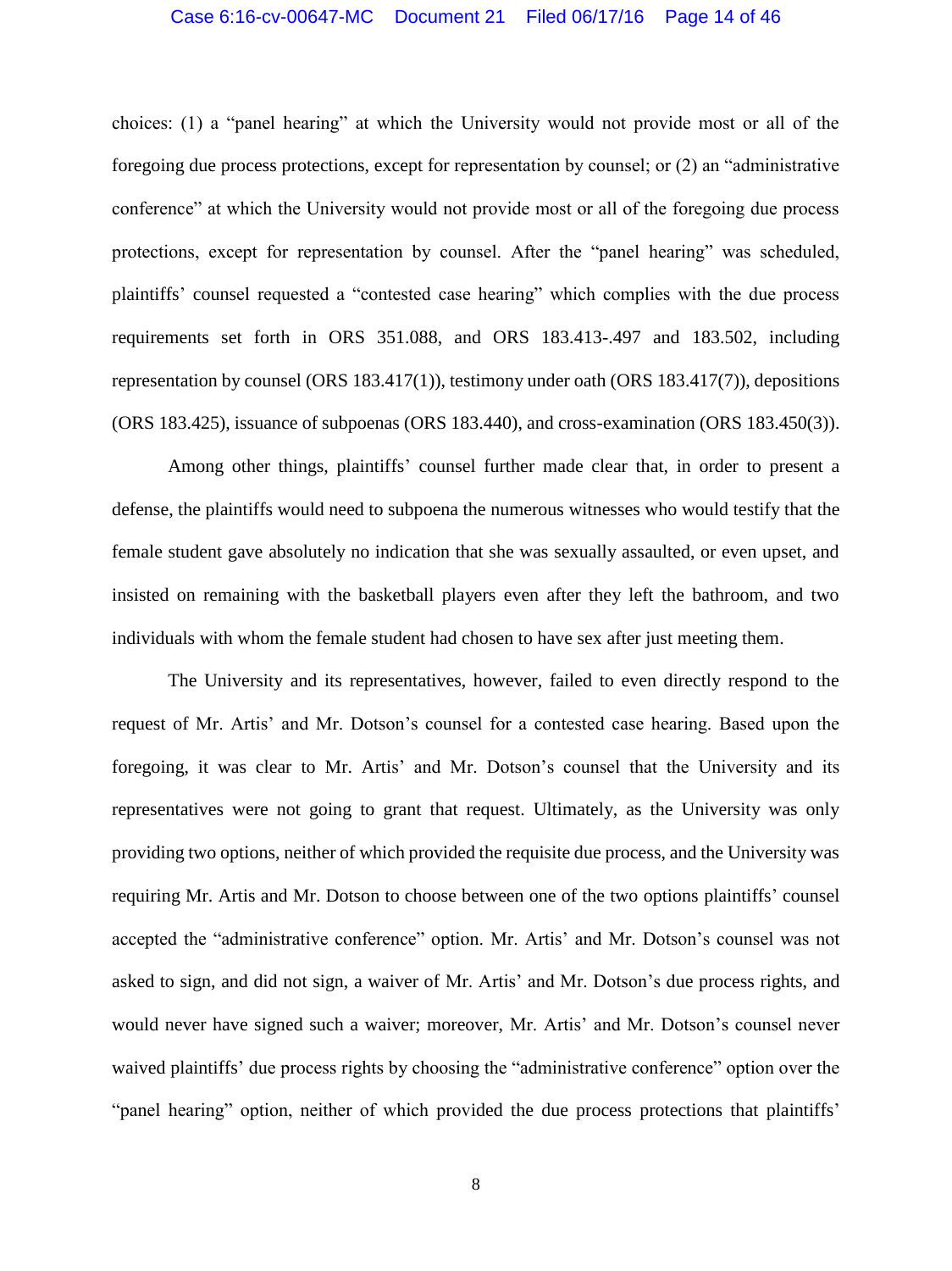choices: (1) a "panel hearing" at which the University would not provide most or all of the foregoing due process protections, except for representation by counsel; or (2) an "administrative conference" at which the University would not provide most or all of the foregoing due process protections, except for representation by counsel. After the "panel hearing" was scheduled, plaintiffs' counsel requested a "contested case hearing" which complies with the due process requirements set forth in ORS 351.088, and ORS 183.413-.497 and 183.502, including representation by counsel (ORS 183.417(1)), testimony under oath (ORS 183.417(7)), depositions (ORS 183.425), issuance of subpoenas (ORS 183.440), and cross-examination (ORS 183.450(3)).

Among other things, plaintiffs' counsel further made clear that, in order to present a defense, the plaintiffs would need to subpoena the numerous witnesses who would testify that the female student gave absolutely no indication that she was sexually assaulted, or even upset, and insisted on remaining with the basketball players even after they left the bathroom, and two individuals with whom the female student had chosen to have sex after just meeting them.

The University and its representatives, however, failed to even directly respond to the request of Mr. Artis' and Mr. Dotson's counsel for a contested case hearing. Based upon the foregoing, it was clear to Mr. Artis' and Mr. Dotson's counsel that the University and its representatives were not going to grant that request. Ultimately, as the University was only providing two options, neither of which provided the requisite due process, and the University was requiring Mr. Artis and Mr. Dotson to choose between one of the two options plaintiffs' counsel accepted the "administrative conference" option. Mr. Artis' and Mr. Dotson's counsel was not asked to sign, and did not sign, a waiver of Mr. Artis' and Mr. Dotson's due process rights, and would never have signed such a waiver; moreover, Mr. Artis' and Mr. Dotson's counsel never waived plaintiffs' due process rights by choosing the "administrative conference" option over the "panel hearing" option, neither of which provided the due process protections that plaintiffs'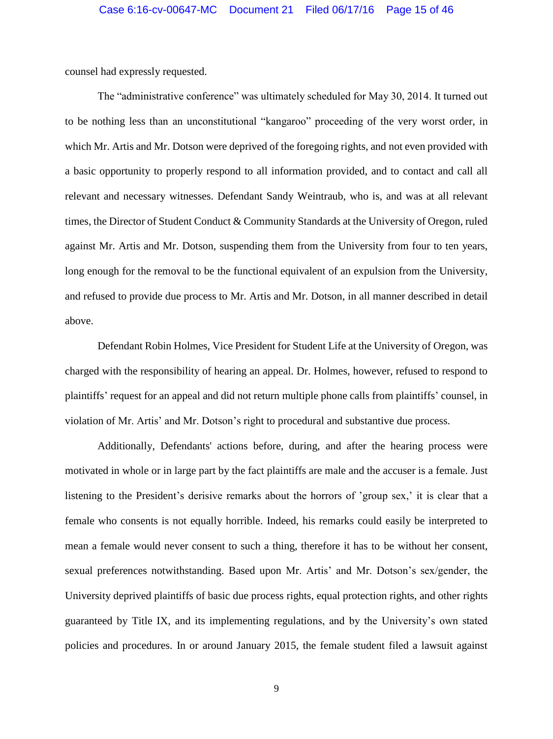counsel had expressly requested.

The "administrative conference" was ultimately scheduled for May 30, 2014. It turned out to be nothing less than an unconstitutional "kangaroo" proceeding of the very worst order, in which Mr. Artis and Mr. Dotson were deprived of the foregoing rights, and not even provided with a basic opportunity to properly respond to all information provided, and to contact and call all relevant and necessary witnesses. Defendant Sandy Weintraub, who is, and was at all relevant times, the Director of Student Conduct & Community Standards at the University of Oregon, ruled against Mr. Artis and Mr. Dotson, suspending them from the University from four to ten years, long enough for the removal to be the functional equivalent of an expulsion from the University, and refused to provide due process to Mr. Artis and Mr. Dotson, in all manner described in detail above.

Defendant Robin Holmes, Vice President for Student Life at the University of Oregon, was charged with the responsibility of hearing an appeal. Dr. Holmes, however, refused to respond to plaintiffs' request for an appeal and did not return multiple phone calls from plaintiffs' counsel, in violation of Mr. Artis' and Mr. Dotson's right to procedural and substantive due process.

Additionally, Defendants' actions before, during, and after the hearing process were motivated in whole or in large part by the fact plaintiffs are male and the accuser is a female. Just listening to the President's derisive remarks about the horrors of 'group sex,' it is clear that a female who consents is not equally horrible. Indeed, his remarks could easily be interpreted to mean a female would never consent to such a thing, therefore it has to be without her consent, sexual preferences notwithstanding. Based upon Mr. Artis' and Mr. Dotson's sex/gender, the University deprived plaintiffs of basic due process rights, equal protection rights, and other rights guaranteed by Title IX, and its implementing regulations, and by the University's own stated policies and procedures. In or around January 2015, the female student filed a lawsuit against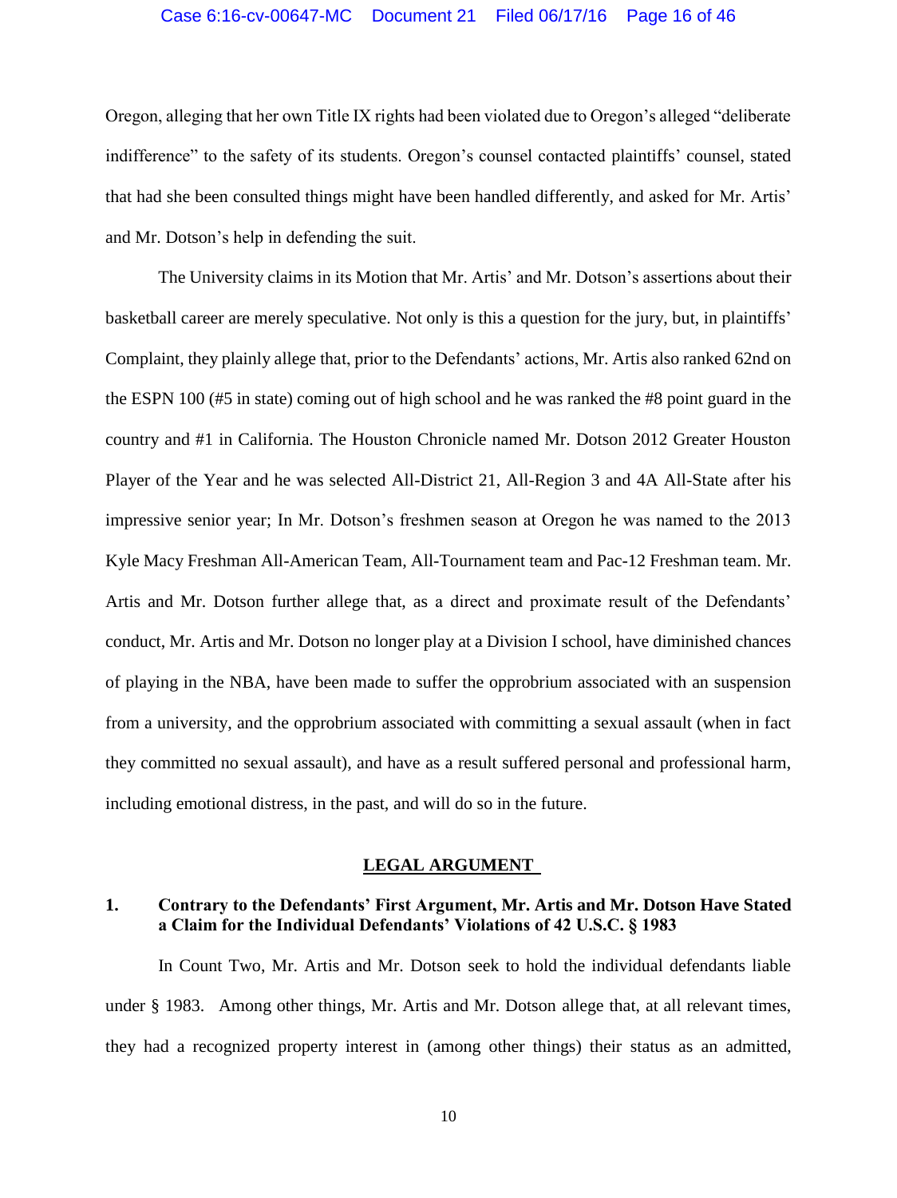Oregon, alleging that her own Title IX rights had been violated due to Oregon's alleged "deliberate indifference" to the safety of its students. Oregon's counsel contacted plaintiffs' counsel, stated that had she been consulted things might have been handled differently, and asked for Mr. Artis' and Mr. Dotson's help in defending the suit.

The University claims in its Motion that Mr. Artis' and Mr. Dotson's assertions about their basketball career are merely speculative. Not only is this a question for the jury, but, in plaintiffs' Complaint, they plainly allege that, prior to the Defendants' actions, Mr. Artis also ranked 62nd on the ESPN 100 (#5 in state) coming out of high school and he was ranked the #8 point guard in the country and #1 in California. The Houston Chronicle named Mr. Dotson 2012 Greater Houston Player of the Year and he was selected All-District 21, All-Region 3 and 4A All-State after his impressive senior year; In Mr. Dotson's freshmen season at Oregon he was named to the 2013 Kyle Macy Freshman All-American Team, All-Tournament team and Pac-12 Freshman team. Mr. Artis and Mr. Dotson further allege that, as a direct and proximate result of the Defendants' conduct, Mr. Artis and Mr. Dotson no longer play at a Division I school, have diminished chances of playing in the NBA, have been made to suffer the opprobrium associated with an suspension from a university, and the opprobrium associated with committing a sexual assault (when in fact they committed no sexual assault), and have as a result suffered personal and professional harm, including emotional distress, in the past, and will do so in the future.

## LEGAL ARGUMENT

### 1. Contrary to the Defendants' First Argument, Mr. Artis and Mr. Dotson Have Stated a Claim for the Individual Defendants' Violations of 42 U.S.C. § 1983

In Count Two, Mr. Artis and Mr. Dotson seek to hold the individual defendants liable under § 1983. Among other things, Mr. Artis and Mr. Dotson allege that, at all relevant times, they had a recognized property interest in (among other things) their status as an admitted,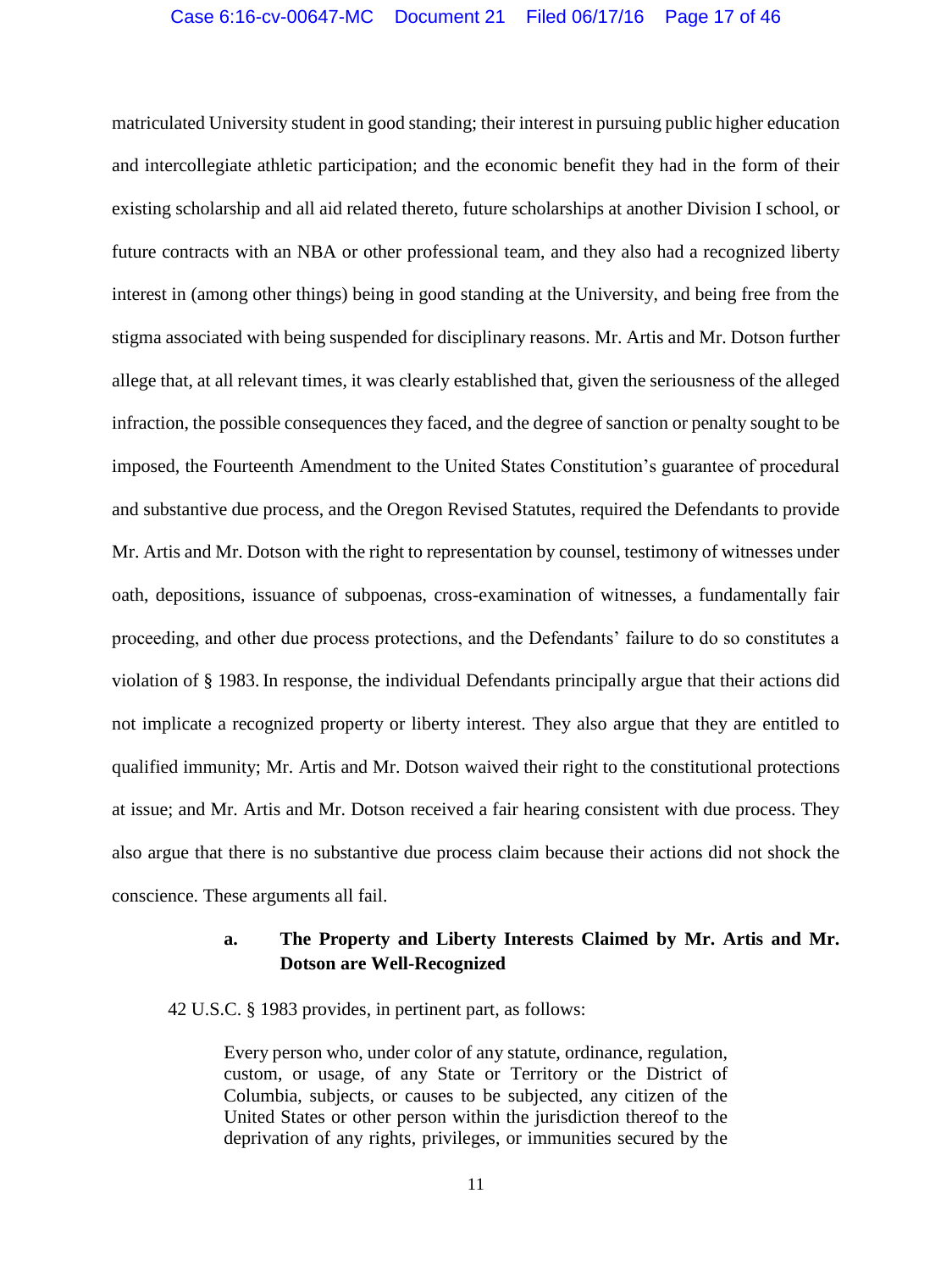matriculated University student in good standing; their interest in pursuing public higher education and intercollegiate athletic participation; and the economic benefit they had in the form of their existing scholarship and all aid related thereto, future scholarships at another Division I school, or future contracts with an NBA or other professional team, and they also had a recognized liberty interest in (among other things) being in good standing at the University, and being free from the stigma associated with being suspended for disciplinary reasons. Mr. Artis and Mr. Dotson further allege that, at all relevant times, it was clearly established that, given the seriousness of the alleged infraction, the possible consequences they faced, and the degree of sanction or penalty sought to be imposed, the Fourteenth Amendment to the United States Constitution's guarantee of procedural and substantive due process, and the Oregon Revised Statutes, required the Defendants to provide Mr. Artis and Mr. Dotson with the right to representation by counsel, testimony of witnesses under oath, depositions, issuance of subpoenas, cross-examination of witnesses, a fundamentally fair proceeding, and other due process protections, and the Defendants' failure to do so constitutes a violation of § 1983. In response, the individual Defendants principally argue that their actions did not implicate a recognized property or liberty interest. They also argue that they are entitled to qualified immunity; Mr. Artis and Mr. Dotson waived their right to the constitutional protections at issue; and Mr. Artis and Mr. Dotson received a fair hearing consistent with due process. They also argue that there is no substantive due process claim because their actions did not shock the conscience. These arguments all fail.

#### a. The Property and Liberty Interests Claimed by Mr. Artis and Mr. Dotson are Well-Recognized

42 U.S.C. § 1983 provides, in pertinent part, as follows:

> Every person who, under color of any statute, ordinance, regulation, custom, or usage, of any State or Territory or the District of Columbia, subjects, or causes to be subjected, any citizen of the United States or other person within the jurisdiction thereof to the deprivation of any rights, privileges, or immunities secured by the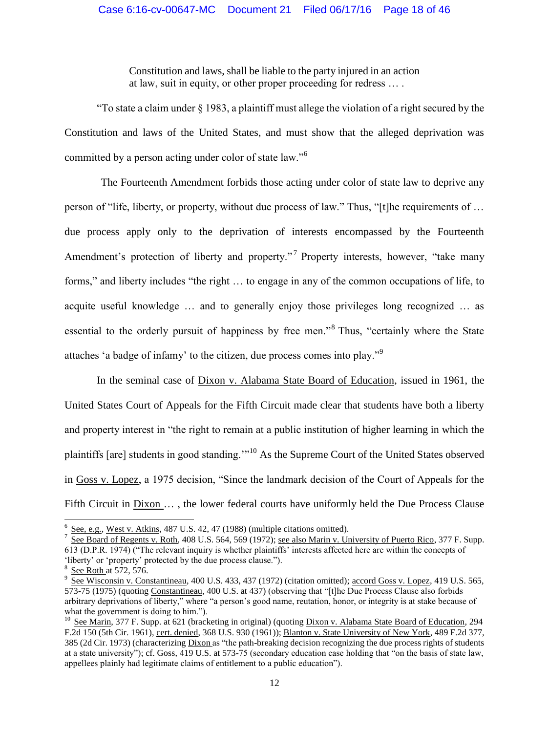> Constitution and laws, shall be liable to the party injured in an action at law, suit in equity, or other proper proceeding for redress … .

"To state a claim under § 1983, a plaintiff must allege the violation of a right secured by the Constitution and laws of the United States, and must show that the alleged deprivation was committed by a person acting under color of state law."[6]

The Fourteenth Amendment forbids those acting under color of state law to deprive any person of "life, liberty, or property, without due process of law." Thus, "[t]he requirements of … due process apply only to the deprivation of interests encompassed by the Fourteenth Amendment's protection of liberty and property."[7] Property interests, however, "take many forms," and liberty includes "the right … to engage in any of the common occupations of life, to acquite useful knowledge … and to generally enjoy those privileges long recognized … as essential to the orderly pursuit of happiness by free men."[8] Thus, "certainly where the State attaches 'a badge of infamy' to the citizen, due process comes into play."[9]

In the seminal case of Dixon v. Alabama State Board of Education, issued in 1961, the United States Court of Appeals for the Fifth Circuit made clear that students have both a liberty and property interest in "the right to remain at a public institution of higher learning in which the plaintiffs [are] students in good standing.'"[10] As the Supreme Court of the United States observed in Goss v. Lopez, a 1975 decision, "Since the landmark decision of the Court of Appeals for the Fifth Circuit in Dixon … , the lower federal courts have uniformly held the Due Process Clause

---

[6] See, e.g., West v. Atkins, 487 U.S. 42, 47 (1988) (multiple citations omitted).

[7] See Board of Regents v. Roth, 408 U.S. 564, 569 (1972); see also Marin v. University of Puerto Rico, 377 F. Supp. 613 (D.P.R. 1974) ("The relevant inquiry is whether plaintiffs' interests affected here are within the concepts of 'liberty' or 'property' protected by the due process clause.").

[8] See Roth at 572, 576.

[9] See Wisconsin v. Constantineau, 400 U.S. 433, 437 (1972) (citation omitted); accord Goss v. Lopez, 419 U.S. 565, 573-75 (1975) (quoting Constantineau, 400 U.S. at 437) (observing that "[t]he Due Process Clause also forbids arbitrary deprivations of liberty," where "a person's good name, reutation, honor, or integrity is at stake because of what the government is doing to him.").

[10] See Marin, 377 F. Supp. at 621 (bracketing in original) (quoting Dixon v. Alabama State Board of Education, 294 F.2d 150 (5th Cir. 1961), cert. denied, 368 U.S. 930 (1961)); Blanton v. State University of New York, 489 F.2d 377, 385 (2d Cir. 1973) (characterizing Dixon as "the path-breaking decision recognizing the due process rights of students at a state university"); cf. Goss, 419 U.S. at 573-75 (secondary education case holding that "on the basis of state law, appellees plainly had legitimate claims of entitlement to a public education").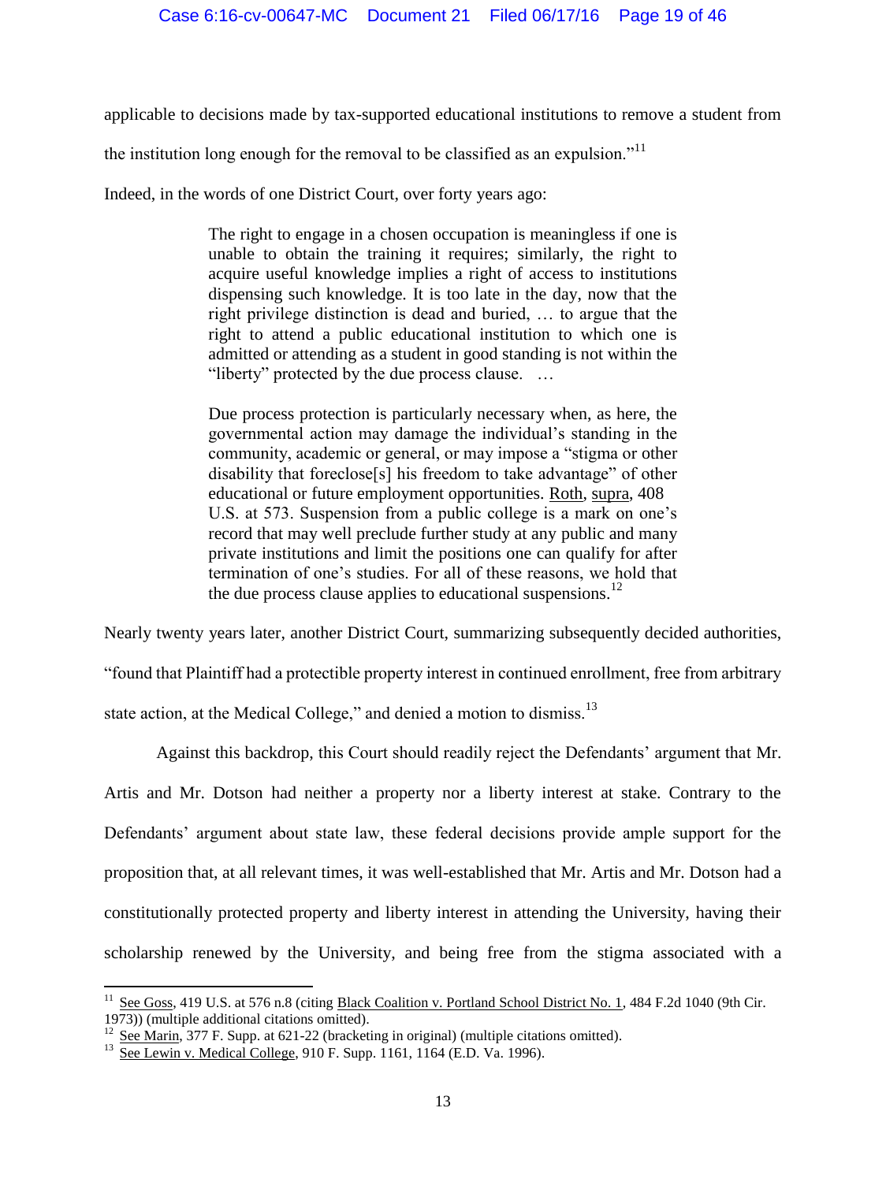applicable to decisions made by tax-supported educational institutions to remove a student from the institution long enough for the removal to be classified as an expulsion."[11]

Indeed, in the words of one District Court, over forty years ago:

> The right to engage in a chosen occupation is meaningless if one is unable to obtain the training it requires; similarly, the right to acquire useful knowledge implies a right of access to institutions dispensing such knowledge. It is too late in the day, now that the right privilege distinction is dead and buried, … to argue that the right to attend a public educational institution to which one is admitted or attending as a student in good standing is not within the "liberty" protected by the due process clause. …
>
> Due process protection is particularly necessary when, as here, the governmental action may damage the individual's standing in the community, academic or general, or may impose a "stigma or other disability that foreclose[s] his freedom to take advantage" of other educational or future employment opportunities. Roth, supra, 408 U.S. at 573. Suspension from a public college is a mark on one's record that may well preclude further study at any public and many private institutions and limit the positions one can qualify for after termination of one's studies. For all of these reasons, we hold that the due process clause applies to educational suspensions.[12]

Nearly twenty years later, another District Court, summarizing subsequently decided authorities, "found that Plaintiff had a protectible property interest in continued enrollment, free from arbitrary state action, at the Medical College," and denied a motion to dismiss.[13]

Against this backdrop, this Court should readily reject the Defendants' argument that Mr. Artis and Mr. Dotson had neither a property nor a liberty interest at stake. Contrary to the Defendants' argument about state law, these federal decisions provide ample support for the proposition that, at all relevant times, it was well-established that Mr. Artis and Mr. Dotson had a constitutionally protected property and liberty interest in attending the University, having their scholarship renewed by the University, and being free from the stigma associated with a

---

[11] See Goss, 419 U.S. at 576 n.8 (citing Black Coalition v. Portland School District No. 1, 484 F.2d 1040 (9th Cir. 1973)) (multiple additional citations omitted).

[12] See Marin, 377 F. Supp. at 621-22 (bracketing in original) (multiple citations omitted).

[13] See Lewin v. Medical College, 910 F. Supp. 1161, 1164 (E.D. Va. 1996).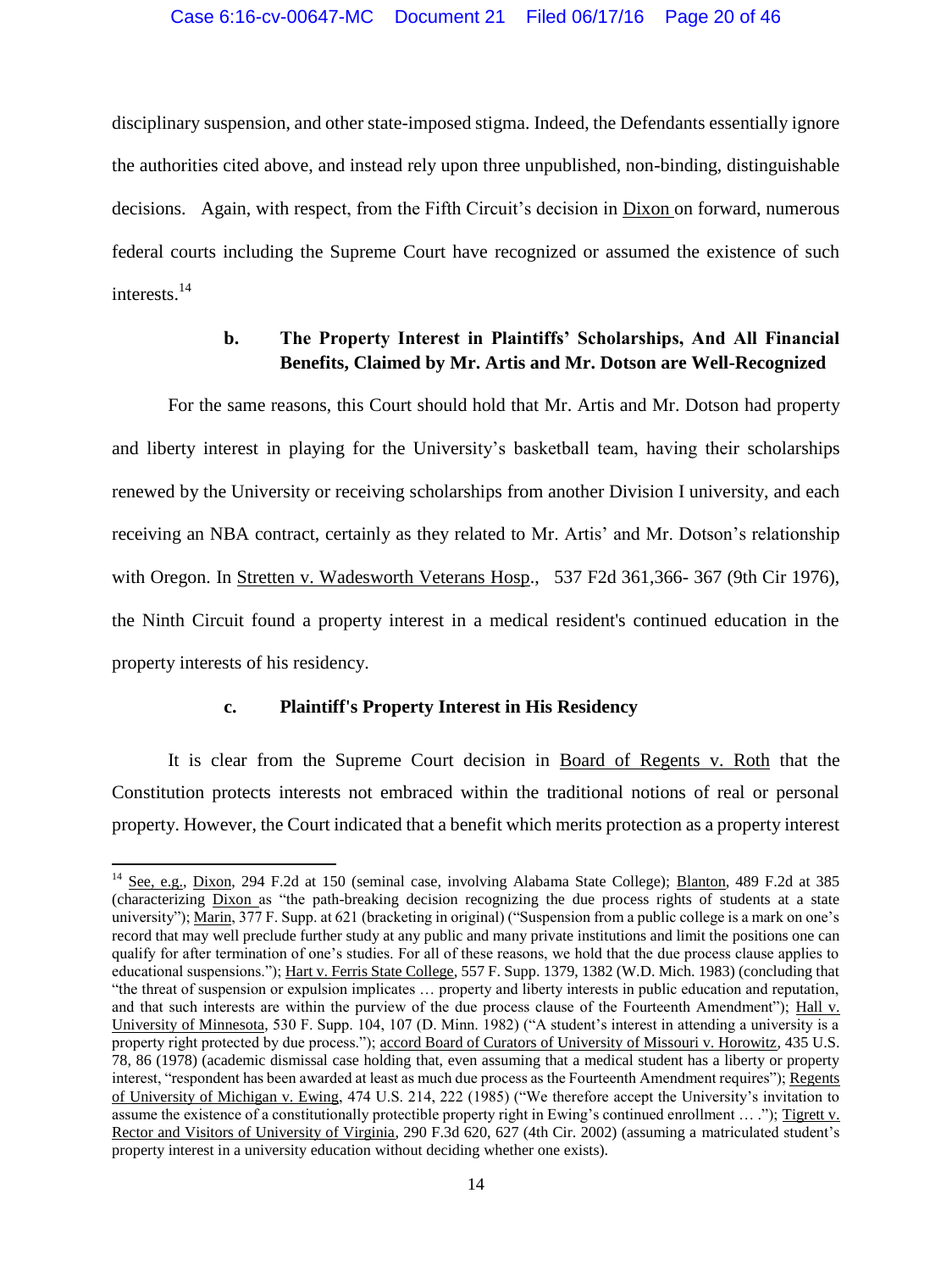disciplinary suspension, and other state-imposed stigma. Indeed, the Defendants essentially ignore the authorities cited above, and instead rely upon three unpublished, non-binding, distinguishable decisions. Again, with respect, from the Fifth Circuit's decision in Dixon on forward, numerous federal courts including the Supreme Court have recognized or assumed the existence of such interests.[14]

### b. The Property Interest in Plaintiffs' Scholarships, And All Financial Benefits, Claimed by Mr. Artis and Mr. Dotson are Well-Recognized

For the same reasons, this Court should hold that Mr. Artis and Mr. Dotson had property and liberty interest in playing for the University's basketball team, having their scholarships renewed by the University or receiving scholarships from another Division I university, and each receiving an NBA contract, certainly as they related to Mr. Artis' and Mr. Dotson's relationship with Oregon. In Stretten v. Wadesworth Veterans Hosp., 537 F2d 361,366- 367 (9th Cir 1976), the Ninth Circuit found a property interest in a medical resident's continued education in the property interests of his residency.

### c. Plaintiff's Property Interest in His Residency

It is clear from the Supreme Court decision in Board of Regents v. Roth that the Constitution protects interests not embraced within the traditional notions of real or personal property. However, the Court indicated that a benefit which merits protection as a property interest

---

[14] See, e.g., Dixon, 294 F.2d at 150 (seminal case, involving Alabama State College); Blanton, 489 F.2d at 385 (characterizing Dixon as "the path-breaking decision recognizing the due process rights of students at a state university"); Marin, 377 F. Supp. at 621 (bracketing in original) ("Suspension from a public college is a mark on one's record that may well preclude further study at any public and many private institutions and limit the positions one can qualify for after termination of one's studies. For all of these reasons, we hold that the due process clause applies to educational suspensions."); Hart v. Ferris State College, 557 F. Supp. 1379, 1382 (W.D. Mich. 1983) (concluding that "the threat of suspension or expulsion implicates … property and liberty interests in public education and reputation, and that such interests are within the purview of the due process clause of the Fourteenth Amendment"); Hall v. University of Minnesota, 530 F. Supp. 104, 107 (D. Minn. 1982) ("A student's interest in attending a university is a property right protected by due process."); accord Board of Curators of University of Missouri v. Horowitz, 435 U.S. 78, 86 (1978) (academic dismissal case holding that, even assuming that a medical student has a liberty or property interest, "respondent has been awarded at least as much due process as the Fourteenth Amendment requires"); Regents of University of Michigan v. Ewing, 474 U.S. 214, 222 (1985) ("We therefore accept the University's invitation to assume the existence of a constitutionally protectible property right in Ewing's continued enrollment … ."); Tigrett v. Rector and Visitors of University of Virginia, 290 F.3d 620, 627 (4th Cir. 2002) (assuming a matriculated student's property interest in a university education without deciding whether one exists).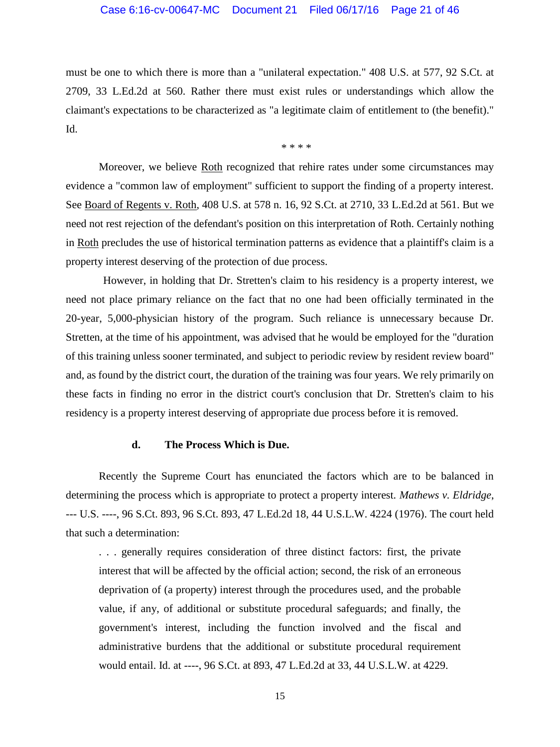must be one to which there is more than a "unilateral expectation." 408 U.S. at 577, 92 S.Ct. at 2709, 33 L.Ed.2d at 560. Rather there must exist rules or understandings which allow the claimant's expectations to be characterized as "a legitimate claim of entitlement to (the benefit)." Id.

\* \* \* \*

Moreover, we believe Roth recognized that rehire rates under some circumstances may evidence a "common law of employment" sufficient to support the finding of a property interest. See Board of Regents v. Roth, 408 U.S. at 578 n. 16, 92 S.Ct. at 2710, 33 L.Ed.2d at 561. But we need not rest rejection of the defendant's position on this interpretation of Roth. Certainly nothing in Roth precludes the use of historical termination patterns as evidence that a plaintiff's claim is a property interest deserving of the protection of due process.

However, in holding that Dr. Stretten's claim to his residency is a property interest, we need not place primary reliance on the fact that no one had been officially terminated in the 20-year, 5,000-physician history of the program. Such reliance is unnecessary because Dr. Stretten, at the time of his appointment, was advised that he would be employed for the "duration of this training unless sooner terminated, and subject to periodic review by resident review board" and, as found by the district court, the duration of the training was four years. We rely primarily on these facts in finding no error in the district court's conclusion that Dr. Stretten's claim to his residency is a property interest deserving of appropriate due process before it is removed.

#### d. The Process Which is Due.

Recently the Supreme Court has enunciated the factors which are to be balanced in determining the process which is appropriate to protect a property interest. *Mathews v. Eldridge*, --- U.S. ----, 96 S.Ct. 893, 96 S.Ct. 893, 47 L.Ed.2d 18, 44 U.S.L.W. 4224 (1976). The court held that such a determination:

> . . . generally requires consideration of three distinct factors: first, the private interest that will be affected by the official action; second, the risk of an erroneous deprivation of (a property) interest through the procedures used, and the probable value, if any, of additional or substitute procedural safeguards; and finally, the government's interest, including the function involved and the fiscal and administrative burdens that the additional or substitute procedural requirement would entail. Id. at ----, 96 S.Ct. at 893, 47 L.Ed.2d at 33, 44 U.S.L.W. at 4229.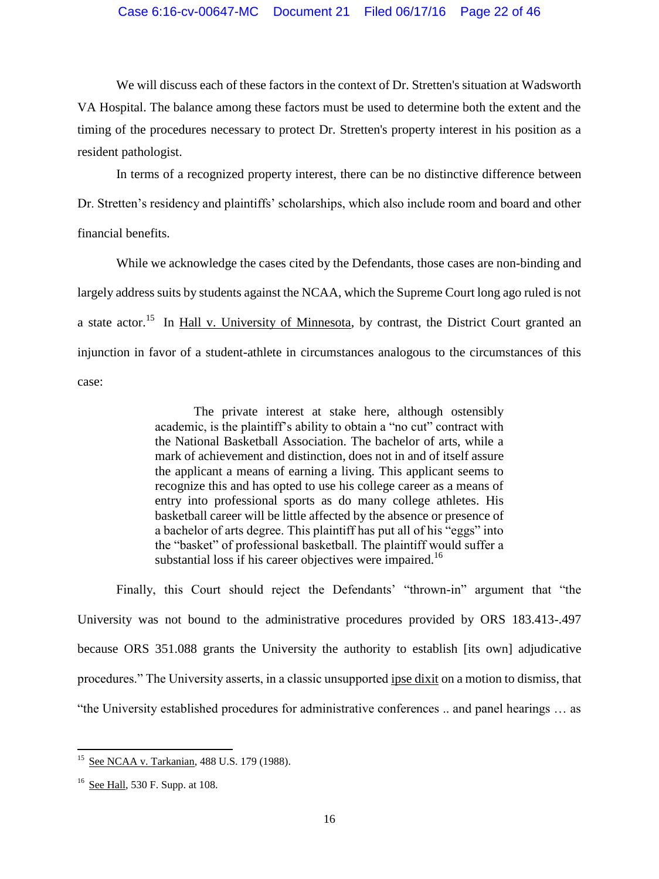We will discuss each of these factors in the context of Dr. Stretten's situation at Wadsworth VA Hospital. The balance among these factors must be used to determine both the extent and the timing of the procedures necessary to protect Dr. Stretten's property interest in his position as a resident pathologist.

In terms of a recognized property interest, there can be no distinctive difference between Dr. Stretten's residency and plaintiffs' scholarships, which also include room and board and other financial benefits.

While we acknowledge the cases cited by the Defendants, those cases are non-binding and largely address suits by students against the NCAA, which the Supreme Court long ago ruled is not a state actor.[15] In Hall v. University of Minnesota, by contrast, the District Court granted an injunction in favor of a student-athlete in circumstances analogous to the circumstances of this case:

> The private interest at stake here, although ostensibly academic, is the plaintiff's ability to obtain a "no cut" contract with the National Basketball Association. The bachelor of arts, while a mark of achievement and distinction, does not in and of itself assure the applicant a means of earning a living. This applicant seems to recognize this and has opted to use his college career as a means of entry into professional sports as do many college athletes. His basketball career will be little affected by the absence or presence of a bachelor of arts degree. This plaintiff has put all of his "eggs" into the "basket" of professional basketball. The plaintiff would suffer a substantial loss if his career objectives were impaired.[16]

Finally, this Court should reject the Defendants' "thrown-in" argument that "the University was not bound to the administrative procedures provided by ORS 183.413-.497 because ORS 351.088 grants the University the authority to establish [its own] adjudicative procedures." The University asserts, in a classic unsupported ipse dixit on a motion to dismiss, that "the University established procedures for administrative conferences .. and panel hearings … as

---

[15] See NCAA v. Tarkanian, 488 U.S. 179 (1988).

[16] See Hall, 530 F. Supp. at 108.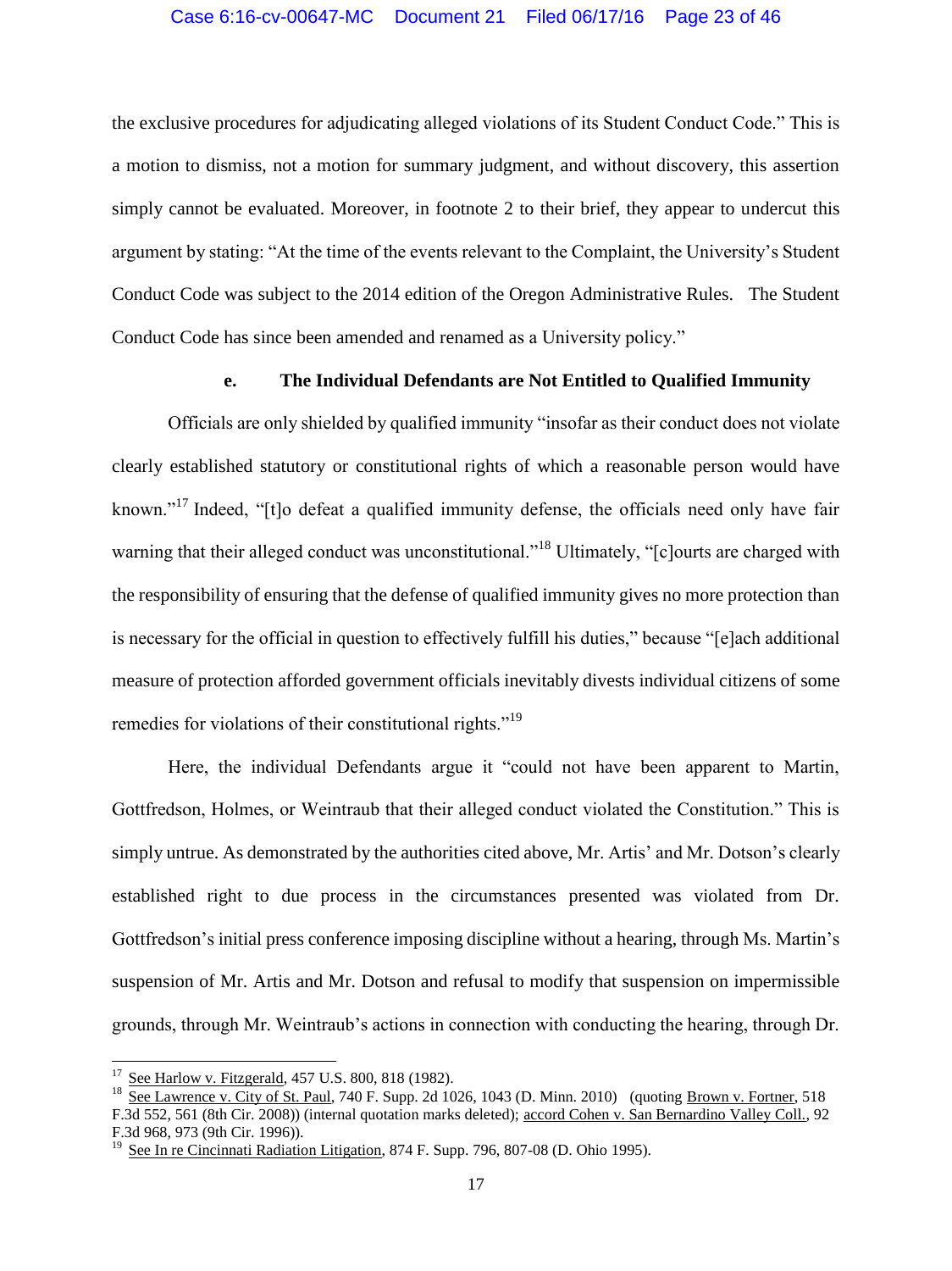the exclusive procedures for adjudicating alleged violations of its Student Conduct Code." This is a motion to dismiss, not a motion for summary judgment, and without discovery, this assertion simply cannot be evaluated. Moreover, in footnote 2 to their brief, they appear to undercut this argument by stating: "At the time of the events relevant to the Complaint, the University's Student Conduct Code was subject to the 2014 edition of the Oregon Administrative Rules. The Student Conduct Code has since been amended and renamed as a University policy."

### e. The Individual Defendants are Not Entitled to Qualified Immunity

Officials are only shielded by qualified immunity "insofar as their conduct does not violate clearly established statutory or constitutional rights of which a reasonable person would have known."[17] Indeed, "[t]o defeat a qualified immunity defense, the officials need only have fair warning that their alleged conduct was unconstitutional."[18] Ultimately, "[c]ourts are charged with the responsibility of ensuring that the defense of qualified immunity gives no more protection than is necessary for the official in question to effectively fulfill his duties," because "[e]ach additional measure of protection afforded government officials inevitably divests individual citizens of some remedies for violations of their constitutional rights."[19]

Here, the individual Defendants argue it "could not have been apparent to Martin, Gottfredson, Holmes, or Weintraub that their alleged conduct violated the Constitution." This is simply untrue. As demonstrated by the authorities cited above, Mr. Artis' and Mr. Dotson's clearly established right to due process in the circumstances presented was violated from Dr. Gottfredson's initial press conference imposing discipline without a hearing, through Ms. Martin's suspension of Mr. Artis and Mr. Dotson and refusal to modify that suspension on impermissible grounds, through Mr. Weintraub's actions in connection with conducting the hearing, through Dr.

---

[17] See Harlow v. Fitzgerald, 457 U.S. 800, 818 (1982).

[18] See Lawrence v. City of St. Paul, 740 F. Supp. 2d 1026, 1043 (D. Minn. 2010) (quoting Brown v. Fortner, 518 F.3d 552, 561 (8th Cir. 2008)) (internal quotation marks deleted); accord Cohen v. San Bernardino Valley Coll., 92 F.3d 968, 973 (9th Cir. 1996)).

[19] See In re Cincinnati Radiation Litigation, 874 F. Supp. 796, 807-08 (D. Ohio 1995).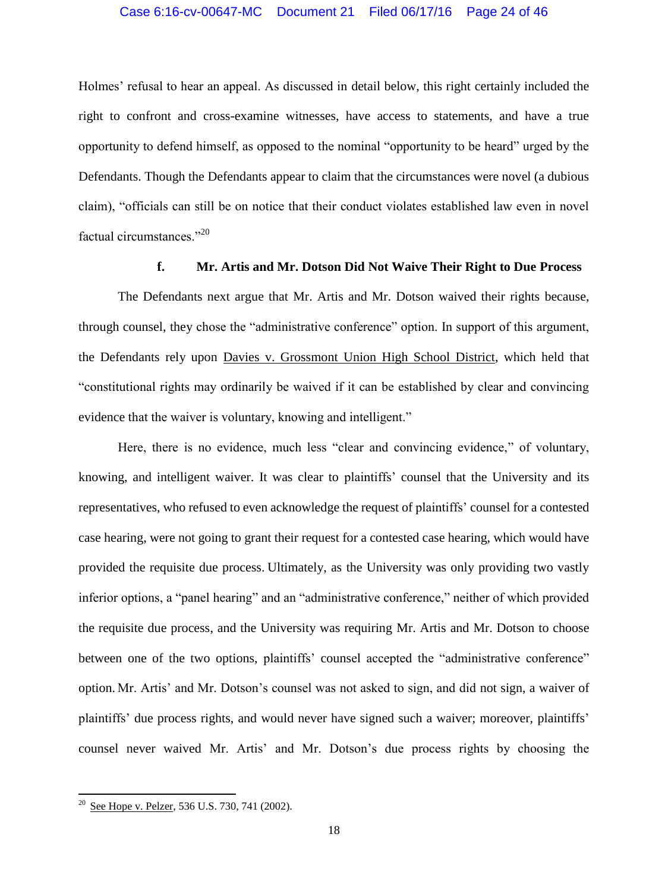Holmes' refusal to hear an appeal. As discussed in detail below, this right certainly included the right to confront and cross-examine witnesses, have access to statements, and have a true opportunity to defend himself, as opposed to the nominal "opportunity to be heard" urged by the Defendants. Though the Defendants appear to claim that the circumstances were novel (a dubious claim), "officials can still be on notice that their conduct violates established law even in novel factual circumstances."[20]

#### f. Mr. Artis and Mr. Dotson Did Not Waive Their Right to Due Process

The Defendants next argue that Mr. Artis and Mr. Dotson waived their rights because, through counsel, they chose the "administrative conference" option. In support of this argument, the Defendants rely upon Davies v. Grossmont Union High School District, which held that "constitutional rights may ordinarily be waived if it can be established by clear and convincing evidence that the waiver is voluntary, knowing and intelligent."

Here, there is no evidence, much less "clear and convincing evidence," of voluntary, knowing, and intelligent waiver. It was clear to plaintiffs' counsel that the University and its representatives, who refused to even acknowledge the request of plaintiffs' counsel for a contested case hearing, were not going to grant their request for a contested case hearing, which would have provided the requisite due process. Ultimately, as the University was only providing two vastly inferior options, a "panel hearing" and an "administrative conference," neither of which provided the requisite due process, and the University was requiring Mr. Artis and Mr. Dotson to choose between one of the two options, plaintiffs' counsel accepted the "administrative conference" option. Mr. Artis' and Mr. Dotson's counsel was not asked to sign, and did not sign, a waiver of plaintiffs' due process rights, and would never have signed such a waiver; moreover, plaintiffs' counsel never waived Mr. Artis' and Mr. Dotson's due process rights by choosing the

---

[20] See Hope v. Pelzer, 536 U.S. 730, 741 (2002).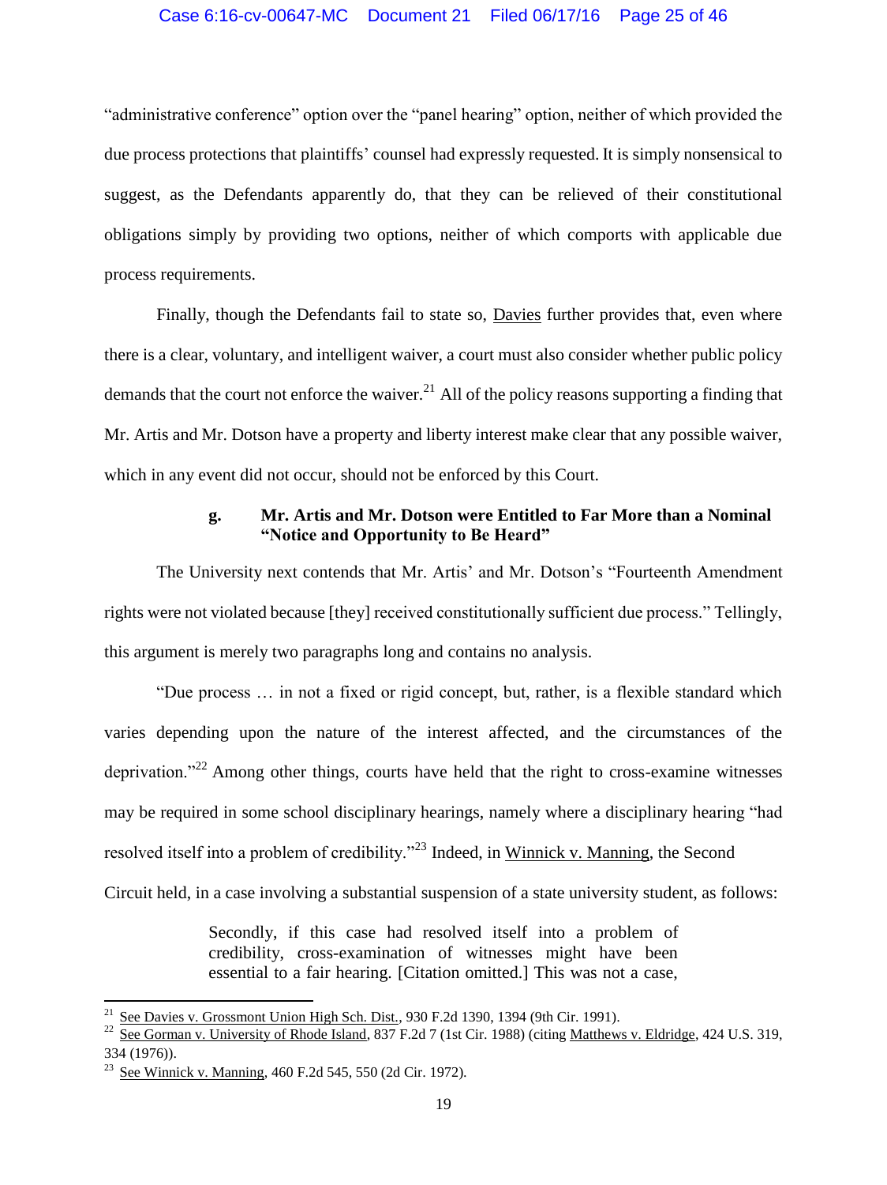"administrative conference" option over the "panel hearing" option, neither of which provided the due process protections that plaintiffs' counsel had expressly requested. It is simply nonsensical to suggest, as the Defendants apparently do, that they can be relieved of their constitutional obligations simply by providing two options, neither of which comports with applicable due process requirements.

Finally, though the Defendants fail to state so, Davies further provides that, even where there is a clear, voluntary, and intelligent waiver, a court must also consider whether public policy demands that the court not enforce the waiver.[21] All of the policy reasons supporting a finding that Mr. Artis and Mr. Dotson have a property and liberty interest make clear that any possible waiver, which in any event did not occur, should not be enforced by this Court.

#### g. Mr. Artis and Mr. Dotson were Entitled to Far More than a Nominal "Notice and Opportunity to Be Heard"

The University next contends that Mr. Artis' and Mr. Dotson's "Fourteenth Amendment rights were not violated because [they] received constitutionally sufficient due process." Tellingly, this argument is merely two paragraphs long and contains no analysis.

"Due process … in not a fixed or rigid concept, but, rather, is a flexible standard which varies depending upon the nature of the interest affected, and the circumstances of the deprivation."[22] Among other things, courts have held that the right to cross-examine witnesses may be required in some school disciplinary hearings, namely where a disciplinary hearing "had resolved itself into a problem of credibility."[23] Indeed, in Winnick v. Manning, the Second Circuit held, in a case involving a substantial suspension of a state university student, as follows:

> Secondly, if this case had resolved itself into a problem of credibility, cross-examination of witnesses might have been essential to a fair hearing. [Citation omitted.] This was not a case,

---

[21] See Davies v. Grossmont Union High Sch. Dist., 930 F.2d 1390, 1394 (9th Cir. 1991).

[22] See Gorman v. University of Rhode Island, 837 F.2d 7 (1st Cir. 1988) (citing Matthews v. Eldridge, 424 U.S. 319, 334 (1976)).

[23] See Winnick v. Manning, 460 F.2d 545, 550 (2d Cir. 1972).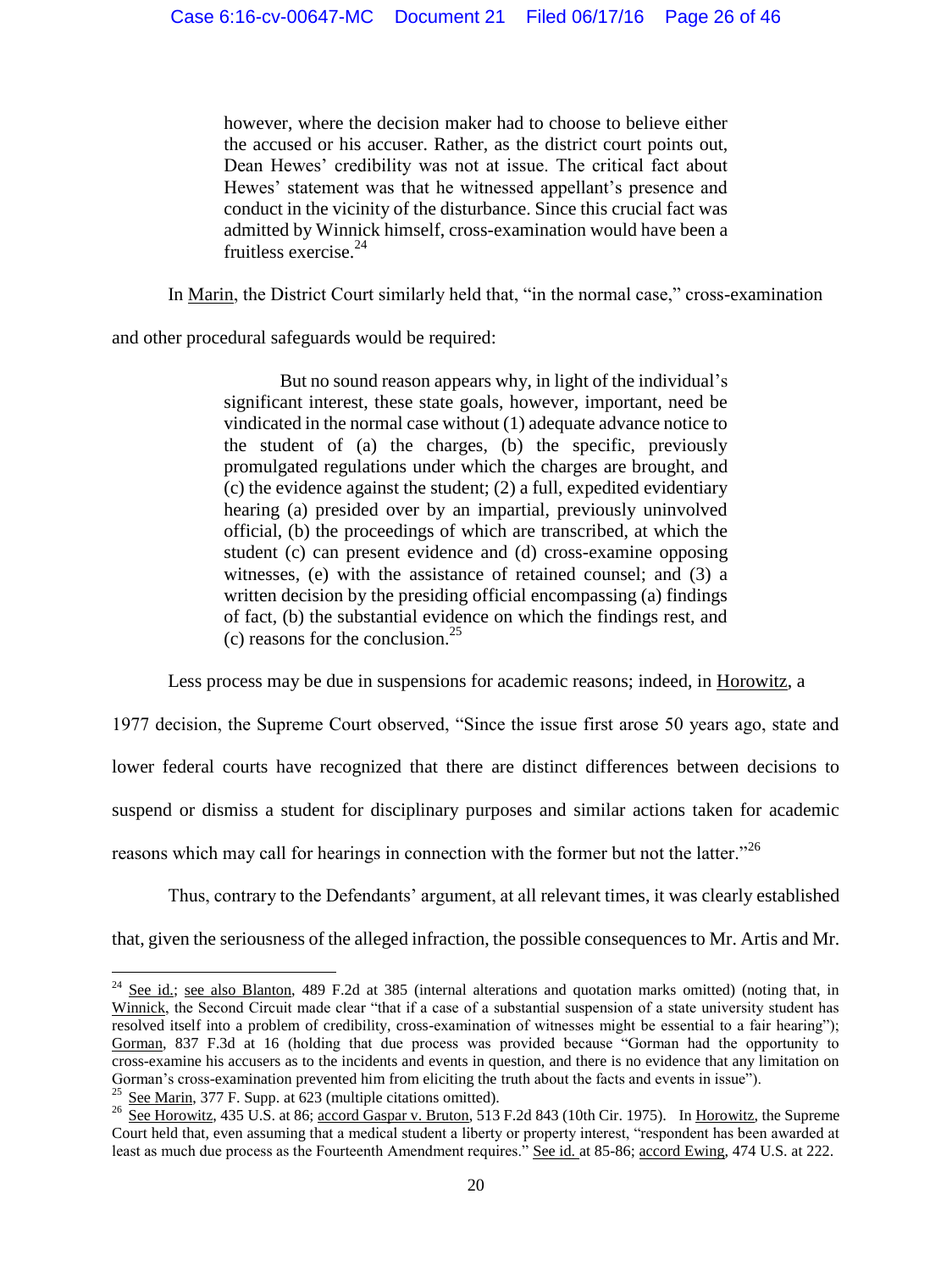> however, where the decision maker had to choose to believe either the accused or his accuser. Rather, as the district court points out, Dean Hewes' credibility was not at issue. The critical fact about Hewes' statement was that he witnessed appellant's presence and conduct in the vicinity of the disturbance. Since this crucial fact was admitted by Winnick himself, cross-examination would have been a fruitless exercise.[24]

In Marin, the District Court similarly held that, "in the normal case," cross-examination and other procedural safeguards would be required:

> But no sound reason appears why, in light of the individual's significant interest, these state goals, however, important, need be vindicated in the normal case without (1) adequate advance notice to the student of (a) the charges, (b) the specific, previously promulgated regulations under which the charges are brought, and (c) the evidence against the student; (2) a full, expedited evidentiary hearing (a) presided over by an impartial, previously uninvolved official, (b) the proceedings of which are transcribed, at which the student (c) can present evidence and (d) cross-examine opposing witnesses, (e) with the assistance of retained counsel; and (3) a written decision by the presiding official encompassing (a) findings of fact, (b) the substantial evidence on which the findings rest, and (c) reasons for the conclusion.[25]

Less process may be due in suspensions for academic reasons; indeed, in Horowitz, a 1977 decision, the Supreme Court observed, "Since the issue first arose 50 years ago, state and lower federal courts have recognized that there are distinct differences between decisions to suspend or dismiss a student for disciplinary purposes and similar actions taken for academic reasons which may call for hearings in connection with the former but not the latter."[26]

Thus, contrary to the Defendants' argument, at all relevant times, it was clearly established that, given the seriousness of the alleged infraction, the possible consequences to Mr. Artis and Mr.

---

[24] See id.; see also Blanton, 489 F.2d at 385 (internal alterations and quotation marks omitted) (noting that, in Winnick, the Second Circuit made clear "that if a case of a substantial suspension of a state university student has resolved itself into a problem of credibility, cross-examination of witnesses might be essential to a fair hearing"); Gorman, 837 F.3d at 16 (holding that due process was provided because "Gorman had the opportunity to cross-examine his accusers as to the incidents and events in question, and there is no evidence that any limitation on Gorman's cross-examination prevented him from eliciting the truth about the facts and events in issue").

[25] See Marin, 377 F. Supp. at 623 (multiple citations omitted).

[26] See Horowitz, 435 U.S. at 86; accord Gaspar v. Bruton, 513 F.2d 843 (10th Cir. 1975). In Horowitz, the Supreme Court held that, even assuming that a medical student a liberty or property interest, "respondent has been awarded at least as much due process as the Fourteenth Amendment requires." See id. at 85-86; accord Ewing, 474 U.S. at 222.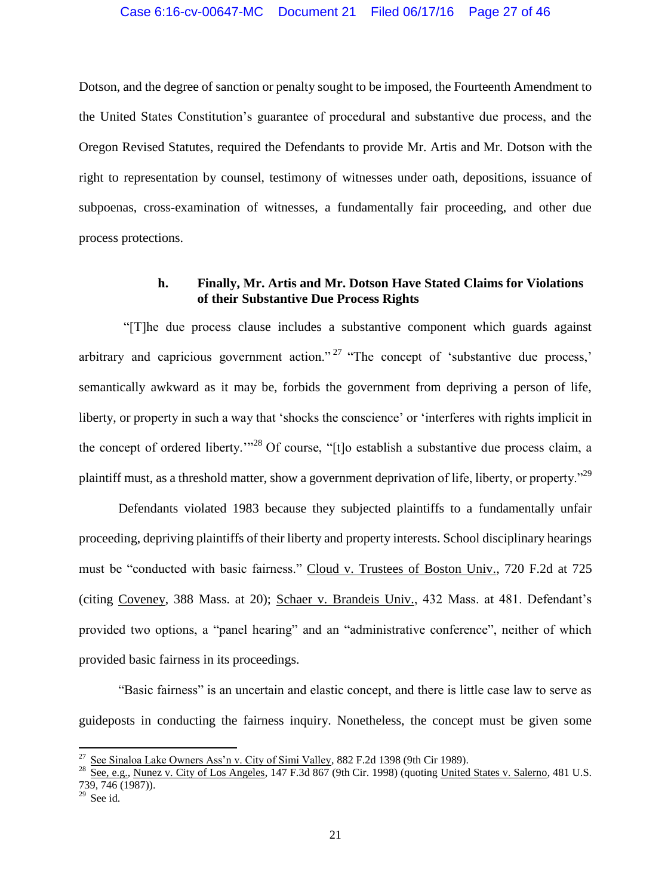Dotson, and the degree of sanction or penalty sought to be imposed, the Fourteenth Amendment to the United States Constitution's guarantee of procedural and substantive due process, and the Oregon Revised Statutes, required the Defendants to provide Mr. Artis and Mr. Dotson with the right to representation by counsel, testimony of witnesses under oath, depositions, issuance of subpoenas, cross-examination of witnesses, a fundamentally fair proceeding, and other due process protections.

#### h. Finally, Mr. Artis and Mr. Dotson Have Stated Claims for Violations of their Substantive Due Process Rights

"[T]he due process clause includes a substantive component which guards against arbitrary and capricious government action."[27] "The concept of 'substantive due process,' semantically awkward as it may be, forbids the government from depriving a person of life, liberty, or property in such a way that 'shocks the conscience' or 'interferes with rights implicit in the concept of ordered liberty.'"[28] Of course, "[t]o establish a substantive due process claim, a plaintiff must, as a threshold matter, show a government deprivation of life, liberty, or property."[29]

Defendants violated 1983 because they subjected plaintiffs to a fundamentally unfair proceeding, depriving plaintiffs of their liberty and property interests. School disciplinary hearings must be "conducted with basic fairness." Cloud v. Trustees of Boston Univ., 720 F.2d at 725 (citing Coveney, 388 Mass. at 20); Schaer v. Brandeis Univ., 432 Mass. at 481. Defendant's provided two options, a "panel hearing" and an "administrative conference", neither of which provided basic fairness in its proceedings.

"Basic fairness" is an uncertain and elastic concept, and there is little case law to serve as guideposts in conducting the fairness inquiry. Nonetheless, the concept must be given some

---

[27] See Sinaloa Lake Owners Ass'n v. City of Simi Valley, 882 F.2d 1398 (9th Cir 1989).

[28] See, e.g., Nunez v. City of Los Angeles, 147 F.3d 867 (9th Cir. 1998) (quoting United States v. Salerno, 481 U.S. 739, 746 (1987)).

[29] See id.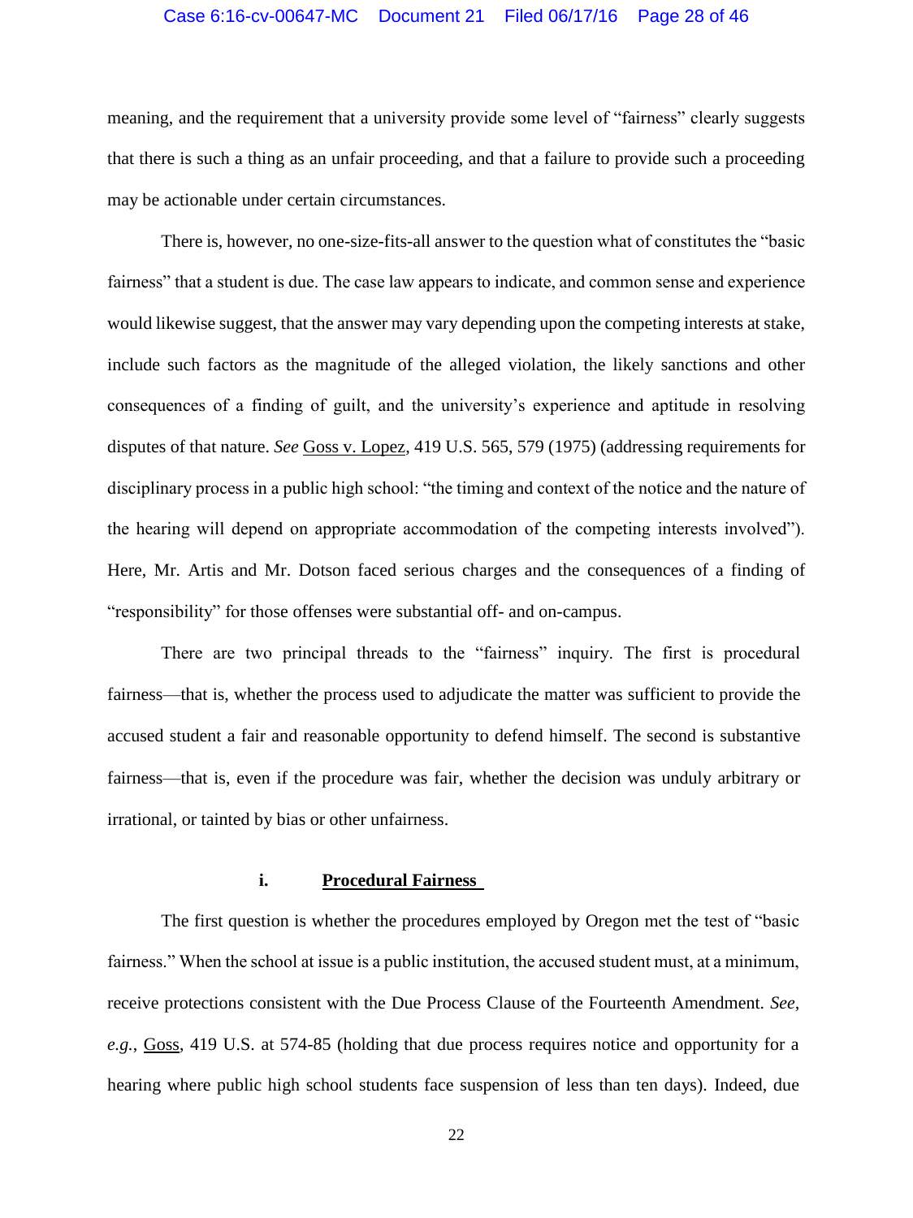meaning, and the requirement that a university provide some level of "fairness" clearly suggests that there is such a thing as an unfair proceeding, and that a failure to provide such a proceeding may be actionable under certain circumstances.

There is, however, no one-size-fits-all answer to the question what of constitutes the "basic fairness" that a student is due. The case law appears to indicate, and common sense and experience would likewise suggest, that the answer may vary depending upon the competing interests at stake, include such factors as the magnitude of the alleged violation, the likely sanctions and other consequences of a finding of guilt, and the university's experience and aptitude in resolving disputes of that nature. *See* Goss v. Lopez, 419 U.S. 565, 579 (1975) (addressing requirements for disciplinary process in a public high school: "the timing and context of the notice and the nature of the hearing will depend on appropriate accommodation of the competing interests involved"). Here, Mr. Artis and Mr. Dotson faced serious charges and the consequences of a finding of "responsibility" for those offenses were substantial off- and on-campus.

There are two principal threads to the "fairness" inquiry. The first is procedural fairness—that is, whether the process used to adjudicate the matter was sufficient to provide the accused student a fair and reasonable opportunity to defend himself. The second is substantive fairness—that is, even if the procedure was fair, whether the decision was unduly arbitrary or irrational, or tainted by bias or other unfairness.

**i. Procedural Fairness**

The first question is whether the procedures employed by Oregon met the test of "basic fairness." When the school at issue is a public institution, the accused student must, at a minimum, receive protections consistent with the Due Process Clause of the Fourteenth Amendment. *See, e.g.*, Goss, 419 U.S. at 574-85 (holding that due process requires notice and opportunity for a hearing where public high school students face suspension of less than ten days). Indeed, due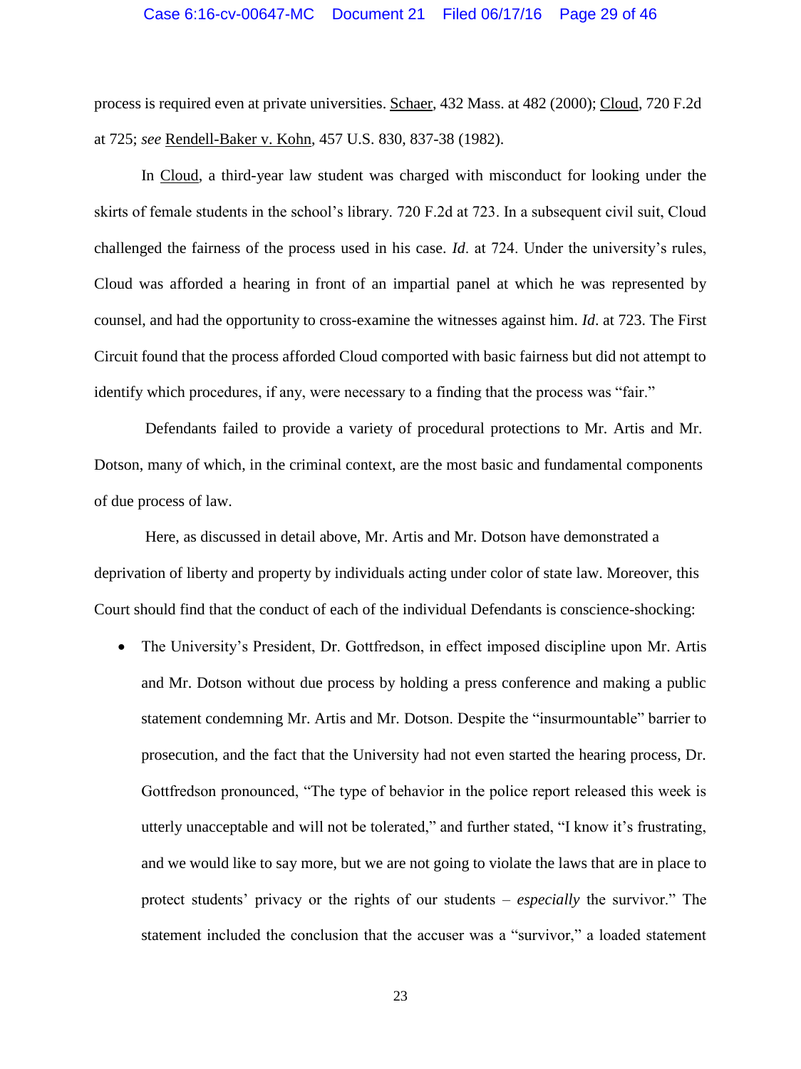process is required even at private universities. Schaer, 432 Mass. at 482 (2000); Cloud, 720 F.2d at 725; *see* Rendell-Baker v. Kohn, 457 U.S. 830, 837-38 (1982).

In Cloud, a third-year law student was charged with misconduct for looking under the skirts of female students in the school's library. 720 F.2d at 723. In a subsequent civil suit, Cloud challenged the fairness of the process used in his case. *Id*. at 724. Under the university's rules, Cloud was afforded a hearing in front of an impartial panel at which he was represented by counsel, and had the opportunity to cross-examine the witnesses against him. *Id*. at 723. The First Circuit found that the process afforded Cloud comported with basic fairness but did not attempt to identify which procedures, if any, were necessary to a finding that the process was "fair."

Defendants failed to provide a variety of procedural protections to Mr. Artis and Mr. Dotson, many of which, in the criminal context, are the most basic and fundamental components of due process of law.

Here, as discussed in detail above, Mr. Artis and Mr. Dotson have demonstrated a deprivation of liberty and property by individuals acting under color of state law. Moreover, this Court should find that the conduct of each of the individual Defendants is conscience-shocking:

- The University's President, Dr. Gottfredson, in effect imposed discipline upon Mr. Artis and Mr. Dotson without due process by holding a press conference and making a public statement condemning Mr. Artis and Mr. Dotson. Despite the "insurmountable" barrier to prosecution, and the fact that the University had not even started the hearing process, Dr. Gottfredson pronounced, "The type of behavior in the police report released this week is utterly unacceptable and will not be tolerated," and further stated, "I know it's frustrating, and we would like to say more, but we are not going to violate the laws that are in place to protect students' privacy or the rights of our students – *especially* the survivor." The statement included the conclusion that the accuser was a "survivor," a loaded statement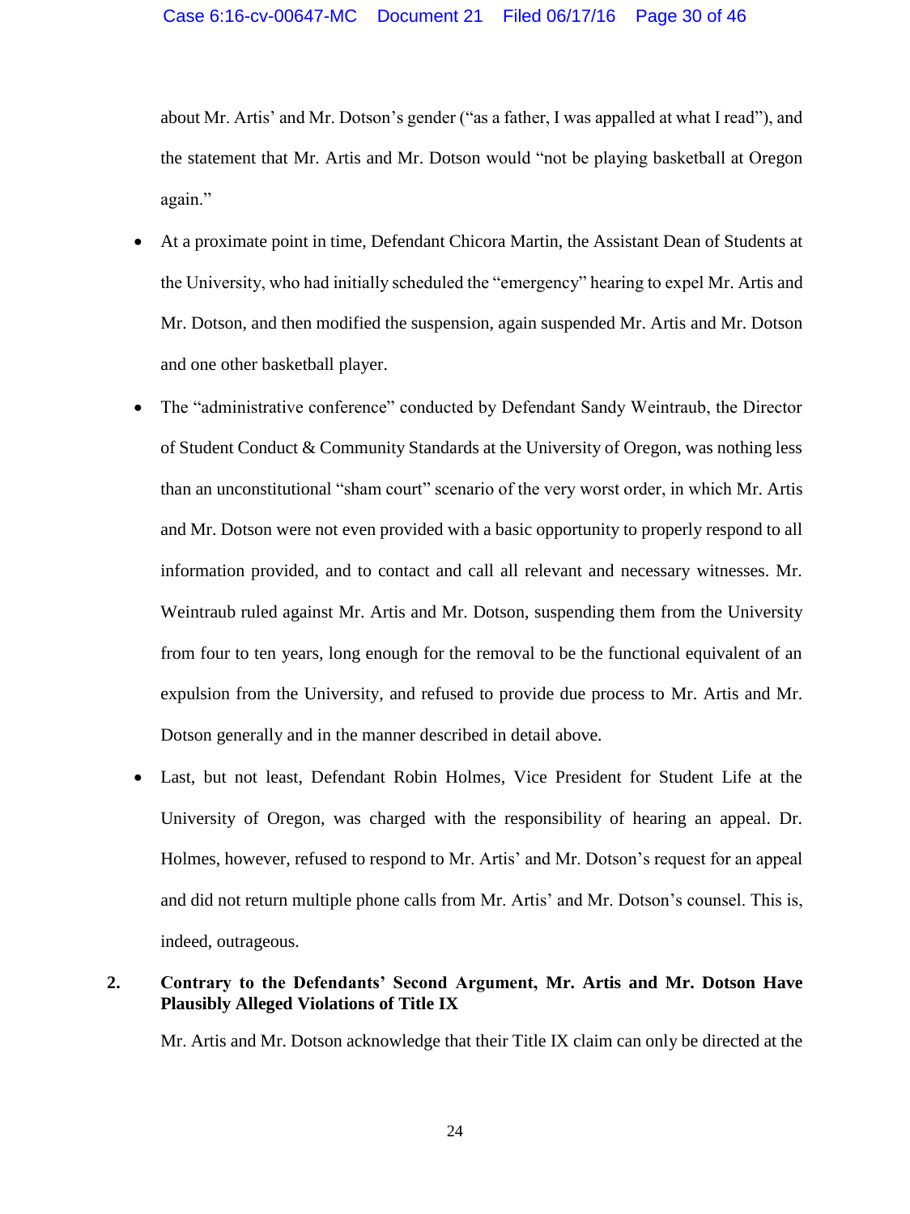about Mr. Artis' and Mr. Dotson's gender ("as a father, I was appalled at what I read"), and the statement that Mr. Artis and Mr. Dotson would "not be playing basketball at Oregon again."

- At a proximate point in time, Defendant Chicora Martin, the Assistant Dean of Students at the University, who had initially scheduled the "emergency" hearing to expel Mr. Artis and Mr. Dotson, and then modified the suspension, again suspended Mr. Artis and Mr. Dotson and one other basketball player.

- The "administrative conference" conducted by Defendant Sandy Weintraub, the Director of Student Conduct & Community Standards at the University of Oregon, was nothing less than an unconstitutional "sham court" scenario of the very worst order, in which Mr. Artis and Mr. Dotson were not even provided with a basic opportunity to properly respond to all information provided, and to contact and call all relevant and necessary witnesses. Mr. Weintraub ruled against Mr. Artis and Mr. Dotson, suspending them from the University from four to ten years, long enough for the removal to be the functional equivalent of an expulsion from the University, and refused to provide due process to Mr. Artis and Mr. Dotson generally and in the manner described in detail above.

- Last, but not least, Defendant Robin Holmes, Vice President for Student Life at the University of Oregon, was charged with the responsibility of hearing an appeal. Dr. Holmes, however, refused to respond to Mr. Artis' and Mr. Dotson's request for an appeal and did not return multiple phone calls from Mr. Artis' and Mr. Dotson's counsel. This is, indeed, outrageous.

**2. Contrary to the Defendants' Second Argument, Mr. Artis and Mr. Dotson Have Plausibly Alleged Violations of Title IX**

Mr. Artis and Mr. Dotson acknowledge that their Title IX claim can only be directed at the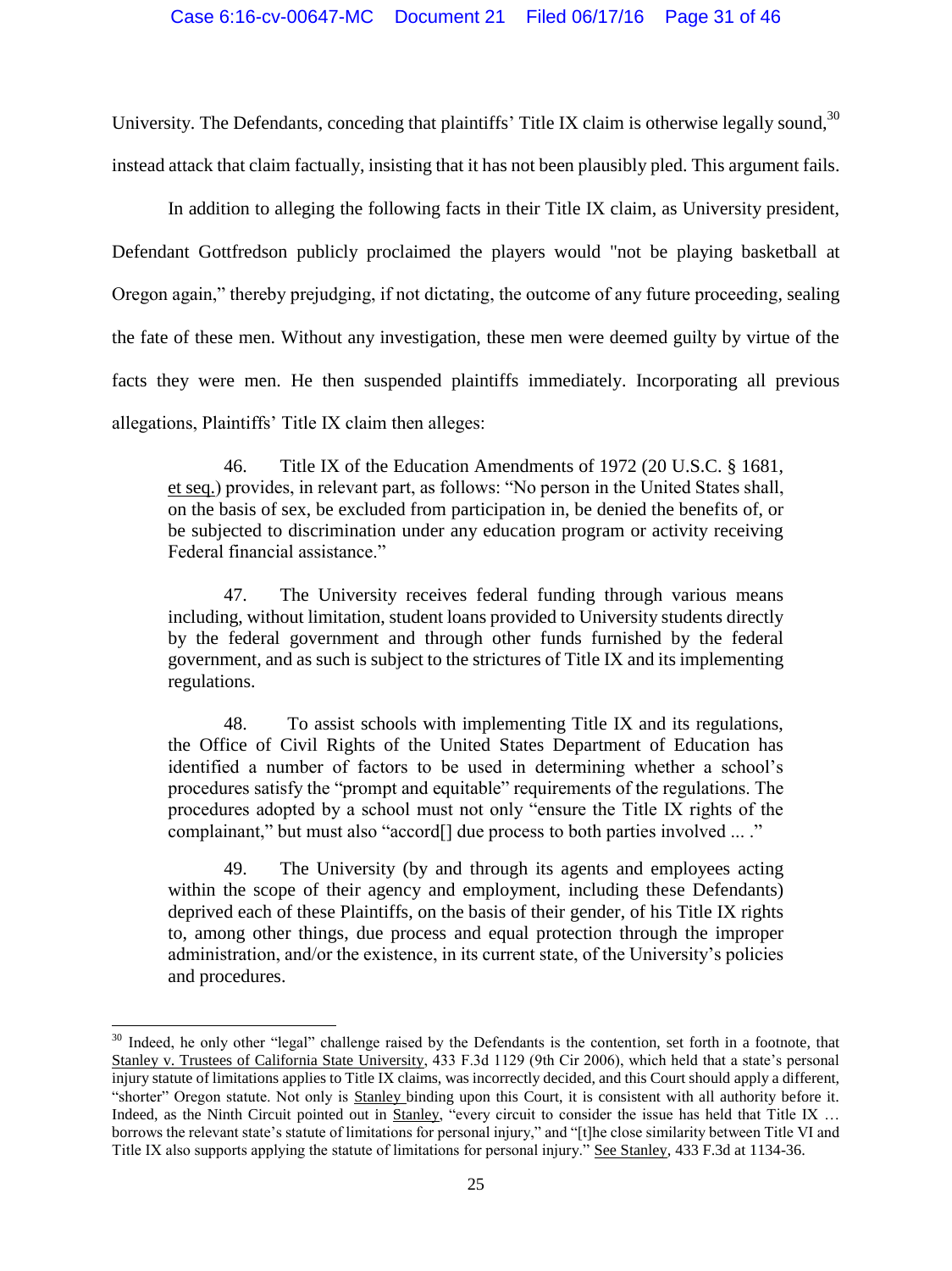University. The Defendants, conceding that plaintiffs' Title IX claim is otherwise legally sound,[30] instead attack that claim factually, insisting that it has not been plausibly pled. This argument fails.

In addition to alleging the following facts in their Title IX claim, as University president, Defendant Gottfredson publicly proclaimed the players would "not be playing basketball at Oregon again," thereby prejudging, if not dictating, the outcome of any future proceeding, sealing the fate of these men. Without any investigation, these men were deemed guilty by virtue of the facts they were men. He then suspended plaintiffs immediately. Incorporating all previous allegations, Plaintiffs' Title IX claim then alleges:

> 46. Title IX of the Education Amendments of 1972 (20 U.S.C. § 1681, et seq.) provides, in relevant part, as follows: "No person in the United States shall, on the basis of sex, be excluded from participation in, be denied the benefits of, or be subjected to discrimination under any education program or activity receiving Federal financial assistance."
>
> 47. The University receives federal funding through various means including, without limitation, student loans provided to University students directly by the federal government and through other funds furnished by the federal government, and as such is subject to the strictures of Title IX and its implementing regulations.
>
> 48. To assist schools with implementing Title IX and its regulations, the Office of Civil Rights of the United States Department of Education has identified a number of factors to be used in determining whether a school's procedures satisfy the "prompt and equitable" requirements of the regulations. The procedures adopted by a school must not only "ensure the Title IX rights of the complainant," but must also "accord[] due process to both parties involved ... ."
>
> 49. The University (by and through its agents and employees acting within the scope of their agency and employment, including these Defendants) deprived each of these Plaintiffs, on the basis of their gender, of his Title IX rights to, among other things, due process and equal protection through the improper administration, and/or the existence, in its current state, of the University's policies and procedures.

---

[30] Indeed, he only other "legal" challenge raised by the Defendants is the contention, set forth in a footnote, that Stanley v. Trustees of California State University, 433 F.3d 1129 (9th Cir 2006), which held that a state's personal injury statute of limitations applies to Title IX claims, was incorrectly decided, and this Court should apply a different, "shorter" Oregon statute. Not only is Stanley binding upon this Court, it is consistent with all authority before it. Indeed, as the Ninth Circuit pointed out in Stanley, "every circuit to consider the issue has held that Title IX … borrows the relevant state's statute of limitations for personal injury," and "[t]he close similarity between Title VI and Title IX also supports applying the statute of limitations for personal injury." See Stanley, 433 F.3d at 1134-36.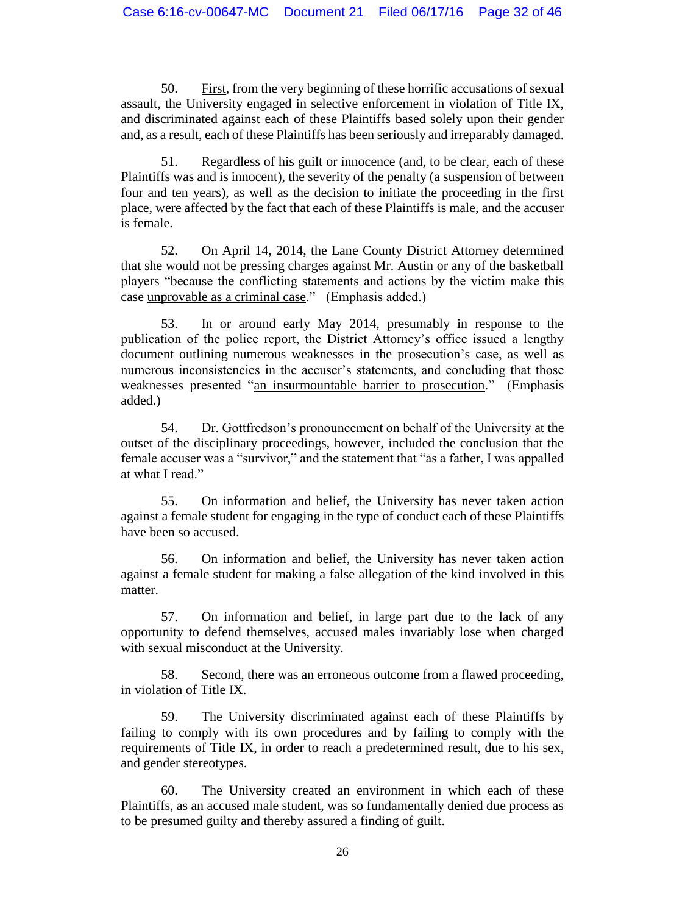50. First, from the very beginning of these horrific accusations of sexual assault, the University engaged in selective enforcement in violation of Title IX, and discriminated against each of these Plaintiffs based solely upon their gender and, as a result, each of these Plaintiffs has been seriously and irreparably damaged.

51. Regardless of his guilt or innocence (and, to be clear, each of these Plaintiffs was and is innocent), the severity of the penalty (a suspension of between four and ten years), as well as the decision to initiate the proceeding in the first place, were affected by the fact that each of these Plaintiffs is male, and the accuser is female.

52. On April 14, 2014, the Lane County District Attorney determined that she would not be pressing charges against Mr. Austin or any of the basketball players "because the conflicting statements and actions by the victim make this case unprovable as a criminal case." (Emphasis added.)

53. In or around early May 2014, presumably in response to the publication of the police report, the District Attorney's office issued a lengthy document outlining numerous weaknesses in the prosecution's case, as well as numerous inconsistencies in the accuser's statements, and concluding that those weaknesses presented "an insurmountable barrier to prosecution." (Emphasis added.)

54. Dr. Gottfredson's pronouncement on behalf of the University at the outset of the disciplinary proceedings, however, included the conclusion that the female accuser was a "survivor," and the statement that "as a father, I was appalled at what I read."

55. On information and belief, the University has never taken action against a female student for engaging in the type of conduct each of these Plaintiffs have been so accused.

56. On information and belief, the University has never taken action against a female student for making a false allegation of the kind involved in this matter.

57. On information and belief, in large part due to the lack of any opportunity to defend themselves, accused males invariably lose when charged with sexual misconduct at the University.

58. Second, there was an erroneous outcome from a flawed proceeding, in violation of Title IX.

59. The University discriminated against each of these Plaintiffs by failing to comply with its own procedures and by failing to comply with the requirements of Title IX, in order to reach a predetermined result, due to his sex, and gender stereotypes.

60. The University created an environment in which each of these Plaintiffs, as an accused male student, was so fundamentally denied due process as to be presumed guilty and thereby assured a finding of guilt.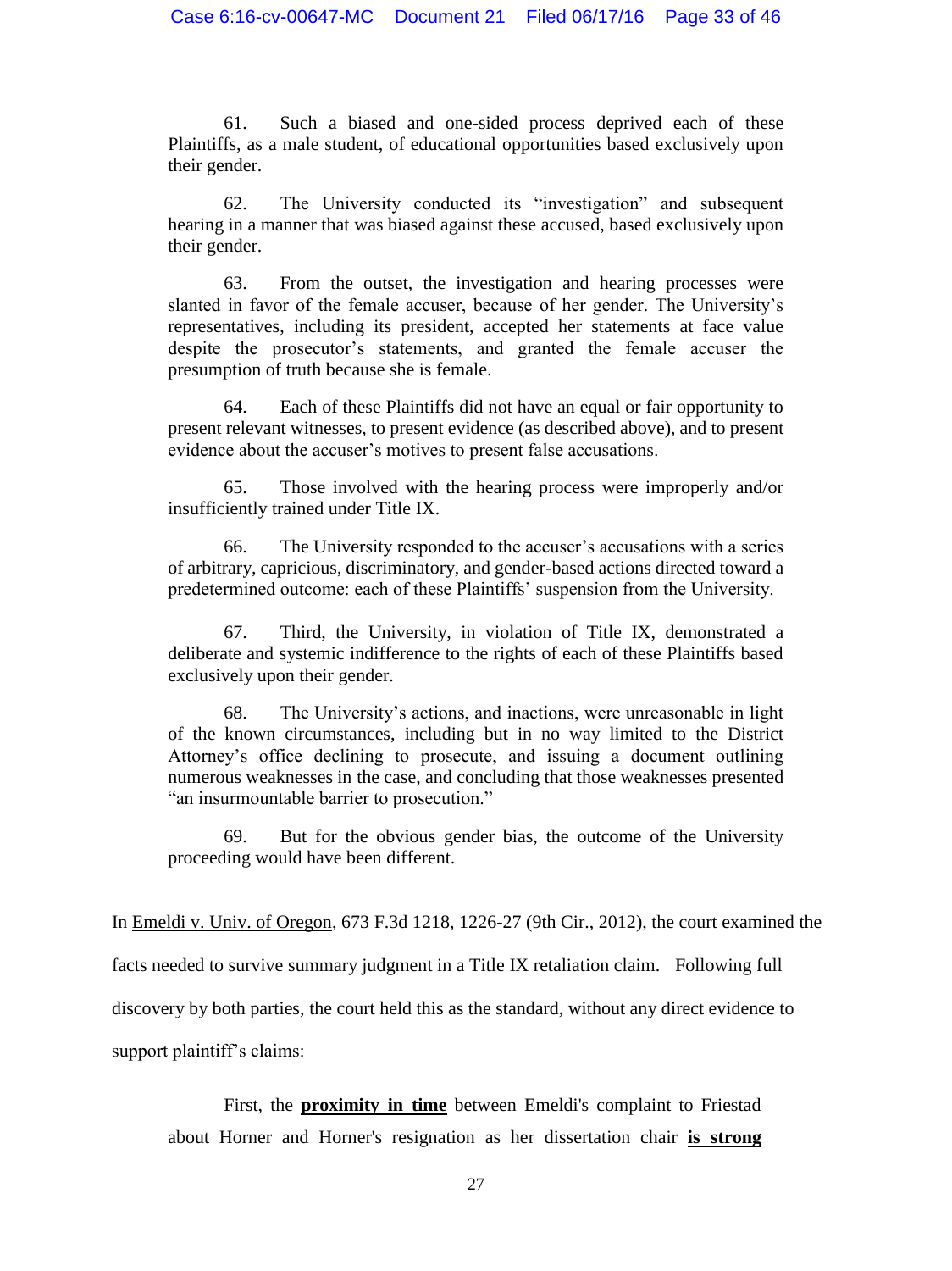> 61. Such a biased and one-sided process deprived each of these Plaintiffs, as a male student, of educational opportunities based exclusively upon their gender.
>
> 62. The University conducted its "investigation" and subsequent hearing in a manner that was biased against these accused, based exclusively upon their gender.
>
> 63. From the outset, the investigation and hearing processes were slanted in favor of the female accuser, because of her gender. The University's representatives, including its president, accepted her statements at face value despite the prosecutor's statements, and granted the female accuser the presumption of truth because she is female.
>
> 64. Each of these Plaintiffs did not have an equal or fair opportunity to present relevant witnesses, to present evidence (as described above), and to present evidence about the accuser's motives to present false accusations.
>
> 65. Those involved with the hearing process were improperly and/or insufficiently trained under Title IX.
>
> 66. The University responded to the accuser's accusations with a series of arbitrary, capricious, discriminatory, and gender-based actions directed toward a predetermined outcome: each of these Plaintiffs' suspension from the University.
>
> 67. <u>Third</u>, the University, in violation of Title IX, demonstrated a deliberate and systemic indifference to the rights of each of these Plaintiffs based exclusively upon their gender.
>
> 68. The University's actions, and inactions, were unreasonable in light of the known circumstances, including but in no way limited to the District Attorney's office declining to prosecute, and issuing a document outlining numerous weaknesses in the case, and concluding that those weaknesses presented "an insurmountable barrier to prosecution."
>
> 69. But for the obvious gender bias, the outcome of the University proceeding would have been different.

In <u>Emeldi v. Univ. of Oregon</u>, 673 F.3d 1218, 1226-27 (9th Cir., 2012), the court examined the facts needed to survive summary judgment in a Title IX retaliation claim. Following full discovery by both parties, the court held this as the standard, without any direct evidence to support plaintiff's claims:

> First, the **<u>proximity in time</u>** between Emeldi's complaint to Friestad about Horner and Horner's resignation as her dissertation chair **<u>is strong</u>**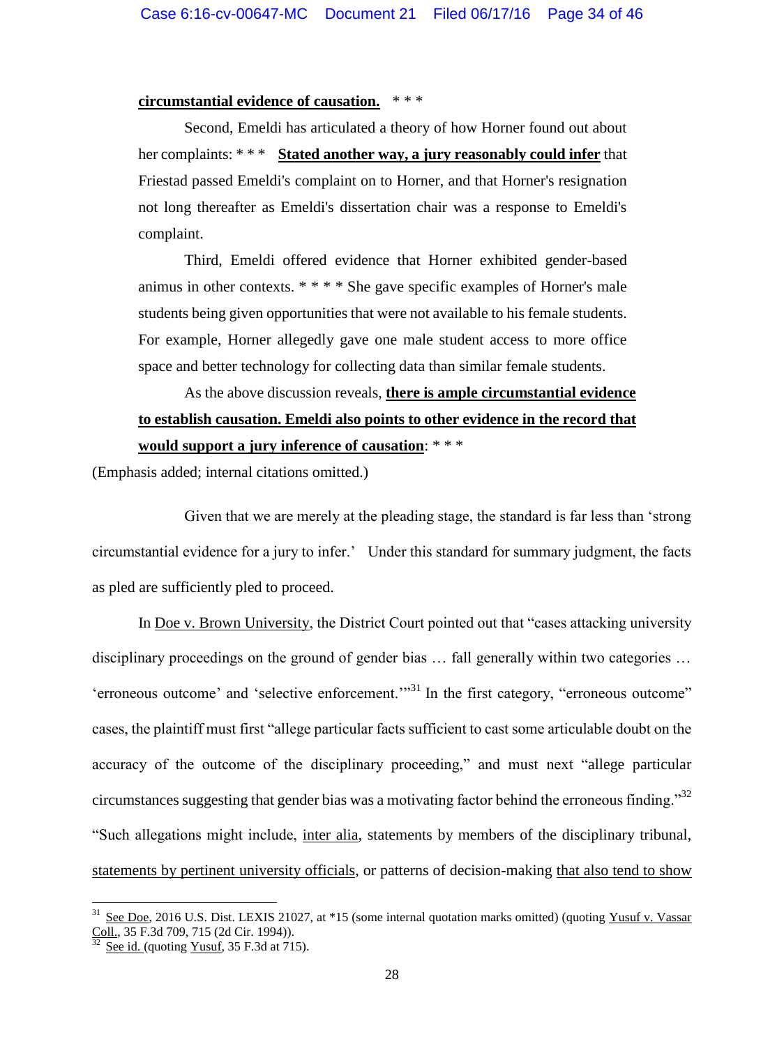**circumstantial evidence of causation.** * * *

Second, Emeldi has articulated a theory of how Horner found out about her complaints: * * * **Stated another way, a jury reasonably could infer** that Friestad passed Emeldi's complaint on to Horner, and that Horner's resignation not long thereafter as Emeldi's dissertation chair was a response to Emeldi's complaint.

Third, Emeldi offered evidence that Horner exhibited gender-based animus in other contexts. * * * * She gave specific examples of Horner's male students being given opportunities that were not available to his female students. For example, Horner allegedly gave one male student access to more office space and better technology for collecting data than similar female students.

As the above discussion reveals, **there is ample circumstantial evidence to establish causation. Emeldi also points to other evidence in the record that would support a jury inference of causation**: * * *

(Emphasis added; internal citations omitted.)

Given that we are merely at the pleading stage, the standard is far less than 'strong circumstantial evidence for a jury to infer.' Under this standard for summary judgment, the facts as pled are sufficiently pled to proceed.

In Doe v. Brown University, the District Court pointed out that "cases attacking university disciplinary proceedings on the ground of gender bias … fall generally within two categories … 'erroneous outcome' and 'selective enforcement.'"[31] In the first category, "erroneous outcome" cases, the plaintiff must first "allege particular facts sufficient to cast some articulable doubt on the accuracy of the outcome of the disciplinary proceeding," and must next "allege particular circumstances suggesting that gender bias was a motivating factor behind the erroneous finding."[32] "Such allegations might include, inter alia, statements by members of the disciplinary tribunal, statements by pertinent university officials, or patterns of decision-making that also tend to show

---

[31] See Doe, 2016 U.S. Dist. LEXIS 21027, at *15 (some internal quotation marks omitted) (quoting Yusuf v. Vassar Coll., 35 F.3d 709, 715 (2d Cir. 1994)).

[32] See id. (quoting Yusuf, 35 F.3d at 715).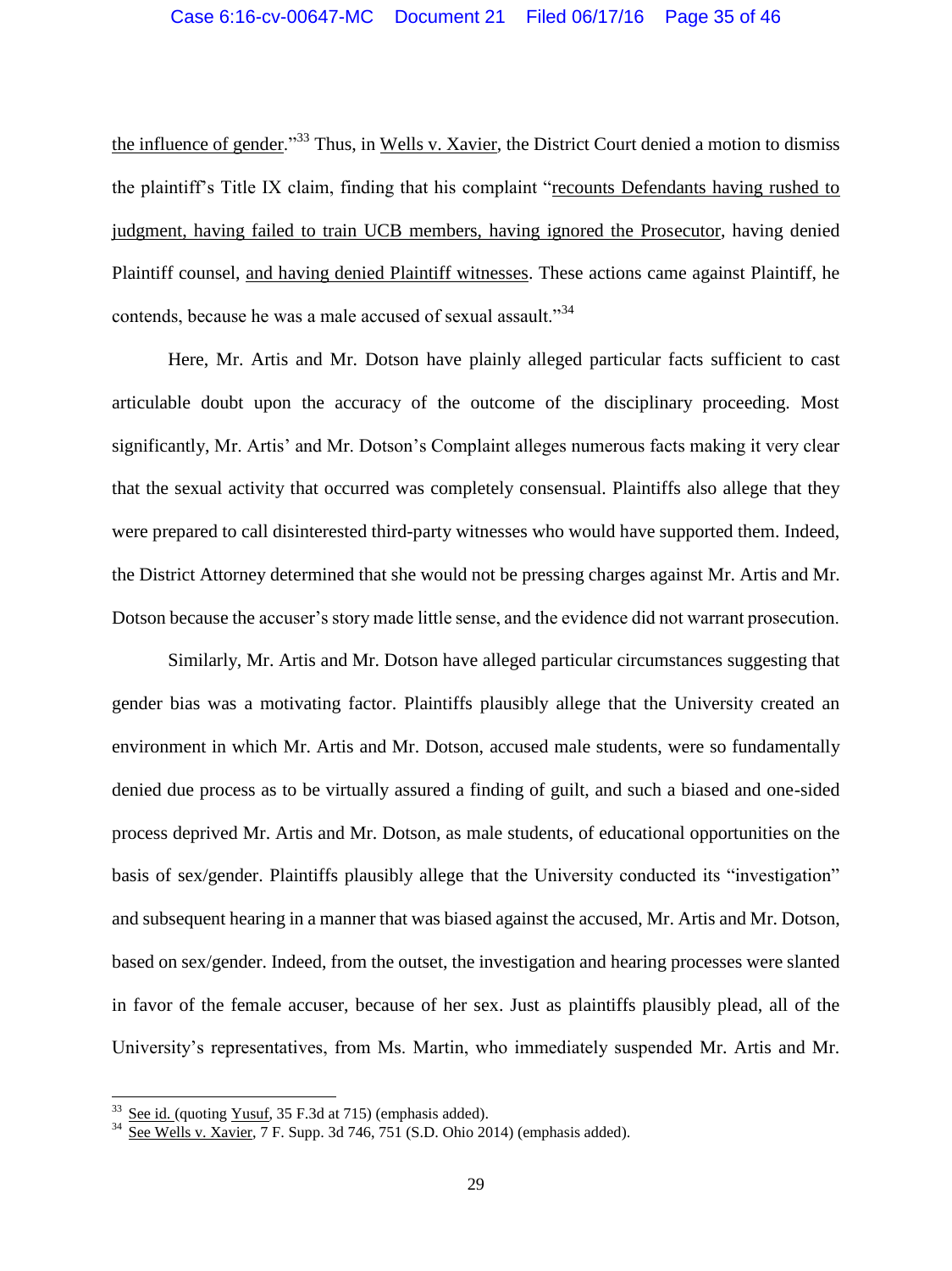the influence of gender."[33] Thus, in Wells v. Xavier, the District Court denied a motion to dismiss the plaintiff's Title IX claim, finding that his complaint "recounts Defendants having rushed to judgment, having failed to train UCB members, having ignored the Prosecutor, having denied Plaintiff counsel, and having denied Plaintiff witnesses. These actions came against Plaintiff, he contends, because he was a male accused of sexual assault."[34]

Here, Mr. Artis and Mr. Dotson have plainly alleged particular facts sufficient to cast articulable doubt upon the accuracy of the outcome of the disciplinary proceeding. Most significantly, Mr. Artis' and Mr. Dotson's Complaint alleges numerous facts making it very clear that the sexual activity that occurred was completely consensual. Plaintiffs also allege that they were prepared to call disinterested third-party witnesses who would have supported them. Indeed, the District Attorney determined that she would not be pressing charges against Mr. Artis and Mr. Dotson because the accuser's story made little sense, and the evidence did not warrant prosecution.

Similarly, Mr. Artis and Mr. Dotson have alleged particular circumstances suggesting that gender bias was a motivating factor. Plaintiffs plausibly allege that the University created an environment in which Mr. Artis and Mr. Dotson, accused male students, were so fundamentally denied due process as to be virtually assured a finding of guilt, and such a biased and one-sided process deprived Mr. Artis and Mr. Dotson, as male students, of educational opportunities on the basis of sex/gender. Plaintiffs plausibly allege that the University conducted its "investigation" and subsequent hearing in a manner that was biased against the accused, Mr. Artis and Mr. Dotson, based on sex/gender. Indeed, from the outset, the investigation and hearing processes were slanted in favor of the female accuser, because of her sex. Just as plaintiffs plausibly plead, all of the University's representatives, from Ms. Martin, who immediately suspended Mr. Artis and Mr.

---

[33] See id. (quoting Yusuf, 35 F.3d at 715) (emphasis added).

[34] See Wells v. Xavier, 7 F. Supp. 3d 746, 751 (S.D. Ohio 2014) (emphasis added).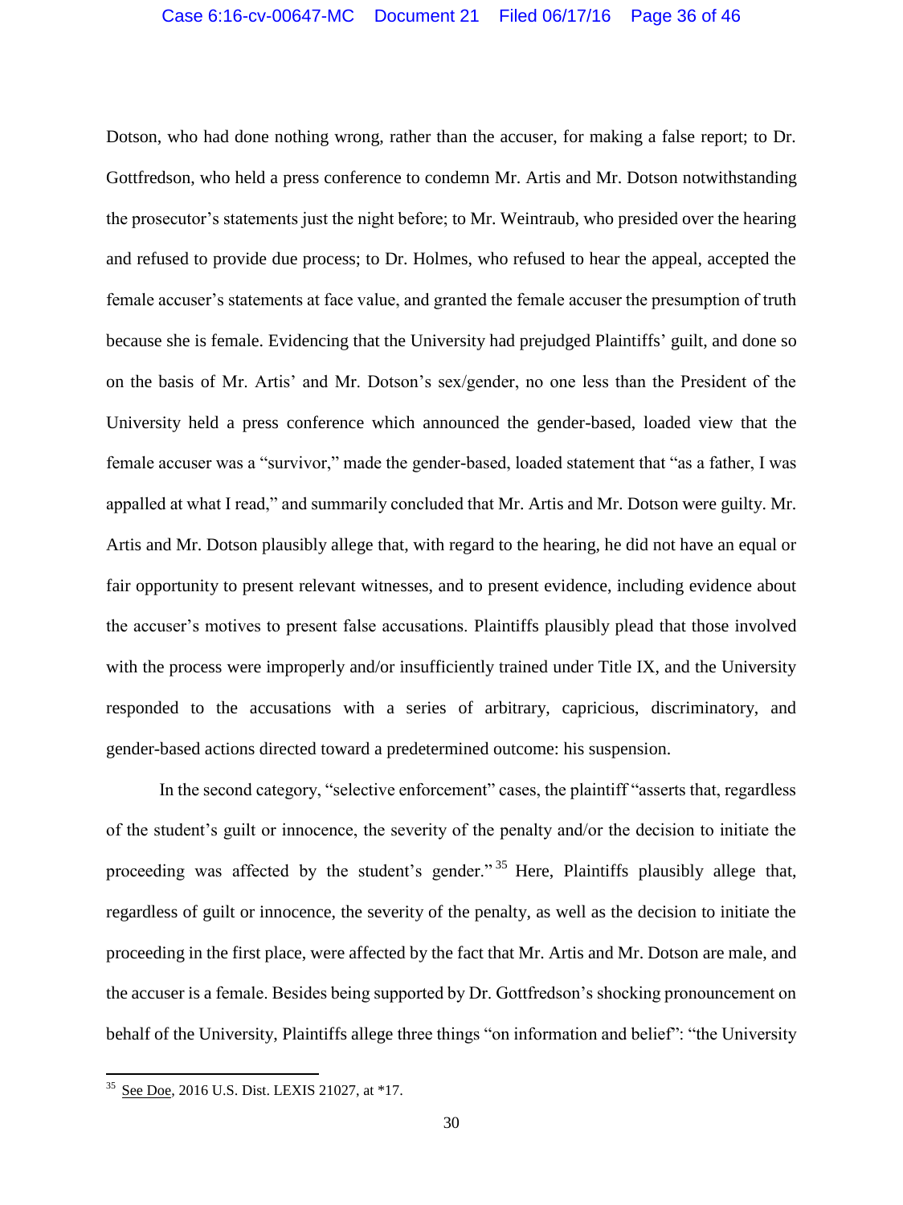Dotson, who had done nothing wrong, rather than the accuser, for making a false report; to Dr. Gottfredson, who held a press conference to condemn Mr. Artis and Mr. Dotson notwithstanding the prosecutor's statements just the night before; to Mr. Weintraub, who presided over the hearing and refused to provide due process; to Dr. Holmes, who refused to hear the appeal, accepted the female accuser's statements at face value, and granted the female accuser the presumption of truth because she is female. Evidencing that the University had prejudged Plaintiffs' guilt, and done so on the basis of Mr. Artis' and Mr. Dotson's sex/gender, no one less than the President of the University held a press conference which announced the gender-based, loaded view that the female accuser was a "survivor," made the gender-based, loaded statement that "as a father, I was appalled at what I read," and summarily concluded that Mr. Artis and Mr. Dotson were guilty. Mr. Artis and Mr. Dotson plausibly allege that, with regard to the hearing, he did not have an equal or fair opportunity to present relevant witnesses, and to present evidence, including evidence about the accuser's motives to present false accusations. Plaintiffs plausibly plead that those involved with the process were improperly and/or insufficiently trained under Title IX, and the University responded to the accusations with a series of arbitrary, capricious, discriminatory, and gender-based actions directed toward a predetermined outcome: his suspension.

In the second category, "selective enforcement" cases, the plaintiff "asserts that, regardless of the student's guilt or innocence, the severity of the penalty and/or the decision to initiate the proceeding was affected by the student's gender."[35] Here, Plaintiffs plausibly allege that, regardless of guilt or innocence, the severity of the penalty, as well as the decision to initiate the proceeding in the first place, were affected by the fact that Mr. Artis and Mr. Dotson are male, and the accuser is a female. Besides being supported by Dr. Gottfredson's shocking pronouncement on behalf of the University, Plaintiffs allege three things "on information and belief": "the University

---

[35] See Doe, 2016 U.S. Dist. LEXIS 21027, at *17.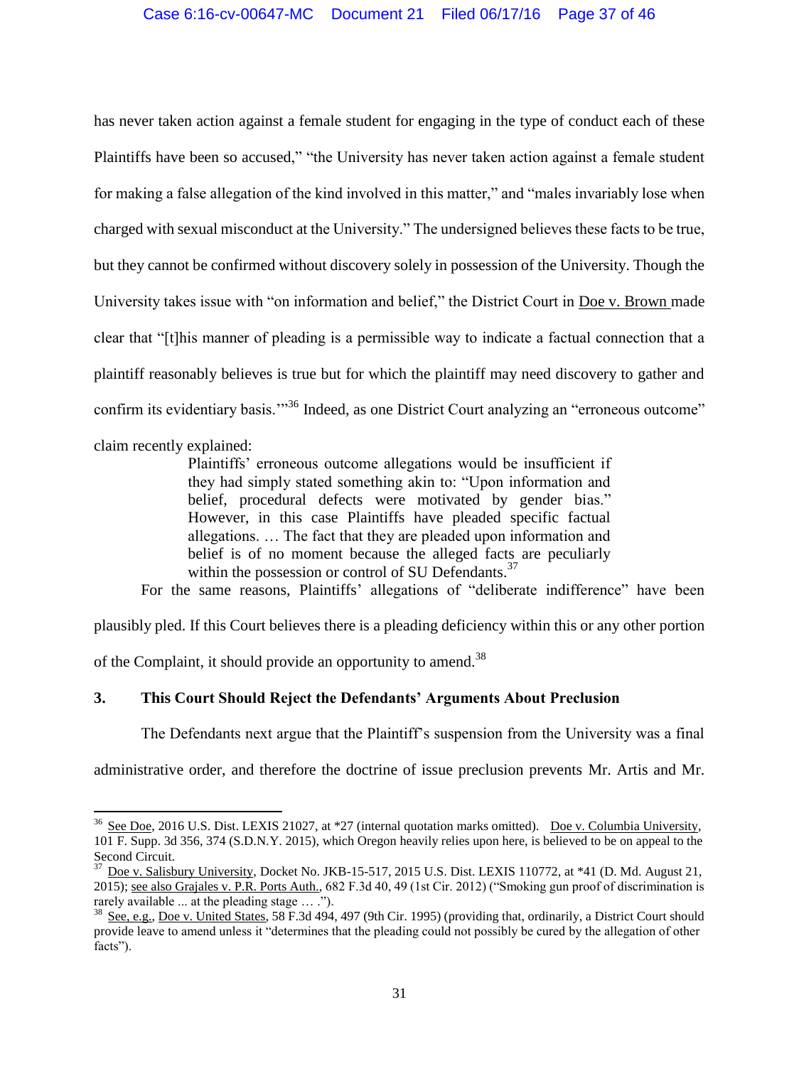has never taken action against a female student for engaging in the type of conduct each of these Plaintiffs have been so accused," "the University has never taken action against a female student for making a false allegation of the kind involved in this matter," and "males invariably lose when charged with sexual misconduct at the University." The undersigned believes these facts to be true, but they cannot be confirmed without discovery solely in possession of the University. Though the University takes issue with "on information and belief," the District Court in Doe v. Brown made clear that "[t]his manner of pleading is a permissible way to indicate a factual connection that a plaintiff reasonably believes is true but for which the plaintiff may need discovery to gather and confirm its evidentiary basis.'"[36] Indeed, as one District Court analyzing an "erroneous outcome" claim recently explained:

> Plaintiffs' erroneous outcome allegations would be insufficient if they had simply stated something akin to: "Upon information and belief, procedural defects were motivated by gender bias." However, in this case Plaintiffs have pleaded specific factual allegations. … The fact that they are pleaded upon information and belief is of no moment because the alleged facts are peculiarly within the possession or control of SU Defendants.[37]

For the same reasons, Plaintiffs' allegations of "deliberate indifference" have been plausibly pled. If this Court believes there is a pleading deficiency within this or any other portion of the Complaint, it should provide an opportunity to amend.[38]

### 3. This Court Should Reject the Defendants' Arguments About Preclusion

The Defendants next argue that the Plaintiff's suspension from the University was a final administrative order, and therefore the doctrine of issue preclusion prevents Mr. Artis and Mr.

---

[36] See Doe, 2016 U.S. Dist. LEXIS 21027, at *27 (internal quotation marks omitted). Doe v. Columbia University, 101 F. Supp. 3d 356, 374 (S.D.N.Y. 2015), which Oregon heavily relies upon here, is believed to be on appeal to the Second Circuit.

[37] Doe v. Salisbury University, Docket No. JKB-15-517, 2015 U.S. Dist. LEXIS 110772, at *41 (D. Md. August 21, 2015); see also Grajales v. P.R. Ports Auth., 682 F.3d 40, 49 (1st Cir. 2012) ("Smoking gun proof of discrimination is rarely available ... at the pleading stage … .").

[38] See, e.g., Doe v. United States, 58 F.3d 494, 497 (9th Cir. 1995) (providing that, ordinarily, a District Court should provide leave to amend unless it "determines that the pleading could not possibly be cured by the allegation of other facts").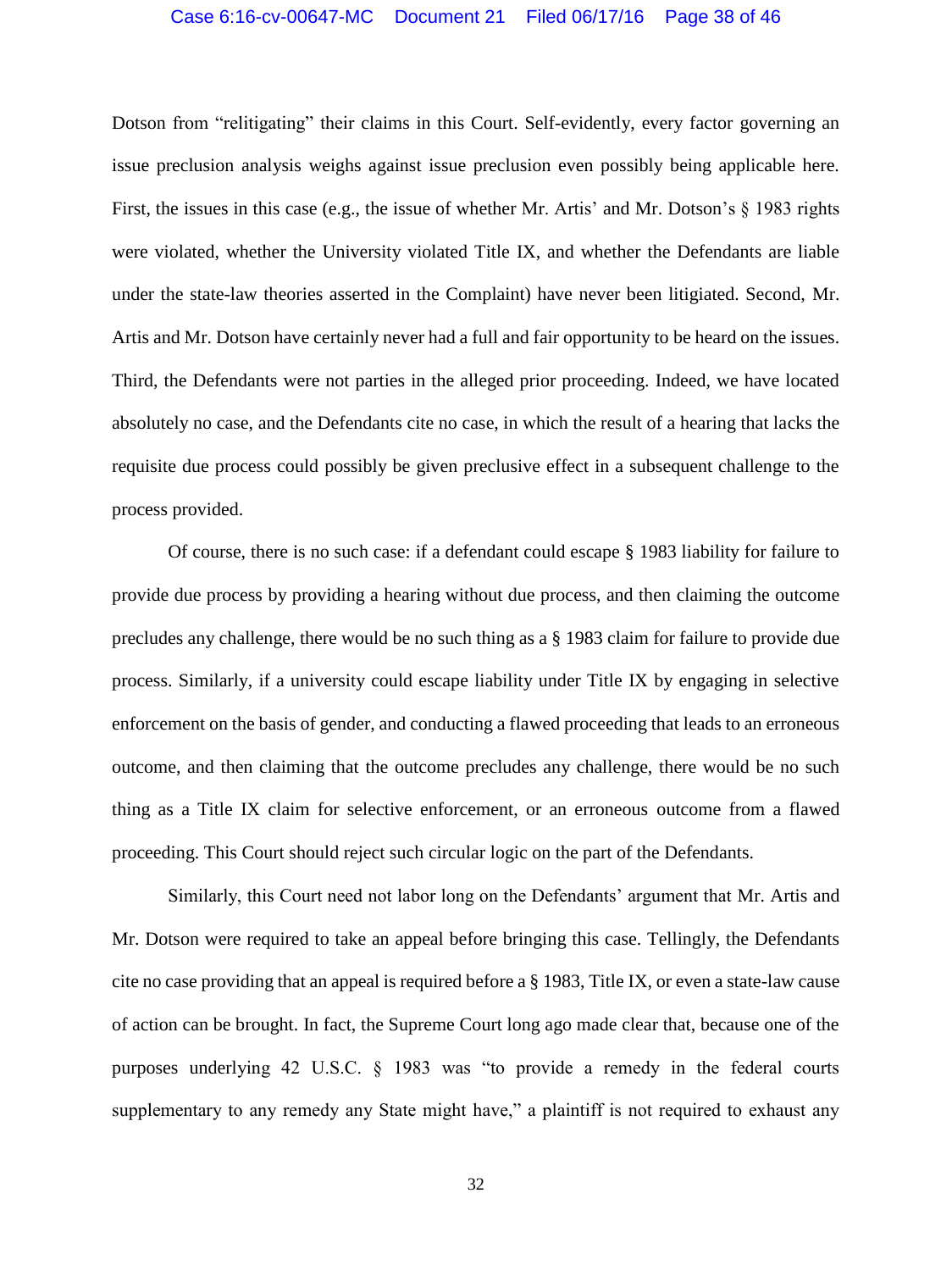Dotson from "relitigating" their claims in this Court. Self-evidently, every factor governing an issue preclusion analysis weighs against issue preclusion even possibly being applicable here. First, the issues in this case (e.g., the issue of whether Mr. Artis' and Mr. Dotson's § 1983 rights were violated, whether the University violated Title IX, and whether the Defendants are liable under the state-law theories asserted in the Complaint) have never been litigated. Second, Mr. Artis and Mr. Dotson have certainly never had a full and fair opportunity to be heard on the issues. Third, the Defendants were not parties in the alleged prior proceeding. Indeed, we have located absolutely no case, and the Defendants cite no case, in which the result of a hearing that lacks the requisite due process could possibly be given preclusive effect in a subsequent challenge to the process provided.

Of course, there is no such case: if a defendant could escape § 1983 liability for failure to provide due process by providing a hearing without due process, and then claiming the outcome precludes any challenge, there would be no such thing as a § 1983 claim for failure to provide due process. Similarly, if a university could escape liability under Title IX by engaging in selective enforcement on the basis of gender, and conducting a flawed proceeding that leads to an erroneous outcome, and then claiming that the outcome precludes any challenge, there would be no such thing as a Title IX claim for selective enforcement, or an erroneous outcome from a flawed proceeding. This Court should reject such circular logic on the part of the Defendants.

Similarly, this Court need not labor long on the Defendants' argument that Mr. Artis and Mr. Dotson were required to take an appeal before bringing this case. Tellingly, the Defendants cite no case providing that an appeal is required before a § 1983, Title IX, or even a state-law cause of action can be brought. In fact, the Supreme Court long ago made clear that, because one of the purposes underlying 42 U.S.C. § 1983 was "to provide a remedy in the federal courts supplementary to any remedy any State might have," a plaintiff is not required to exhaust any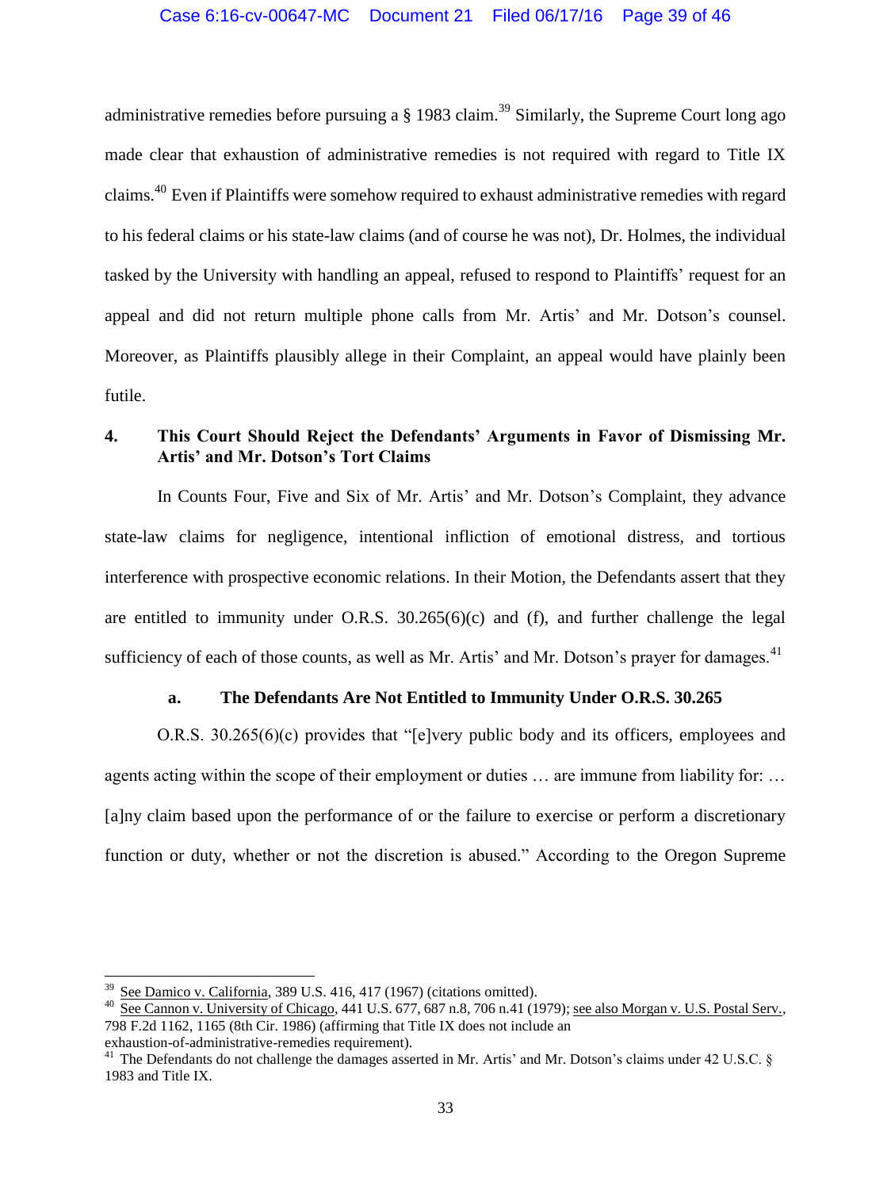administrative remedies before pursuing a § 1983 claim.[39] Similarly, the Supreme Court long ago made clear that exhaustion of administrative remedies is not required with regard to Title IX claims.[40] Even if Plaintiffs were somehow required to exhaust administrative remedies with regard to his federal claims or his state-law claims (and of course he was not), Dr. Holmes, the individual tasked by the University with handling an appeal, refused to respond to Plaintiffs' request for an appeal and did not return multiple phone calls from Mr. Artis' and Mr. Dotson's counsel. Moreover, as Plaintiffs plausibly allege in their Complaint, an appeal would have plainly been futile.

### 4. This Court Should Reject the Defendants' Arguments in Favor of Dismissing Mr. Artis' and Mr. Dotson's Tort Claims

In Counts Four, Five and Six of Mr. Artis' and Mr. Dotson's Complaint, they advance state-law claims for negligence, intentional infliction of emotional distress, and tortious interference with prospective economic relations. In their Motion, the Defendants assert that they are entitled to immunity under O.R.S. 30.265(6)(c) and (f), and further challenge the legal sufficiency of each of those counts, as well as Mr. Artis' and Mr. Dotson's prayer for damages.[41]

#### a. The Defendants Are Not Entitled to Immunity Under O.R.S. 30.265

O.R.S. 30.265(6)(c) provides that "[e]very public body and its officers, employees and agents acting within the scope of their employment or duties … are immune from liability for: … [a]ny claim based upon the performance of or the failure to exercise or perform a discretionary function or duty, whether or not the discretion is abused." According to the Oregon Supreme

---

[39] See Damico v. California, 389 U.S. 416, 417 (1967) (citations omitted).

[40] See Cannon v. University of Chicago, 441 U.S. 677, 687 n.8, 706 n.41 (1979); see also Morgan v. U.S. Postal Serv., 798 F.2d 1162, 1165 (8th Cir. 1986) (affirming that Title IX does not include an exhaustion-of-administrative-remedies requirement).

[41] The Defendants do not challenge the damages asserted in Mr. Artis' and Mr. Dotson's claims under 42 U.S.C. § 1983 and Title IX.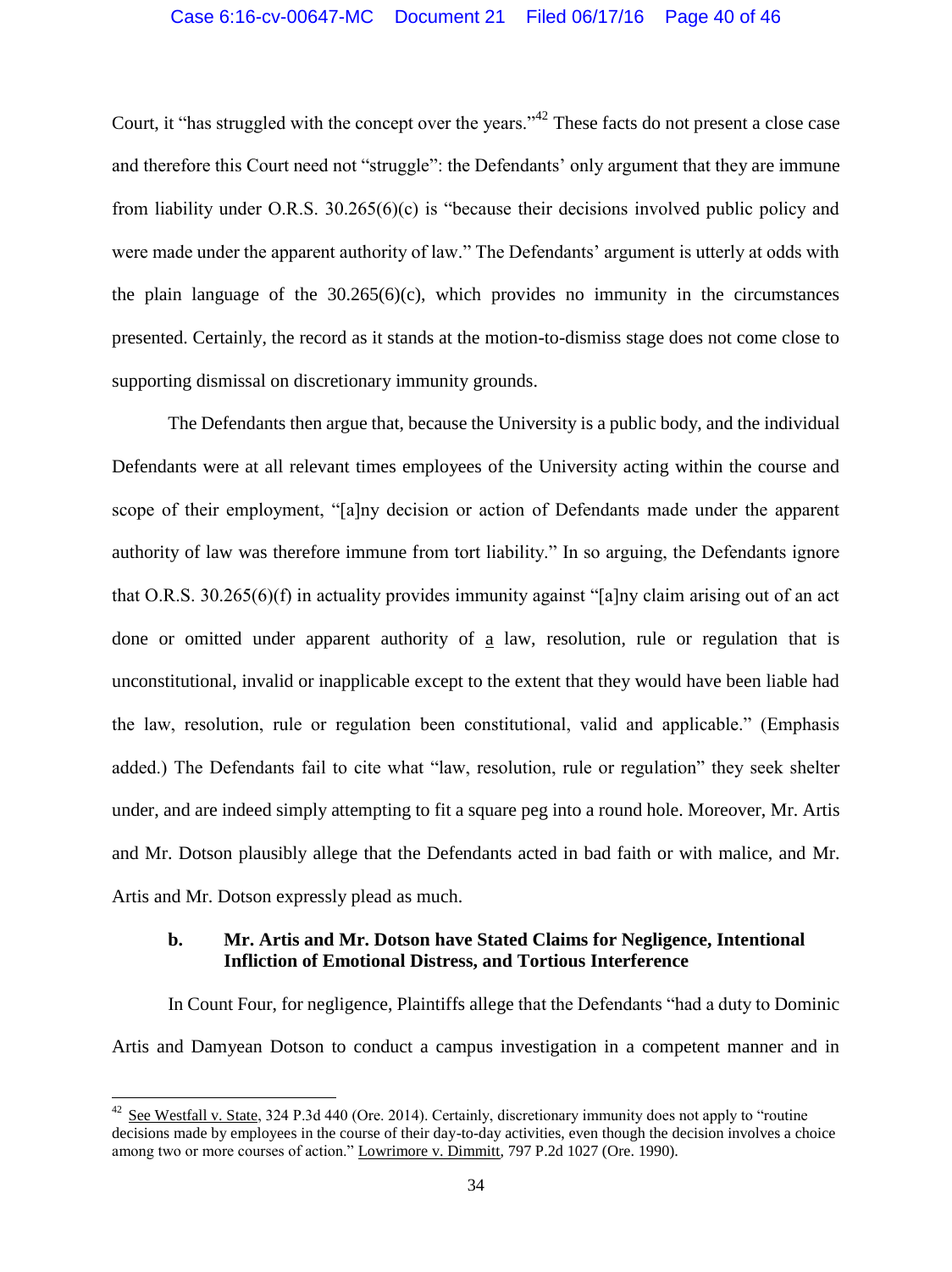Court, it "has struggled with the concept over the years."[42] These facts do not present a close case and therefore this Court need not "struggle": the Defendants' only argument that they are immune from liability under O.R.S. 30.265(6)(c) is "because their decisions involved public policy and were made under the apparent authority of law." The Defendants' argument is utterly at odds with the plain language of the 30.265(6)(c), which provides no immunity in the circumstances presented. Certainly, the record as it stands at the motion-to-dismiss stage does not come close to supporting dismissal on discretionary immunity grounds.

The Defendants then argue that, because the University is a public body, and the individual Defendants were at all relevant times employees of the University acting within the course and scope of their employment, "[a]ny decision or action of Defendants made under the apparent authority of law was therefore immune from tort liability." In so arguing, the Defendants ignore that O.R.S. 30.265(6)(f) in actuality provides immunity against "[a]ny claim arising out of an act done or omitted under apparent authority of <u>a</u> law, resolution, rule or regulation that is unconstitutional, invalid or inapplicable except to the extent that they would have been liable had the law, resolution, rule or regulation been constitutional, valid and applicable." (Emphasis added.) The Defendants fail to cite what "law, resolution, rule or regulation" they seek shelter under, and are indeed simply attempting to fit a square peg into a round hole. Moreover, Mr. Artis and Mr. Dotson plausibly allege that the Defendants acted in bad faith or with malice, and Mr. Artis and Mr. Dotson expressly plead as much.

**b. Mr. Artis and Mr. Dotson have Stated Claims for Negligence, Intentional Infliction of Emotional Distress, and Tortious Interference**

In Count Four, for negligence, Plaintiffs allege that the Defendants "had a duty to Dominic Artis and Damyean Dotson to conduct a campus investigation in a competent manner and in

---

[42] <u>See Westfall v. State</u>, 324 P.3d 440 (Ore. 2014). Certainly, discretionary immunity does not apply to "routine decisions made by employees in the course of their day-to-day activities, even though the decision involves a choice among two or more courses of action." <u>Lowrimore v. Dimmitt</u>, 797 P.2d 1027 (Ore. 1990).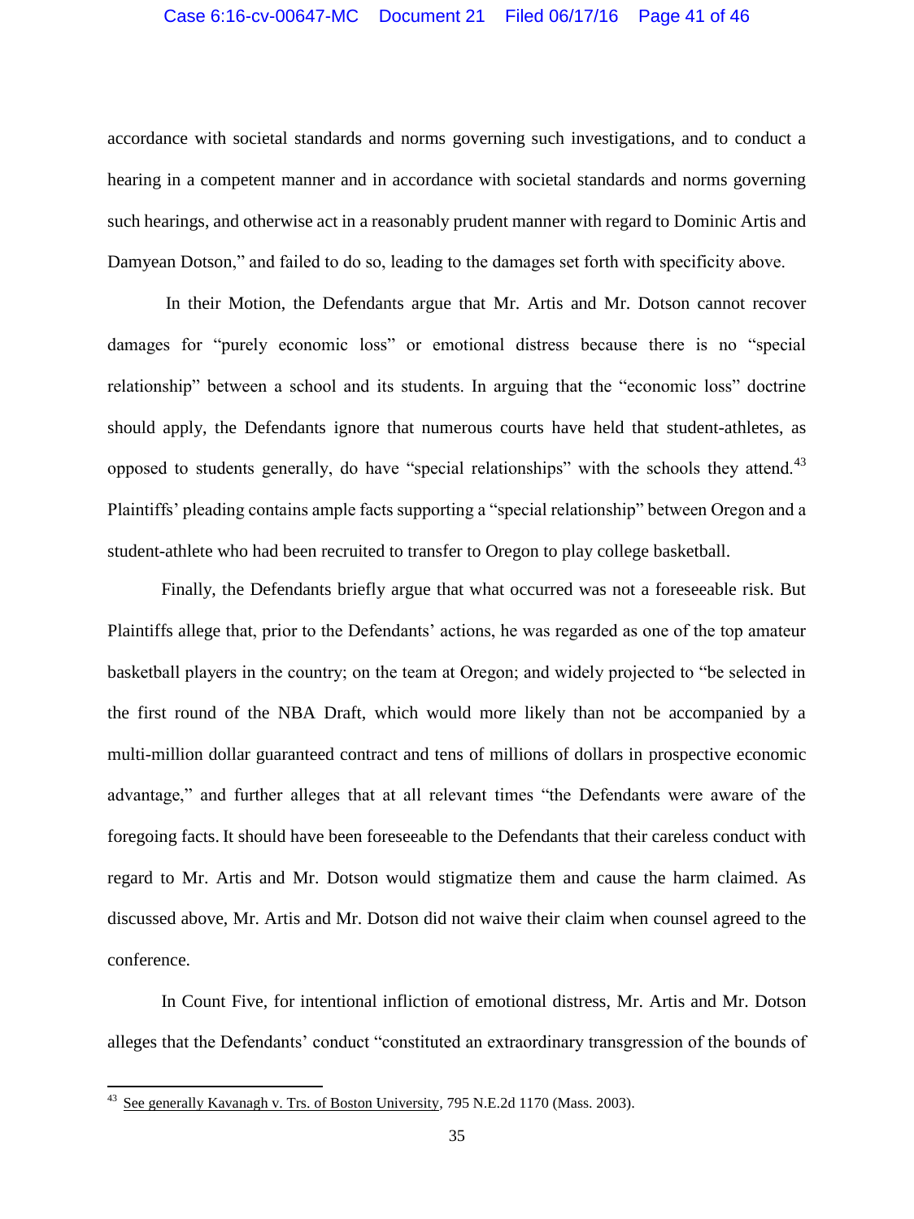accordance with societal standards and norms governing such investigations, and to conduct a hearing in a competent manner and in accordance with societal standards and norms governing such hearings, and otherwise act in a reasonably prudent manner with regard to Dominic Artis and Damyean Dotson," and failed to do so, leading to the damages set forth with specificity above.

In their Motion, the Defendants argue that Mr. Artis and Mr. Dotson cannot recover damages for "purely economic loss" or emotional distress because there is no "special relationship" between a school and its students. In arguing that the "economic loss" doctrine should apply, the Defendants ignore that numerous courts have held that student-athletes, as opposed to students generally, do have "special relationships" with the schools they attend.[43] Plaintiffs' pleading contains ample facts supporting a "special relationship" between Oregon and a student-athlete who had been recruited to transfer to Oregon to play college basketball.

Finally, the Defendants briefly argue that what occurred was not a foreseeable risk. But Plaintiffs allege that, prior to the Defendants' actions, he was regarded as one of the top amateur basketball players in the country; on the team at Oregon; and widely projected to "be selected in the first round of the NBA Draft, which would more likely than not be accompanied by a multi-million dollar guaranteed contract and tens of millions of dollars in prospective economic advantage," and further alleges that at all relevant times "the Defendants were aware of the foregoing facts. It should have been foreseeable to the Defendants that their careless conduct with regard to Mr. Artis and Mr. Dotson would stigmatize them and cause the harm claimed. As discussed above, Mr. Artis and Mr. Dotson did not waive their claim when counsel agreed to the conference.

In Count Five, for intentional infliction of emotional distress, Mr. Artis and Mr. Dotson alleges that the Defendants' conduct "constituted an extraordinary transgression of the bounds of

---

[43] See generally Kavanagh v. Trs. of Boston University, 795 N.E.2d 1170 (Mass. 2003).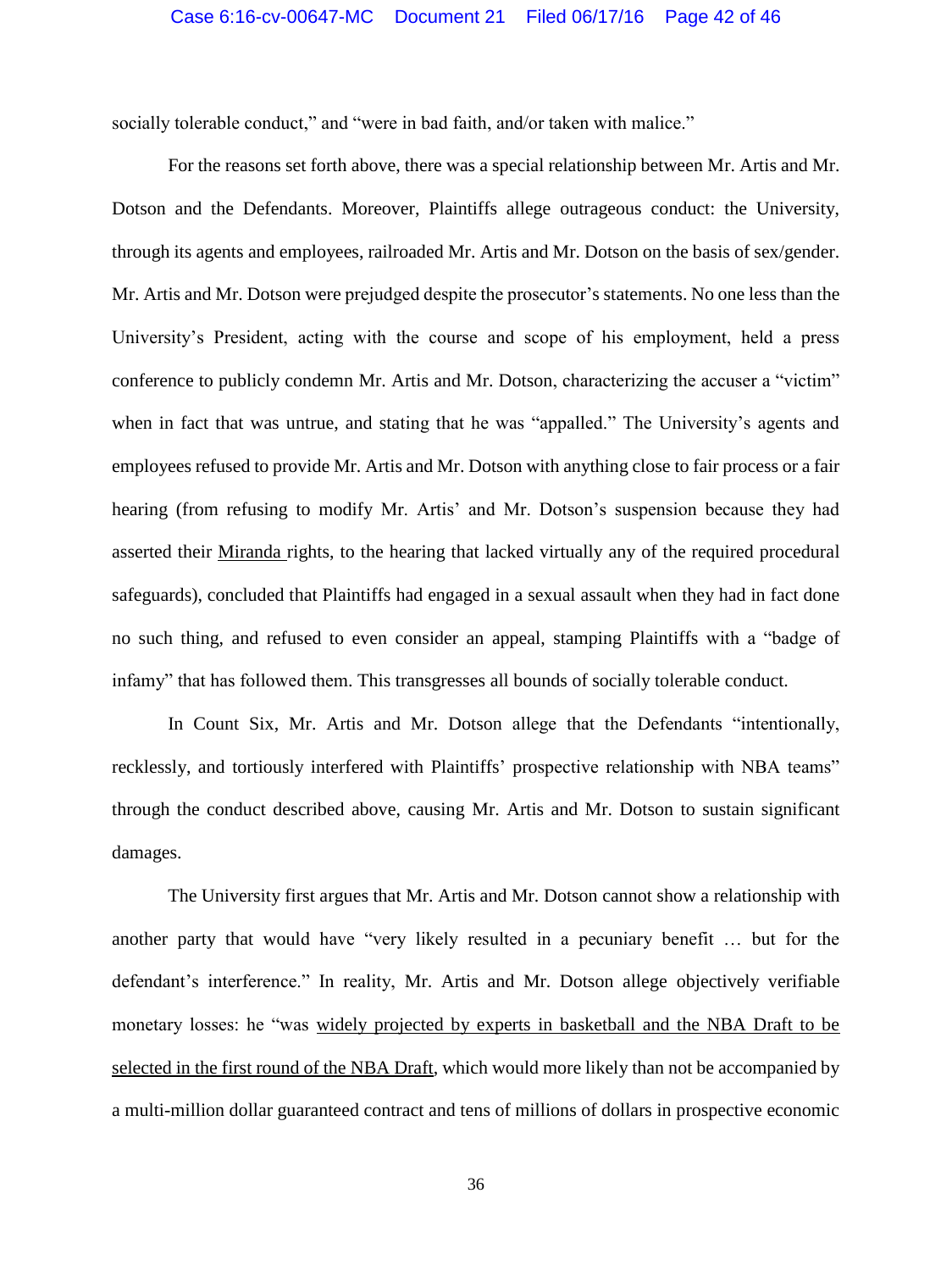socially tolerable conduct," and "were in bad faith, and/or taken with malice."

For the reasons set forth above, there was a special relationship between Mr. Artis and Mr. Dotson and the Defendants. Moreover, Plaintiffs allege outrageous conduct: the University, through its agents and employees, railroaded Mr. Artis and Mr. Dotson on the basis of sex/gender. Mr. Artis and Mr. Dotson were prejudged despite the prosecutor's statements. No one less than the University's President, acting with the course and scope of his employment, held a press conference to publicly condemn Mr. Artis and Mr. Dotson, characterizing the accuser a "victim" when in fact that was untrue, and stating that he was "appalled." The University's agents and employees refused to provide Mr. Artis and Mr. Dotson with anything close to fair process or a fair hearing (from refusing to modify Mr. Artis' and Mr. Dotson's suspension because they had asserted their Miranda rights, to the hearing that lacked virtually any of the required procedural safeguards), concluded that Plaintiffs had engaged in a sexual assault when they had in fact done no such thing, and refused to even consider an appeal, stamping Plaintiffs with a "badge of infamy" that has followed them. This transgresses all bounds of socially tolerable conduct.

In Count Six, Mr. Artis and Mr. Dotson allege that the Defendants "intentionally, recklessly, and tortiously interfered with Plaintiffs' prospective relationship with NBA teams" through the conduct described above, causing Mr. Artis and Mr. Dotson to sustain significant damages.

The University first argues that Mr. Artis and Mr. Dotson cannot show a relationship with another party that would have "very likely resulted in a pecuniary benefit … but for the defendant's interference." In reality, Mr. Artis and Mr. Dotson allege objectively verifiable monetary losses: he "was widely projected by experts in basketball and the NBA Draft to be selected in the first round of the NBA Draft, which would more likely than not be accompanied by a multi-million dollar guaranteed contract and tens of millions of dollars in prospective economic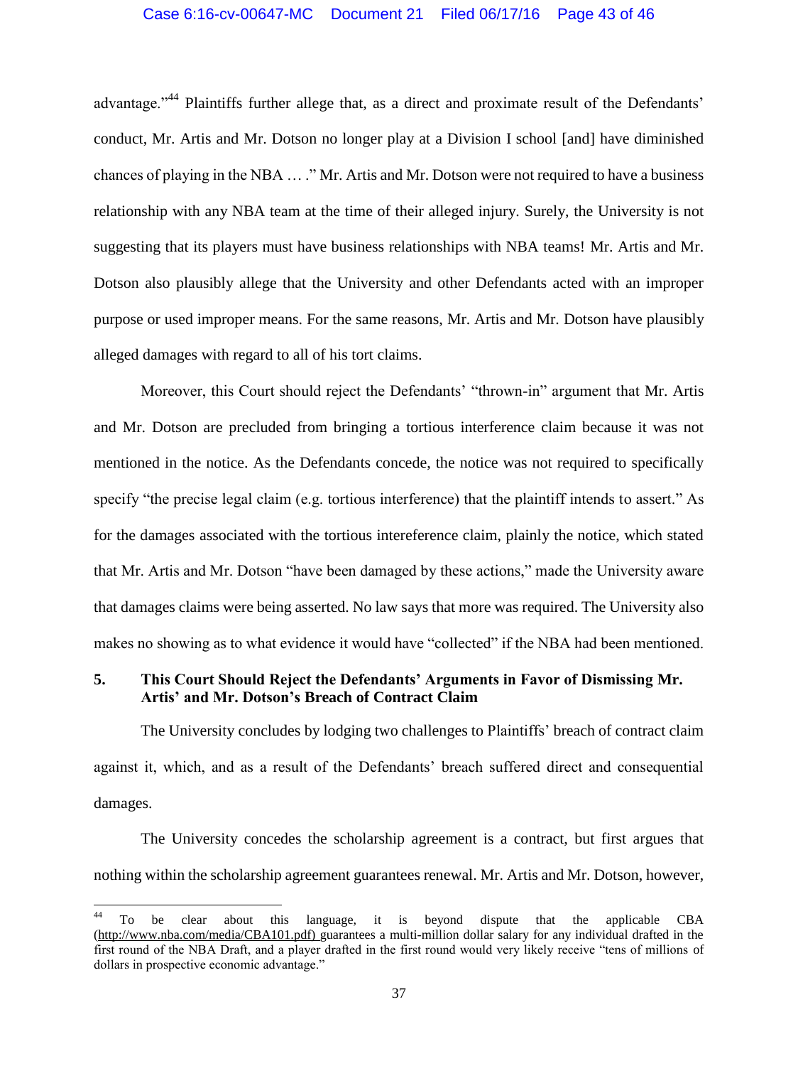advantage."[44] Plaintiffs further allege that, as a direct and proximate result of the Defendants' conduct, Mr. Artis and Mr. Dotson no longer play at a Division I school [and] have diminished chances of playing in the NBA … ." Mr. Artis and Mr. Dotson were not required to have a business relationship with any NBA team at the time of their alleged injury. Surely, the University is not suggesting that its players must have business relationships with NBA teams! Mr. Artis and Mr. Dotson also plausibly allege that the University and other Defendants acted with an improper purpose or used improper means. For the same reasons, Mr. Artis and Mr. Dotson have plausibly alleged damages with regard to all of his tort claims.

Moreover, this Court should reject the Defendants' "thrown-in" argument that Mr. Artis and Mr. Dotson are precluded from bringing a tortious interference claim because it was not mentioned in the notice. As the Defendants concede, the notice was not required to specifically specify "the precise legal claim (e.g. tortious interference) that the plaintiff intends to assert." As for the damages associated with the tortious intereference claim, plainly the notice, which stated that Mr. Artis and Mr. Dotson "have been damaged by these actions," made the University aware that damages claims were being asserted. No law says that more was required. The University also makes no showing as to what evidence it would have "collected" if the NBA had been mentioned.

### 5. This Court Should Reject the Defendants' Arguments in Favor of Dismissing Mr. Artis' and Mr. Dotson's Breach of Contract Claim

The University concludes by lodging two challenges to Plaintiffs' breach of contract claim against it, which, and as a result of the Defendants' breach suffered direct and consequential damages.

The University concedes the scholarship agreement is a contract, but first argues that nothing within the scholarship agreement guarantees renewal. Mr. Artis and Mr. Dotson, however,

---

[44] To be clear about this language, it is beyond dispute that the applicable CBA (http://www.nba.com/media/CBA101.pdf) guarantees a multi-million dollar salary for any individual drafted in the first round of the NBA Draft, and a player drafted in the first round would very likely receive "tens of millions of dollars in prospective economic advantage."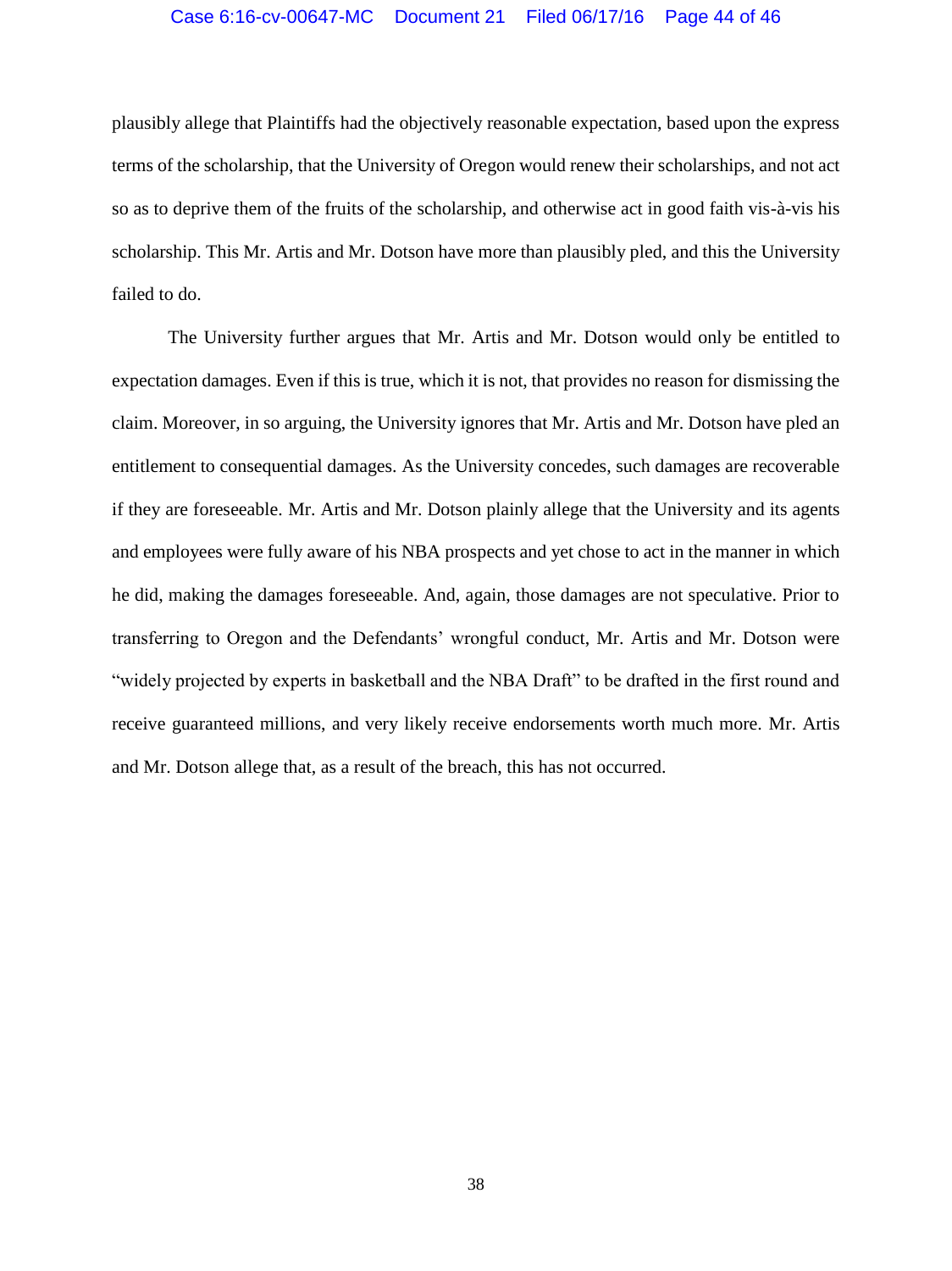plausibly allege that Plaintiffs had the objectively reasonable expectation, based upon the express terms of the scholarship, that the University of Oregon would renew their scholarships, and not act so as to deprive them of the fruits of the scholarship, and otherwise act in good faith vis-à-vis his scholarship. This Mr. Artis and Mr. Dotson have more than plausibly pled, and this the University failed to do.

The University further argues that Mr. Artis and Mr. Dotson would only be entitled to expectation damages. Even if this is true, which it is not, that provides no reason for dismissing the claim. Moreover, in so arguing, the University ignores that Mr. Artis and Mr. Dotson have pled an entitlement to consequential damages. As the University concedes, such damages are recoverable if they are foreseeable. Mr. Artis and Mr. Dotson plainly allege that the University and its agents and employees were fully aware of his NBA prospects and yet chose to act in the manner in which he did, making the damages foreseeable. And, again, those damages are not speculative. Prior to transferring to Oregon and the Defendants' wrongful conduct, Mr. Artis and Mr. Dotson were "widely projected by experts in basketball and the NBA Draft" to be drafted in the first round and receive guaranteed millions, and very likely receive endorsements worth much more. Mr. Artis and Mr. Dotson allege that, as a result of the breach, this has not occurred.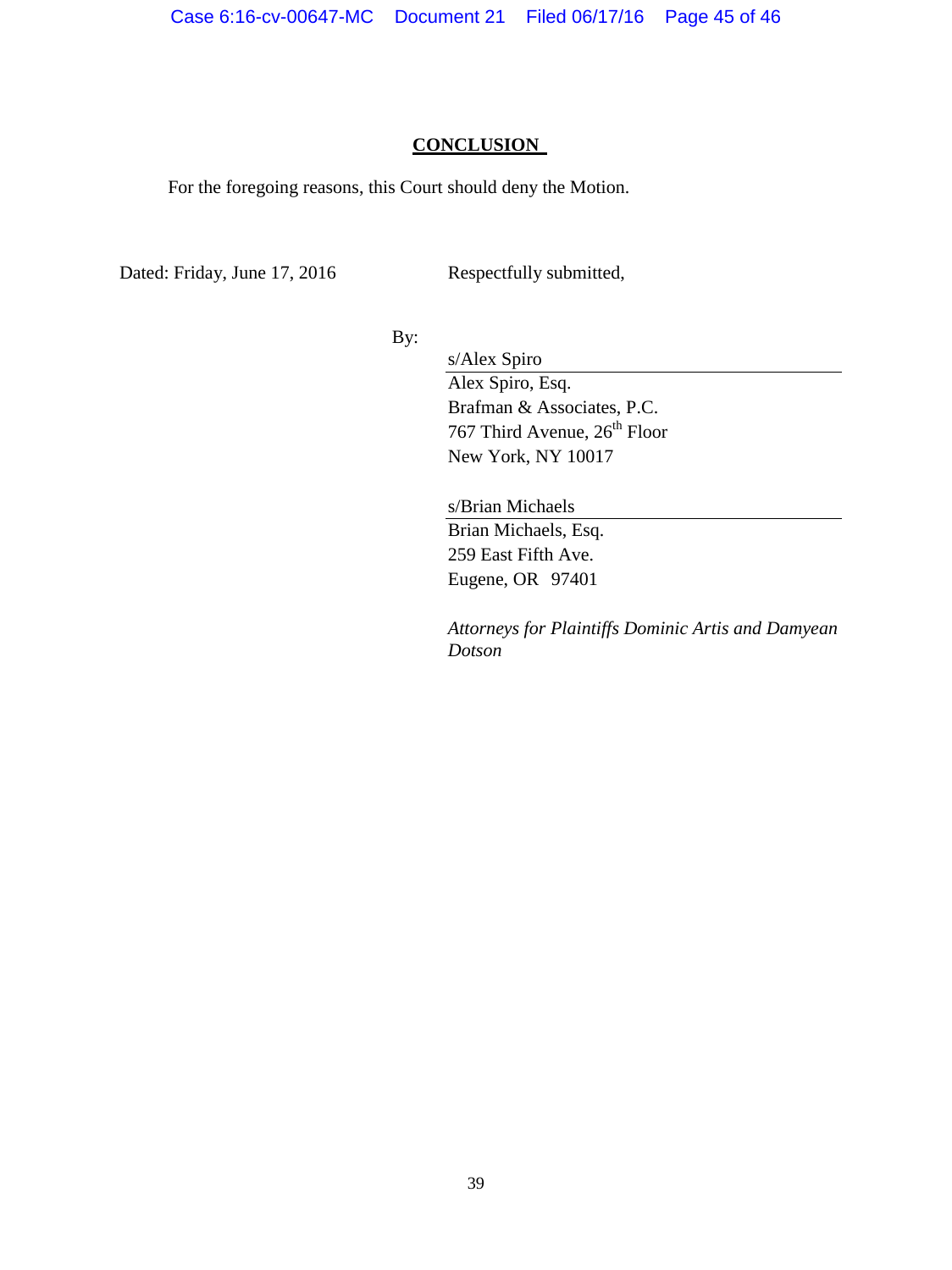## **CONCLUSION**

For the foregoing reasons, this Court should deny the Motion.

Dated: Friday, June 17, 2016

Respectfully submitted,

By:

s/Alex Spiro
Alex Spiro, Esq.
Brafman & Associates, P.C.
767 Third Avenue, 26th Floor
New York, NY 10017

s/Brian Michaels
Brian Michaels, Esq.
259 East Fifth Ave.
Eugene, OR 97401

*Attorneys for Plaintiffs Dominic Artis and Damyean Dotson*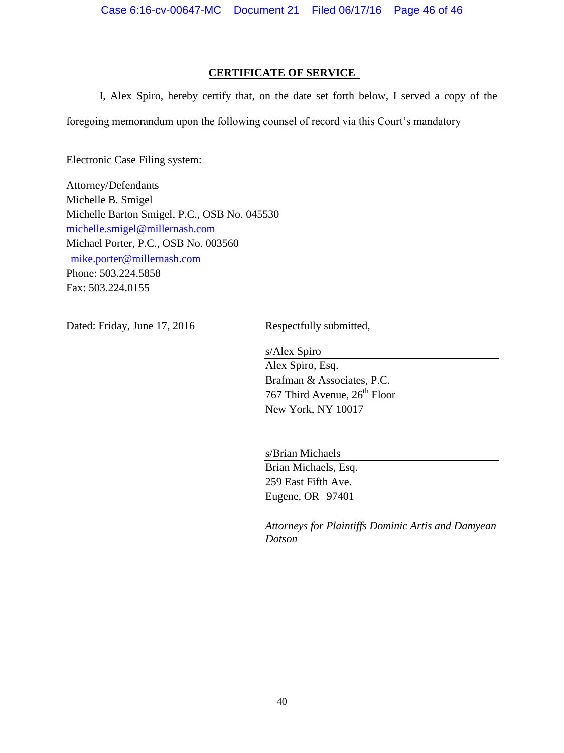**CERTIFICATE OF SERVICE**

I, Alex Spiro, hereby certify that, on the date set forth below, I served a copy of the foregoing memorandum upon the following counsel of record via this Court's mandatory

Electronic Case Filing system:

Attorney/Defendants
Michelle B. Smigel
Michelle Barton Smigel, P.C., OSB No. 045530
michelle.smigel@millernash.com
Michael Porter, P.C., OSB No. 003560
mike.porter@millernash.com
Phone: 503.224.5858
Fax: 503.224.0155

Dated: Friday, June 17, 2016

Respectfully submitted,

s/Alex Spiro
Alex Spiro, Esq.
Brafman & Associates, P.C.
767 Third Avenue, 26th Floor
New York, NY 10017

s/Brian Michaels
Brian Michaels, Esq.
259 East Fifth Ave.
Eugene, OR 97401

*Attorneys for Plaintiffs Dominic Artis and Damyean Dotson*